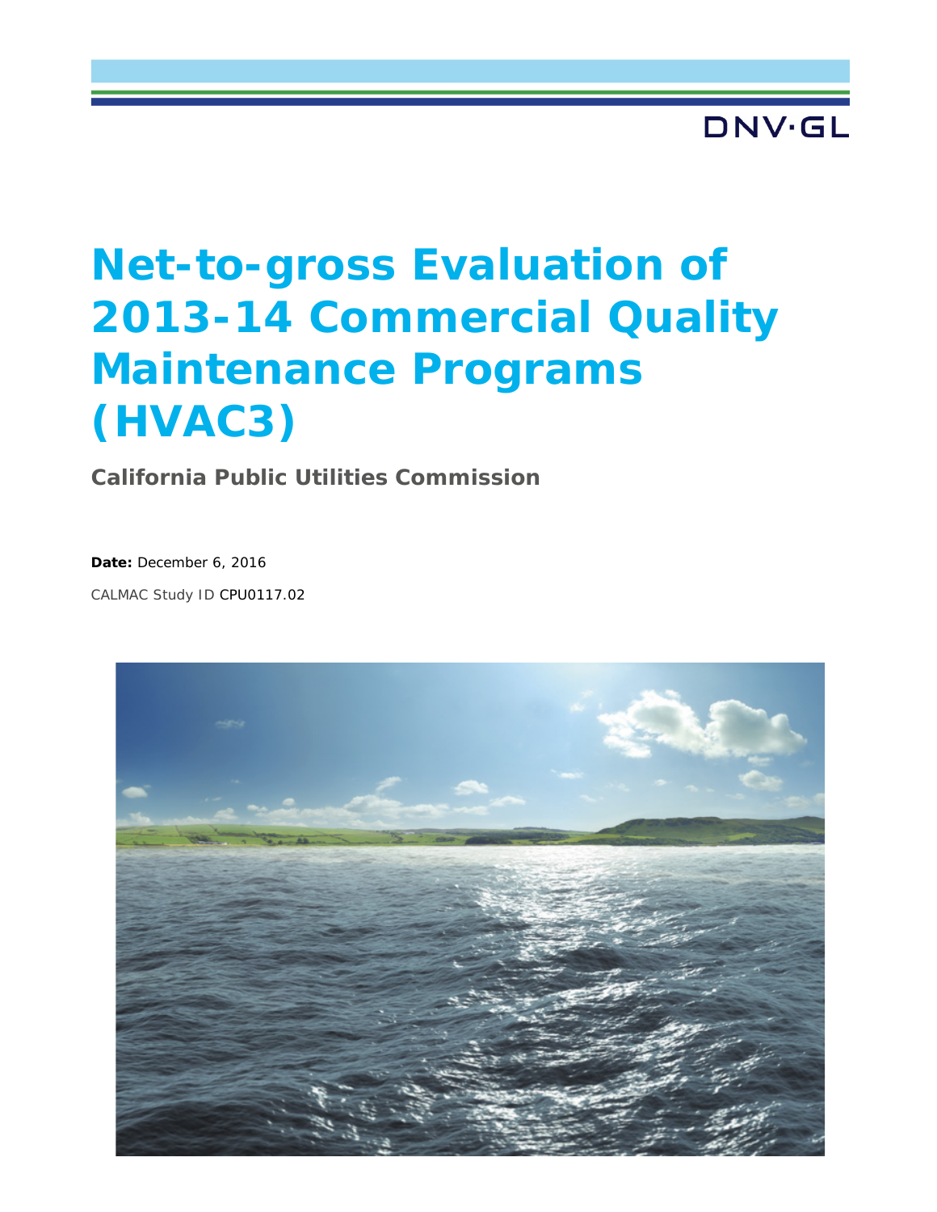DNV·GL

# Net-to-gross Evaluation of 2013-14 Commercial Quality Maintenance Programs (HVAC3)

**California Public Utilities Commission**

**Date:** December 6, 2016

CALMAC Study ID CPU0117.02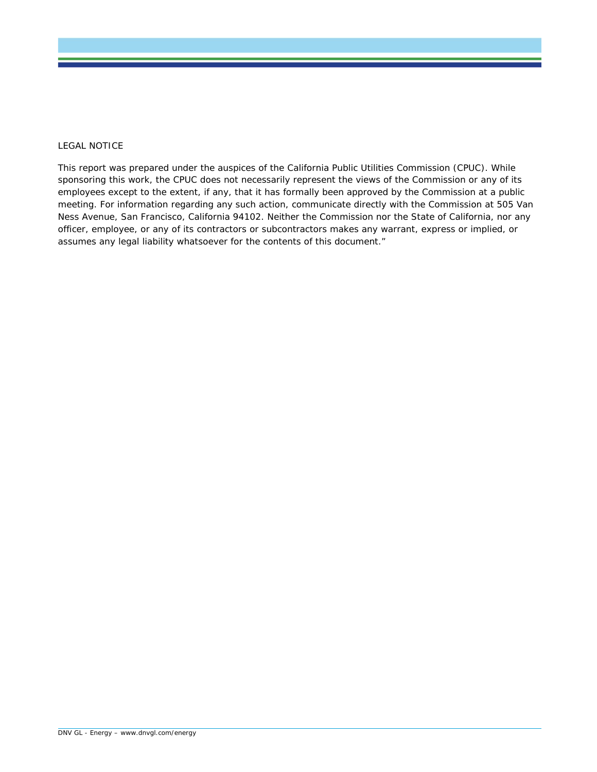LEGAL NOTICE

This report was prepared under the auspices of the California Public Utilities Commission (CPUC). While sponsoring this work, the CPUC does not necessarily represent the views of the Commission or any of its employees except to the extent, if any, that it has formally been approved by the Commission at a public meeting. For information regarding any such action, communicate directly with the Commission at 505 Van Ness Avenue, San Francisco, California 94102. Neither the Commission nor the State of California, nor any officer, employee, or any of its contractors or subcontractors makes any warrant, express or implied, or assumes any legal liability whatsoever for the contents of this document."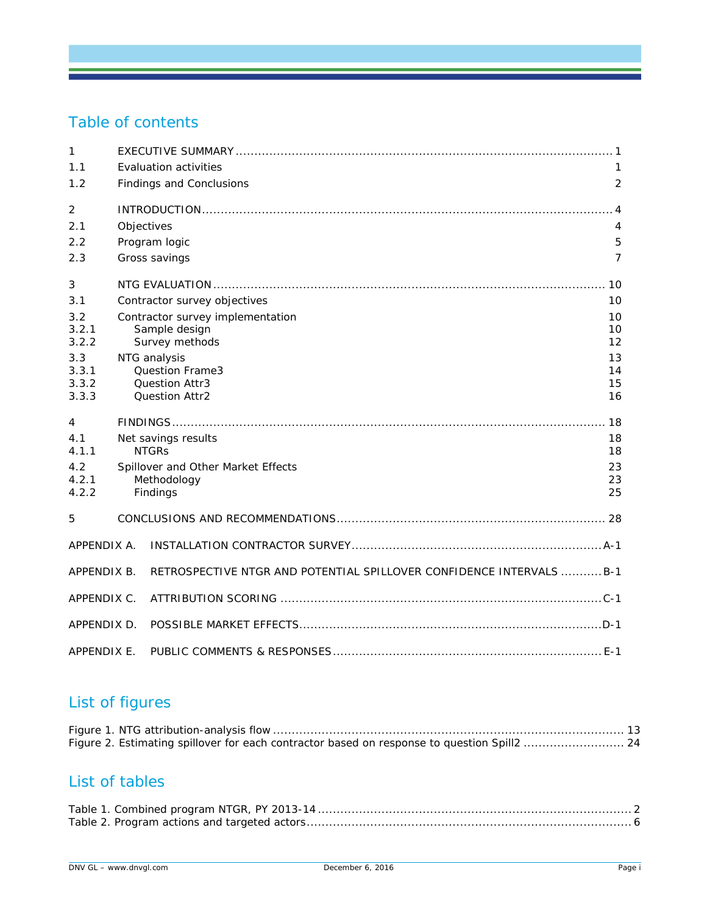## Table of contents

| | | |
|---|---|---|
| 1 | EXECUTIVE SUMMARY | 1 |
| 1.1 | Evaluation activities | 1 |
| 1.2 | Findings and Conclusions | 2 |
| 2 | INTRODUCTION | 4 |
| 2.1 | Objectives | 4 |
| 2.2 | Program logic | 5 |
| 2.3 | Gross savings | 7 |
| 3 | NTG EVALUATION | 10 |
| 3.1 | Contractor survey objectives | 10 |
| 3.2 | Contractor survey implementation | 10 |
| 3.2.1 | Sample design | 10 |
| 3.2.2 | Survey methods | 12 |
| 3.3 | NTG analysis | 13 |
| 3.3.1 | Question Frame3 | 14 |
| 3.3.2 | Question Attr3 | 15 |
| 3.3.3 | Question Attr2 | 16 |
| 4 | FINDINGS | 18 |
| 4.1 | Net savings results | 18 |
| 4.1.1 | NTGRs | 18 |
| 4.2 | Spillover and Other Market Effects | 23 |
| 4.2.1 | Methodology | 23 |
| 4.2.2 | Findings | 25 |
| 5 | CONCLUSIONS AND RECOMMENDATIONS | 28 |
| APPENDIX A. | INSTALLATION CONTRACTOR SURVEY | A-1 |
| APPENDIX B. | RETROSPECTIVE NTGR AND POTENTIAL SPILLOVER CONFIDENCE INTERVALS | B-1 |
| APPENDIX C. | ATTRIBUTION SCORING | C-1 |
| APPENDIX D. | POSSIBLE MARKET EFFECTS | D-1 |
| APPENDIX E. | PUBLIC COMMENTS & RESPONSES | E-1 |

## List of figures

Figure 1. NTG attribution-analysis flow ... 13
Figure 2. Estimating spillover for each contractor based on response to question Spill2 ... 24

## List of tables

Table 1. Combined program NTGR, PY 2013-14 ... 2
Table 2. Program actions and targeted actors ... 6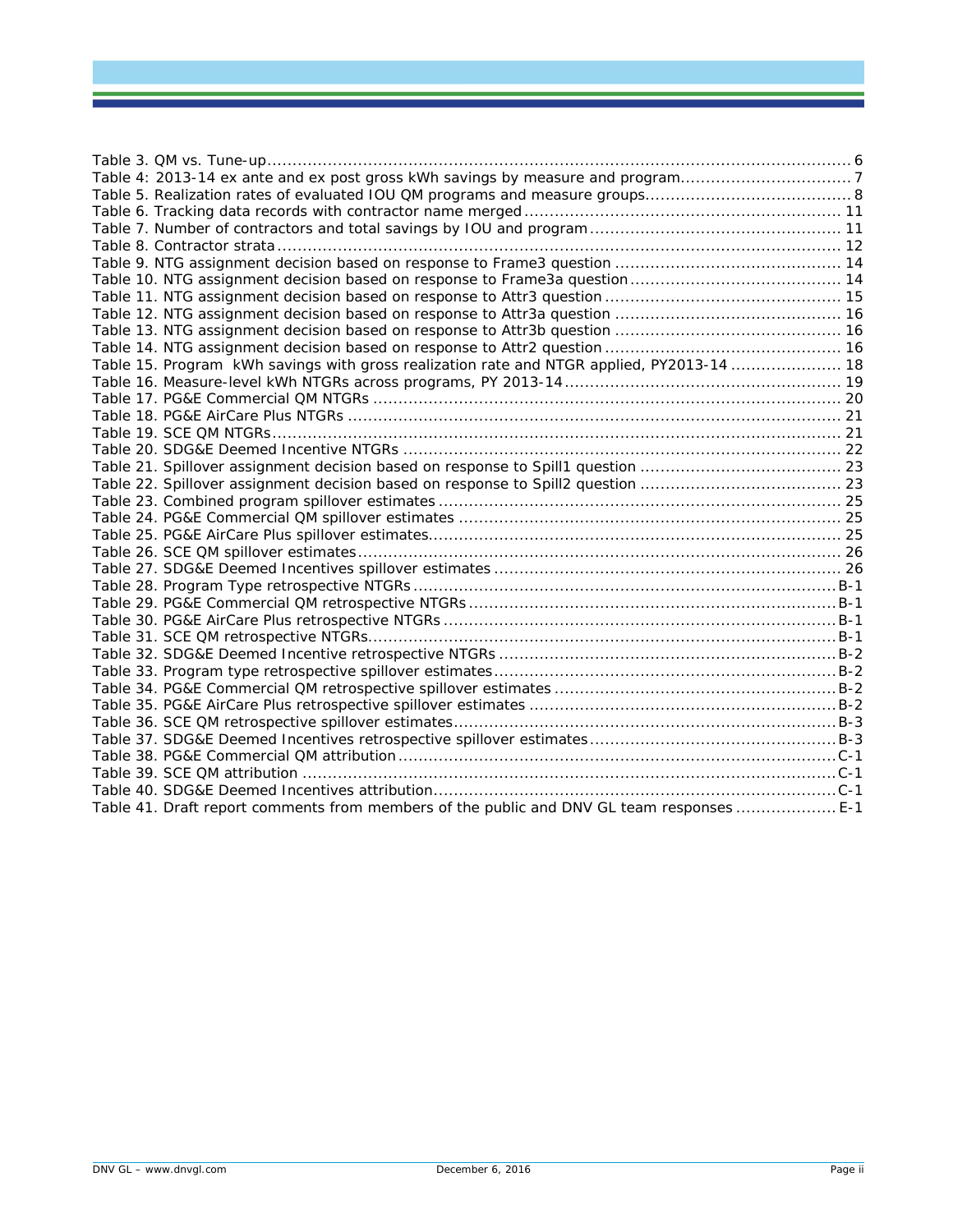Table 3. QM vs. Tune-up .......... 6
Table 4: 2013-14 ex ante and ex post gross kWh savings by measure and program .......... 7
Table 5. Realization rates of evaluated IOU QM programs and measure groups .......... 8
Table 6. Tracking data records with contractor name merged .......... 11
Table 7. Number of contractors and total savings by IOU and program .......... 11
Table 8. Contractor strata .......... 12
Table 9. NTG assignment decision based on response to Frame3 question .......... 14
Table 10. NTG assignment decision based on response to Frame3a question .......... 14
Table 11. NTG assignment decision based on response to Attr3 question .......... 15
Table 12. NTG assignment decision based on response to Attr3a question .......... 16
Table 13. NTG assignment decision based on response to Attr3b question .......... 16
Table 14. NTG assignment decision based on response to Attr2 question .......... 16
Table 15. Program kWh savings with gross realization rate and NTGR applied, PY2013-14 .......... 18
Table 16. Measure-level kWh NTGRs across programs, PY 2013-14 .......... 19
Table 17. PG&E Commercial QM NTGRs .......... 20
Table 18. PG&E AirCare Plus NTGRs .......... 21
Table 19. SCE QM NTGRs .......... 21
Table 20. SDG&E Deemed Incentive NTGRs .......... 22
Table 21. Spillover assignment decision based on response to Spill1 question .......... 23
Table 22. Spillover assignment decision based on response to Spill2 question .......... 23
Table 23. Combined program spillover estimates .......... 25
Table 24. PG&E Commercial QM spillover estimates .......... 25
Table 25. PG&E AirCare Plus spillover estimates .......... 25
Table 26. SCE QM spillover estimates .......... 26
Table 27. SDG&E Deemed Incentives spillover estimates .......... 26
Table 28. Program Type retrospective NTGRs .......... B-1
Table 29. PG&E Commercial QM retrospective NTGRs .......... B-1
Table 30. PG&E AirCare Plus retrospective NTGRs .......... B-1
Table 31. SCE QM retrospective NTGRs .......... B-1
Table 32. SDG&E Deemed Incentive retrospective NTGRs .......... B-2
Table 33. Program type retrospective spillover estimates .......... B-2
Table 34. PG&E Commercial QM retrospective spillover estimates .......... B-2
Table 35. PG&E AirCare Plus retrospective spillover estimates .......... B-2
Table 36. SCE QM retrospective spillover estimates .......... B-3
Table 37. SDG&E Deemed Incentives retrospective spillover estimates .......... B-3
Table 38. PG&E Commercial QM attribution .......... C-1
Table 39. SCE QM attribution .......... C-1
Table 40. SDG&E Deemed Incentives attribution .......... C-1
Table 41. Draft report comments from members of the public and DNV GL team responses .......... E-1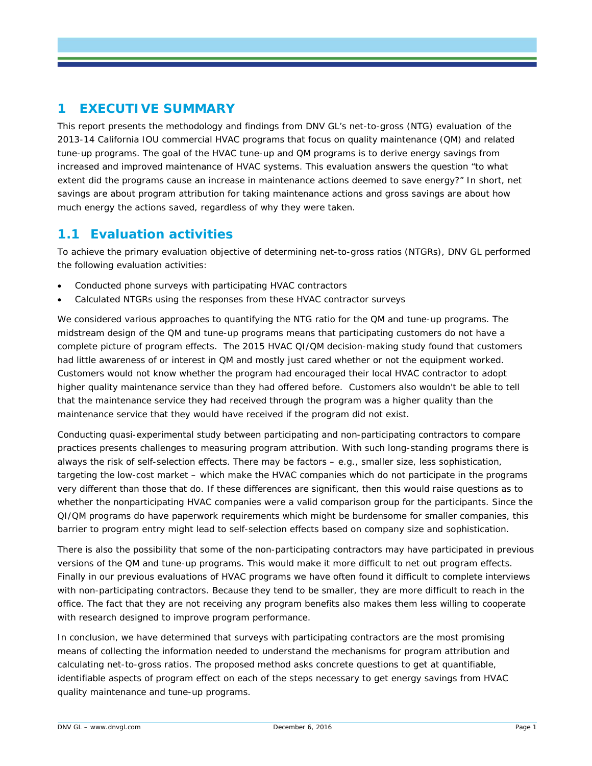# 1 EXECUTIVE SUMMARY

This report presents the methodology and findings from DNV GL's net-to-gross (NTG) evaluation of the 2013-14 California IOU commercial HVAC programs that focus on quality maintenance (QM) and related tune-up programs. The goal of the HVAC tune-up and QM programs is to derive energy savings from increased and improved maintenance of HVAC systems. This evaluation answers the question "to what extent did the programs cause an increase in maintenance actions deemed to save energy?" In short, net savings are about program attribution for taking maintenance actions and gross savings are about how much energy the actions saved, regardless of why they were taken.

## 1.1 Evaluation activities

To achieve the primary evaluation objective of determining net-to-gross ratios (NTGRs), DNV GL performed the following evaluation activities:

- Conducted phone surveys with participating HVAC contractors
- Calculated NTGRs using the responses from these HVAC contractor surveys

We considered various approaches to quantifying the NTG ratio for the QM and tune-up programs. The midstream design of the QM and tune-up programs means that participating customers do not have a complete picture of program effects. The 2015 HVAC QI/QM decision-making study found that customers had little awareness of or interest in QM and mostly just cared whether or not the equipment worked. Customers would not know whether the program had encouraged their local HVAC contractor to adopt higher quality maintenance service than they had offered before. Customers also wouldn't be able to tell that the maintenance service they had received through the program was a higher quality than the maintenance service that they would have received if the program did not exist.

Conducting quasi-experimental study between participating and non-participating contractors to compare practices presents challenges to measuring program attribution. With such long-standing programs there is always the risk of self-selection effects. There may be factors – e.g., smaller size, less sophistication, targeting the low-cost market – which make the HVAC companies which do not participate in the programs very different than those that do. If these differences are significant, then this would raise questions as to whether the nonparticipating HVAC companies were a valid comparison group for the participants. Since the QI/QM programs do have paperwork requirements which might be burdensome for smaller companies, this barrier to program entry might lead to self-selection effects based on company size and sophistication.

There is also the possibility that some of the non-participating contractors may have participated in previous versions of the QM and tune-up programs. This would make it more difficult to net out program effects. Finally in our previous evaluations of HVAC programs we have often found it difficult to complete interviews with non-participating contractors. Because they tend to be smaller, they are more difficult to reach in the office. The fact that they are not receiving any program benefits also makes them less willing to cooperate with research designed to improve program performance.

In conclusion, we have determined that surveys with participating contractors are the most promising means of collecting the information needed to understand the mechanisms for program attribution and calculating net-to-gross ratios. The proposed method asks concrete questions to get at quantifiable, identifiable aspects of program effect on each of the steps necessary to get energy savings from HVAC quality maintenance and tune-up programs.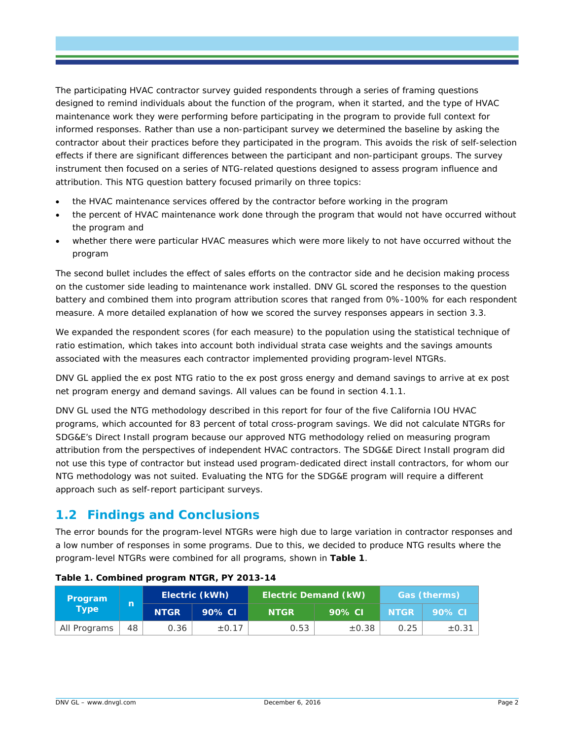The participating HVAC contractor survey guided respondents through a series of framing questions designed to remind individuals about the function of the program, when it started, and the type of HVAC maintenance work they were performing before participating in the program to provide full context for informed responses. Rather than use a non-participant survey we determined the baseline by asking the contractor about their practices before they participated in the program. This avoids the risk of self-selection effects if there are significant differences between the participant and non-participant groups. The survey instrument then focused on a series of NTG-related questions designed to assess program influence and attribution. This NTG question battery focused primarily on three topics:

- the HVAC maintenance services offered by the contractor before working in the program
- the percent of HVAC maintenance work done through the program that would not have occurred without the program and
- whether there were particular HVAC measures which were more likely to not have occurred without the program

The second bullet includes the effect of sales efforts on the contractor side and he decision making process on the customer side leading to maintenance work installed. DNV GL scored the responses to the question battery and combined them into program attribution scores that ranged from 0%-100% for each respondent measure. A more detailed explanation of how we scored the survey responses appears in section 3.3.

We expanded the respondent scores (for each measure) to the population using the statistical technique of ratio estimation, which takes into account both individual strata case weights and the savings amounts associated with the measures each contractor implemented providing program-level NTGRs.

DNV GL applied the ex post NTG ratio to the ex post gross energy and demand savings to arrive at ex post net program energy and demand savings. All values can be found in section 4.1.1.

DNV GL used the NTG methodology described in this report for four of the five California IOU HVAC programs, which accounted for 83 percent of total cross-program savings. We did not calculate NTGRs for SDG&E's Direct Install program because our approved NTG methodology relied on measuring program attribution from the perspectives of independent HVAC contractors. The SDG&E Direct Install program did not use this type of contractor but instead used program-dedicated direct install contractors, for whom our NTG methodology was not suited. Evaluating the NTG for the SDG&E program will require a different approach such as self-report participant surveys.

## 1.2 Findings and Conclusions

The error bounds for the program-level NTGRs were high due to large variation in contractor responses and a low number of responses in some programs. Due to this, we decided to produce NTG results where the program-level NTGRs were combined for all programs, shown in **Table 1**.

**Table 1. Combined program NTGR, PY 2013-14**

| Program Type | n | Electric (kWh) | | Electric Demand (kW) | | Gas (therms) | |
|---|---|---|---|---|---|---|---|
| | | NTGR | 90% CI | NTGR | 90% CI | NTGR | 90% CI |
| All Programs | 48 | 0.36 | ±0.17 | 0.53 | ±0.38 | 0.25 | ±0.31 |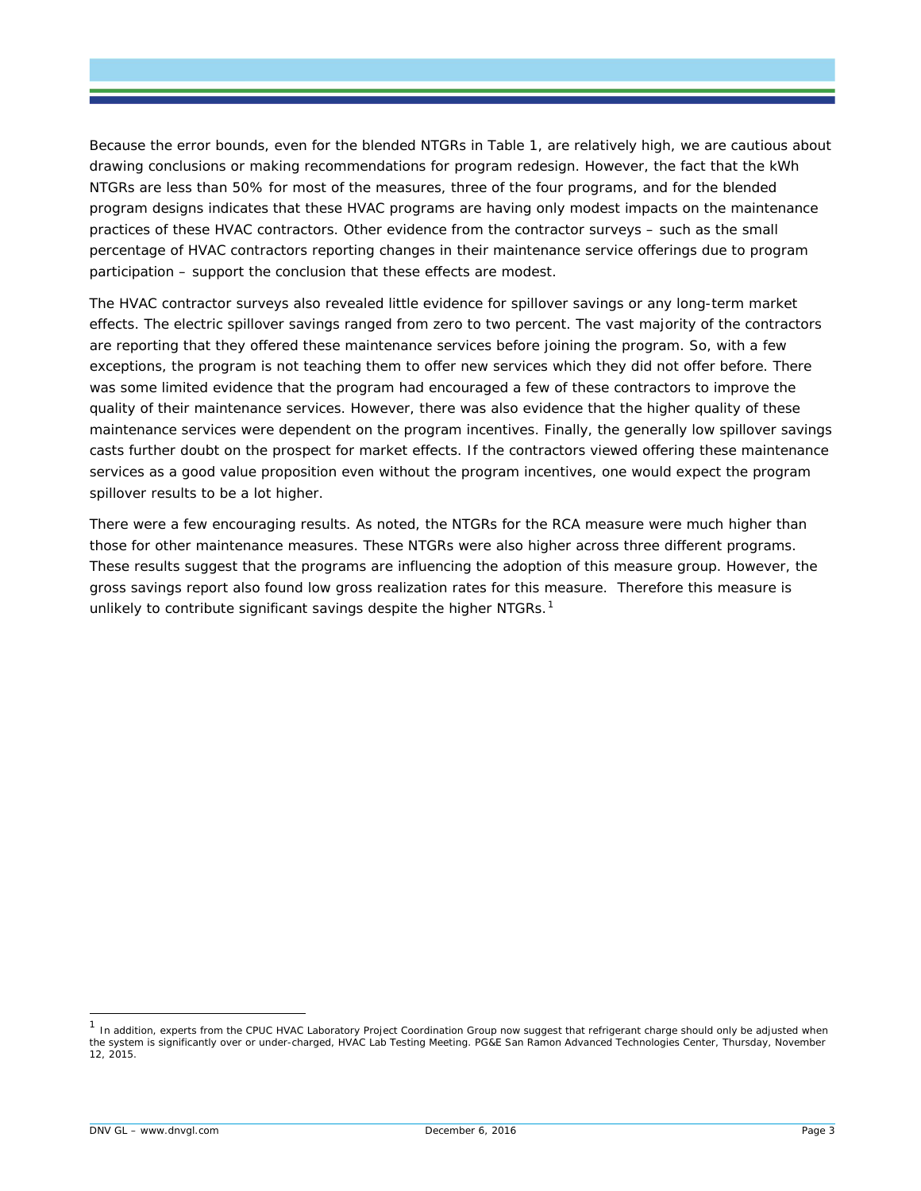Because the error bounds, even for the blended NTGRs in Table 1, are relatively high, we are cautious about drawing conclusions or making recommendations for program redesign. However, the fact that the kWh NTGRs are less than 50% for most of the measures, three of the four programs, and for the blended program designs indicates that these HVAC programs are having only modest impacts on the maintenance practices of these HVAC contractors. Other evidence from the contractor surveys – such as the small percentage of HVAC contractors reporting changes in their maintenance service offerings due to program participation – support the conclusion that these effects are modest.

The HVAC contractor surveys also revealed little evidence for spillover savings or any long-term market effects. The electric spillover savings ranged from zero to two percent. The vast majority of the contractors are reporting that they offered these maintenance services before joining the program. So, with a few exceptions, the program is not teaching them to offer new services which they did not offer before. There was some limited evidence that the program had encouraged a few of these contractors to improve the quality of their maintenance services. However, there was also evidence that the higher quality of these maintenance services were dependent on the program incentives. Finally, the generally low spillover savings casts further doubt on the prospect for market effects. If the contractors viewed offering these maintenance services as a good value proposition even without the program incentives, one would expect the program spillover results to be a lot higher.

There were a few encouraging results. As noted, the NTGRs for the RCA measure were much higher than those for other maintenance measures. These NTGRs were also higher across three different programs. These results suggest that the programs are influencing the adoption of this measure group. However, the gross savings report also found low gross realization rates for this measure. Therefore this measure is unlikely to contribute significant savings despite the higher NTGRs.[1]

[1] In addition, experts from the CPUC HVAC Laboratory Project Coordination Group now suggest that refrigerant charge should only be adjusted when the system is significantly over or under-charged, HVAC Lab Testing Meeting. PG&E San Ramon Advanced Technologies Center, Thursday, November 12, 2015.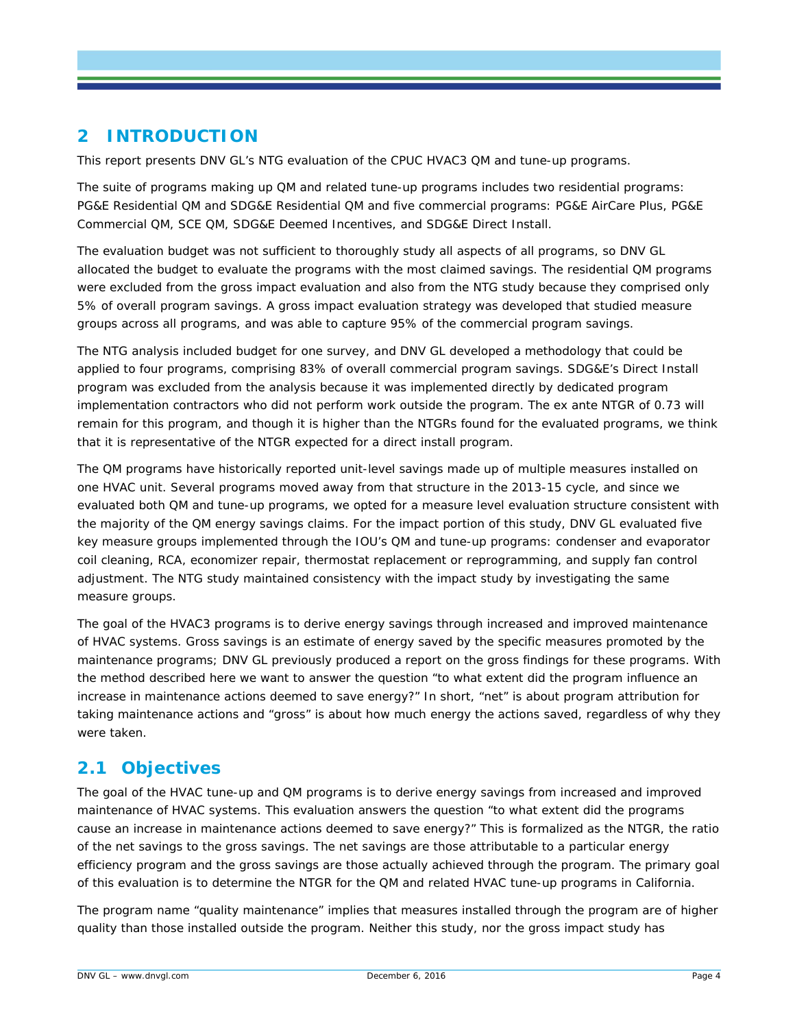# 2 INTRODUCTION

This report presents DNV GL's NTG evaluation of the CPUC HVAC3 QM and tune-up programs.

The suite of programs making up QM and related tune-up programs includes two residential programs: PG&E Residential QM and SDG&E Residential QM and five commercial programs: PG&E AirCare Plus, PG&E Commercial QM, SCE QM, SDG&E Deemed Incentives, and SDG&E Direct Install.

The evaluation budget was not sufficient to thoroughly study all aspects of all programs, so DNV GL allocated the budget to evaluate the programs with the most claimed savings. The residential QM programs were excluded from the gross impact evaluation and also from the NTG study because they comprised only 5% of overall program savings. A gross impact evaluation strategy was developed that studied measure groups across all programs, and was able to capture 95% of the commercial program savings.

The NTG analysis included budget for one survey, and DNV GL developed a methodology that could be applied to four programs, comprising 83% of overall commercial program savings. SDG&E's Direct Install program was excluded from the analysis because it was implemented directly by dedicated program implementation contractors who did not perform work outside the program. The ex ante NTGR of 0.73 will remain for this program, and though it is higher than the NTGRs found for the evaluated programs, we think that it is representative of the NTGR expected for a direct install program.

The QM programs have historically reported unit-level savings made up of multiple measures installed on one HVAC unit. Several programs moved away from that structure in the 2013-15 cycle, and since we evaluated both QM and tune-up programs, we opted for a measure level evaluation structure consistent with the majority of the QM energy savings claims. For the impact portion of this study, DNV GL evaluated five key measure groups implemented through the IOU's QM and tune-up programs: condenser and evaporator coil cleaning, RCA, economizer repair, thermostat replacement or reprogramming, and supply fan control adjustment. The NTG study maintained consistency with the impact study by investigating the same measure groups.

The goal of the HVAC3 programs is to derive energy savings through increased and improved maintenance of HVAC systems. Gross savings is an estimate of energy saved by the specific measures promoted by the maintenance programs; DNV GL previously produced a report on the gross findings for these programs. With the method described here we want to answer the question "to what extent did the program influence an increase in maintenance actions deemed to save energy?" In short, "net" is about program attribution for taking maintenance actions and "gross" is about how much energy the actions saved, regardless of why they were taken.

## 2.1 Objectives

The goal of the HVAC tune-up and QM programs is to derive energy savings from increased and improved maintenance of HVAC systems. This evaluation answers the question "to what extent did the programs cause an increase in maintenance actions deemed to save energy?" This is formalized as the NTGR, the ratio of the net savings to the gross savings. The net savings are those attributable to a particular energy efficiency program and the gross savings are those actually achieved through the program. The primary goal of this evaluation is to determine the NTGR for the QM and related HVAC tune-up programs in California.

The program name "quality maintenance" implies that measures installed through the program are of higher quality than those installed outside the program. Neither this study, nor the gross impact study has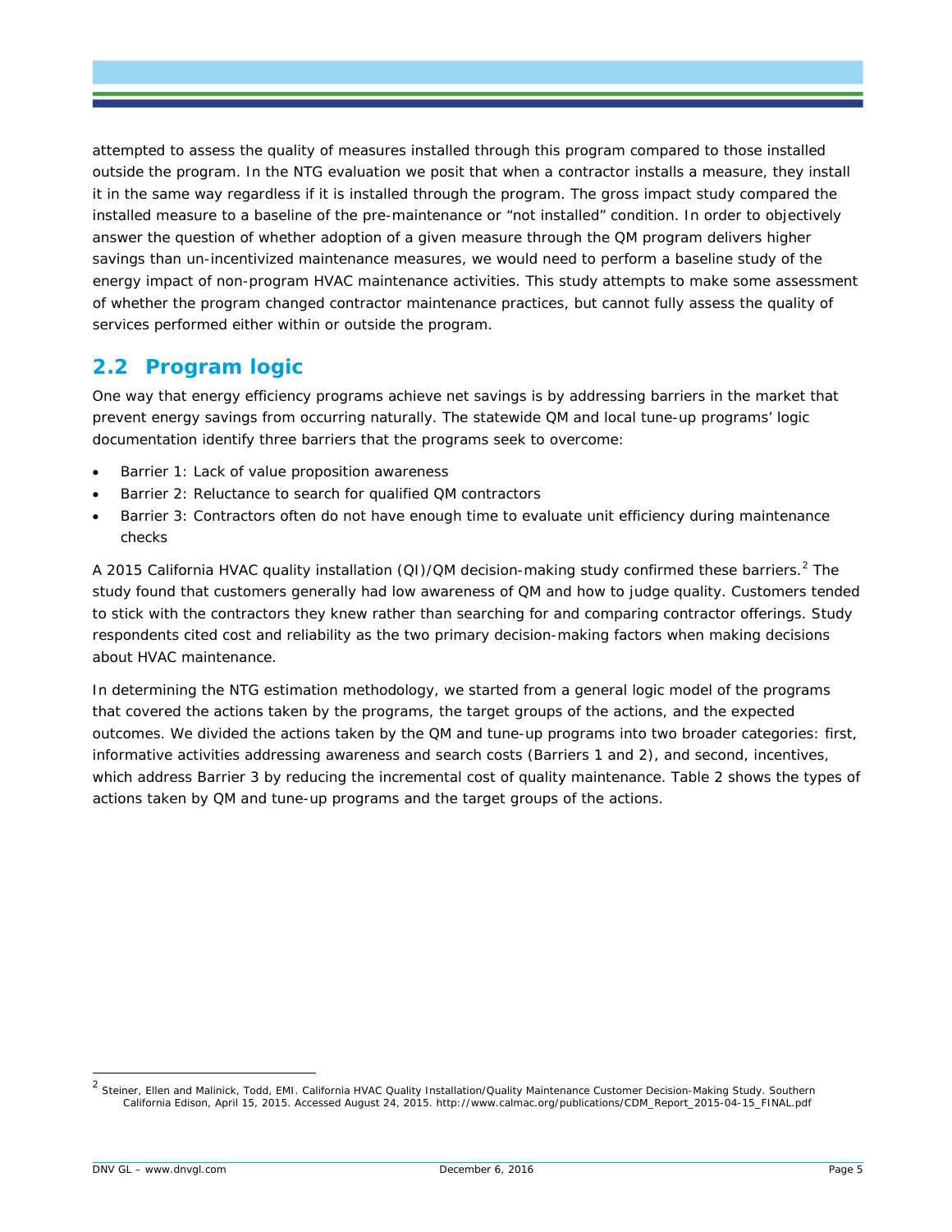attempted to assess the quality of measures installed through this program compared to those installed outside the program. In the NTG evaluation we posit that when a contractor installs a measure, they install it in the same way regardless if it is installed through the program. The gross impact study compared the installed measure to a baseline of the pre-maintenance or "not installed" condition. In order to objectively answer the question of whether adoption of a given measure through the QM program delivers higher savings than un-incentivized maintenance measures, we would need to perform a baseline study of the energy impact of non-program HVAC maintenance activities. This study attempts to make some assessment of whether the program changed contractor maintenance practices, but cannot fully assess the quality of services performed either within or outside the program.

## 2.2 Program logic

One way that energy efficiency programs achieve net savings is by addressing barriers in the market that prevent energy savings from occurring naturally. The statewide QM and local tune-up programs' logic documentation identify three barriers that the programs seek to overcome:

- Barrier 1: Lack of value proposition awareness
- Barrier 2: Reluctance to search for qualified QM contractors
- Barrier 3: Contractors often do not have enough time to evaluate unit efficiency during maintenance checks

A 2015 California HVAC quality installation (QI)/QM decision-making study confirmed these barriers.[2] The study found that customers generally had low awareness of QM and how to judge quality. Customers tended to stick with the contractors they knew rather than searching for and comparing contractor offerings. Study respondents cited cost and reliability as the two primary decision-making factors when making decisions about HVAC maintenance.

In determining the NTG estimation methodology, we started from a general logic model of the programs that covered the actions taken by the programs, the target groups of the actions, and the expected outcomes. We divided the actions taken by the QM and tune-up programs into two broader categories: first, informative activities addressing awareness and search costs (Barriers 1 and 2), and second, incentives, which address Barrier 3 by reducing the incremental cost of quality maintenance. Table 2 shows the types of actions taken by QM and tune-up programs and the target groups of the actions.

---

[2] Steiner, Ellen and Malinick, Todd, EMI. California HVAC Quality Installation/Quality Maintenance Customer Decision-Making Study. Southern California Edison, April 15, 2015. Accessed August 24, 2015. http://www.calmac.org/publications/CDM_Report_2015-04-15_FINAL.pdf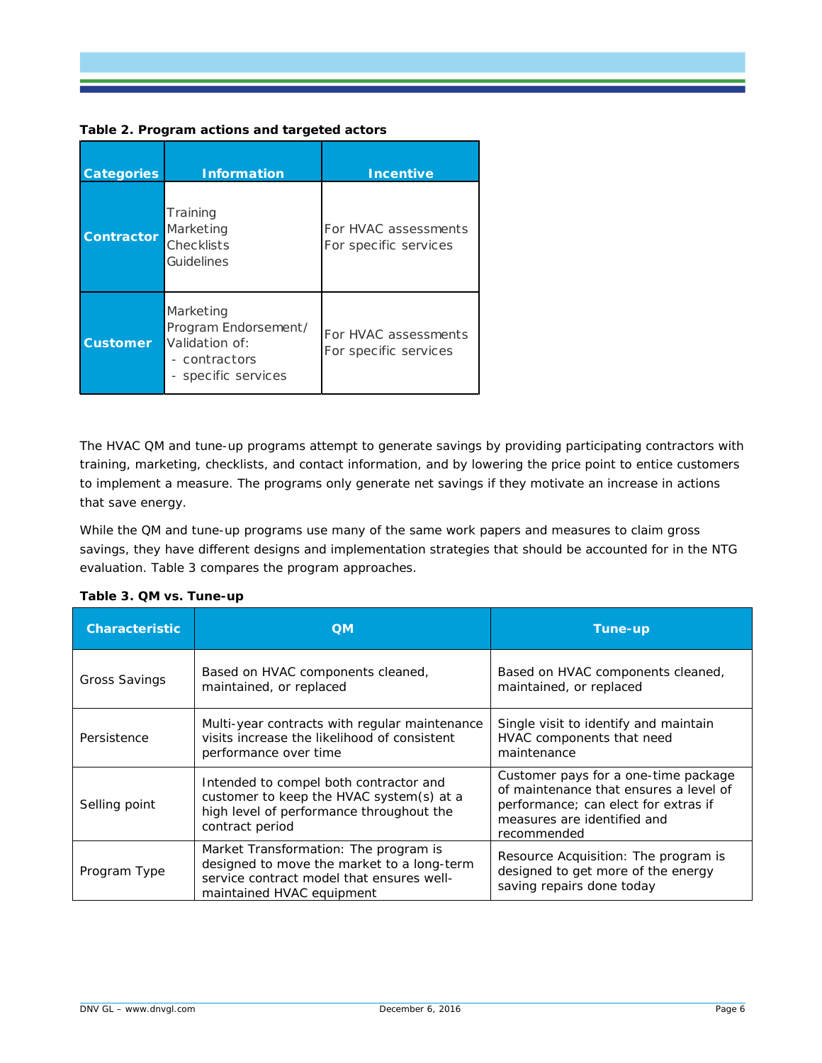**Table 2. Program actions and targeted actors**

| Categories | Information | Incentive |
|---|---|---|
| **Contractor** | Training<br>Marketing<br>Checklists<br>Guidelines | For HVAC assessments<br>For specific services |
| **Customer** | Marketing<br>Program Endorsement/ Validation of:<br>- contractors<br>- specific services | For HVAC assessments<br>For specific services |

The HVAC QM and tune-up programs attempt to generate savings by providing participating contractors with training, marketing, checklists, and contact information, and by lowering the price point to entice customers to implement a measure. The programs only generate net savings if they motivate an increase in actions that save energy.

While the QM and tune-up programs use many of the same work papers and measures to claim gross savings, they have different designs and implementation strategies that should be accounted for in the NTG evaluation. Table 3 compares the program approaches.

**Table 3. QM vs. Tune-up**

| Characteristic | QM | Tune-up |
|---|---|---|
| Gross Savings | Based on HVAC components cleaned, maintained, or replaced | Based on HVAC components cleaned, maintained, or replaced |
| Persistence | Multi-year contracts with regular maintenance visits increase the likelihood of consistent performance over time | Single visit to identify and maintain HVAC components that need maintenance |
| Selling point | Intended to compel both contractor and customer to keep the HVAC system(s) at a high level of performance throughout the contract period | Customer pays for a one-time package of maintenance that ensures a level of performance; can elect for extras if measures are identified and recommended |
| Program Type | Market Transformation: The program is designed to move the market to a long-term service contract model that ensures well-maintained HVAC equipment | Resource Acquisition: The program is designed to get more of the energy saving repairs done today |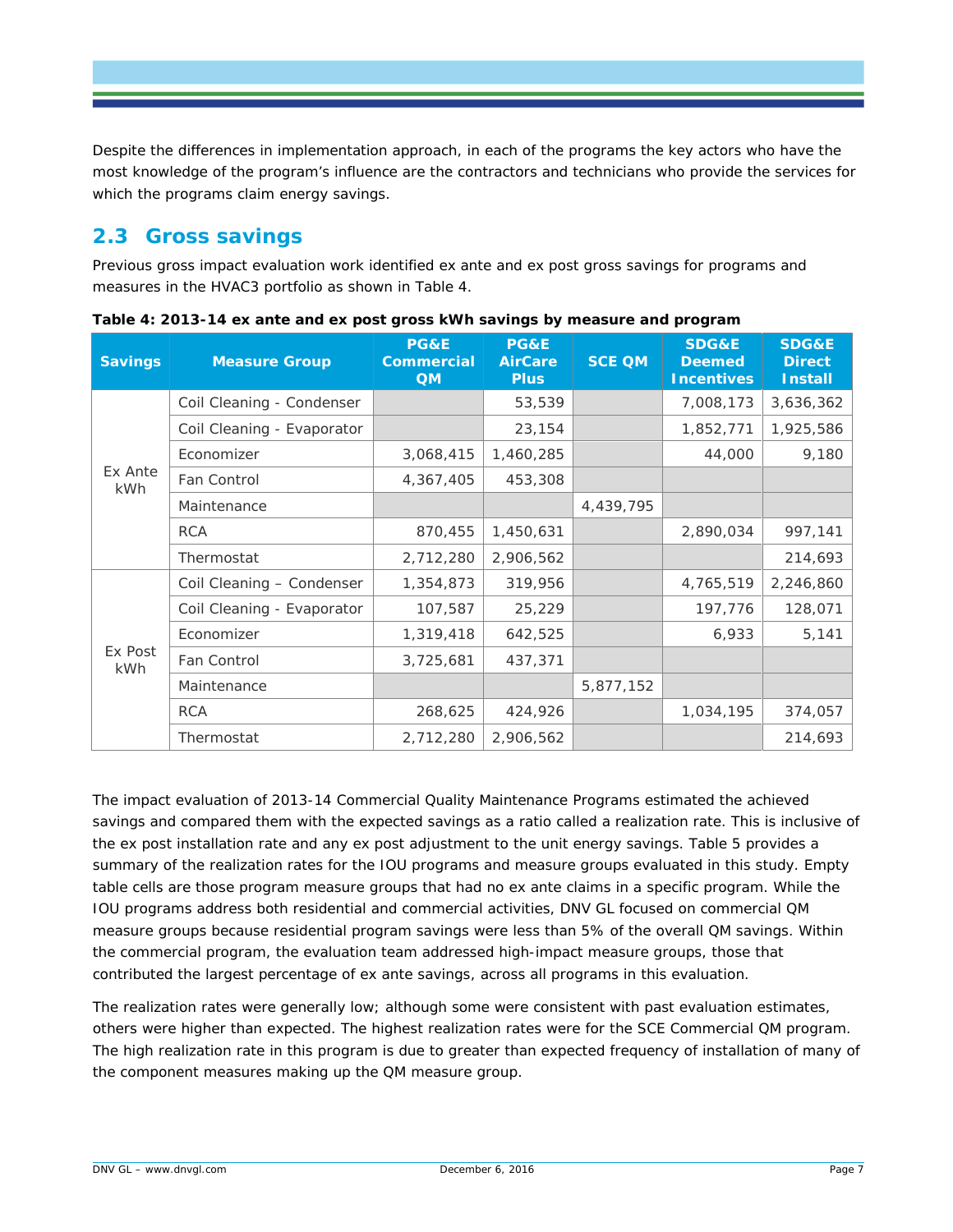Despite the differences in implementation approach, in each of the programs the key actors who have the most knowledge of the program's influence are the contractors and technicians who provide the services for which the programs claim energy savings.

## 2.3 Gross savings

Previous gross impact evaluation work identified ex ante and ex post gross savings for programs and measures in the HVAC3 portfolio as shown in Table 4.

**Table 4: 2013-14 ex ante and ex post gross kWh savings by measure and program**

| Savings | Measure Group | PG&E Commercial QM | PG&E AirCare Plus | SCE QM | SDG&E Deemed Incentives | SDG&E Direct Install |
|---|---|---|---|---|---|---|
| Ex Ante kWh | Coil Cleaning - Condenser | | 53,539 | | 7,008,173 | 3,636,362 |
| | Coil Cleaning - Evaporator | | 23,154 | | 1,852,771 | 1,925,586 |
| | Economizer | 3,068,415 | 1,460,285 | | 44,000 | 9,180 |
| | Fan Control | 4,367,405 | 453,308 | | | |
| | Maintenance | | | 4,439,795 | | |
| | RCA | 870,455 | 1,450,631 | | 2,890,034 | 997,141 |
| | Thermostat | 2,712,280 | 2,906,562 | | | 214,693 |
| Ex Post kWh | Coil Cleaning – Condenser | 1,354,873 | 319,956 | | 4,765,519 | 2,246,860 |
| | Coil Cleaning - Evaporator | 107,587 | 25,229 | | 197,776 | 128,071 |
| | Economizer | 1,319,418 | 642,525 | | 6,933 | 5,141 |
| | Fan Control | 3,725,681 | 437,371 | | | |
| | Maintenance | | | 5,877,152 | | |
| | RCA | 268,625 | 424,926 | | 1,034,195 | 374,057 |
| | Thermostat | 2,712,280 | 2,906,562 | | | 214,693 |

The impact evaluation of 2013-14 Commercial Quality Maintenance Programs estimated the achieved savings and compared them with the expected savings as a ratio called a realization rate. This is inclusive of the ex post installation rate and any ex post adjustment to the unit energy savings. Table 5 provides a summary of the realization rates for the IOU programs and measure groups evaluated in this study. Empty table cells are those program measure groups that had no ex ante claims in a specific program. While the IOU programs address both residential and commercial activities, DNV GL focused on commercial QM measure groups because residential program savings were less than 5% of the overall QM savings. Within the commercial program, the evaluation team addressed high-impact measure groups, those that contributed the largest percentage of ex ante savings, across all programs in this evaluation.

The realization rates were generally low; although some were consistent with past evaluation estimates, others were higher than expected. The highest realization rates were for the SCE Commercial QM program. The high realization rate in this program is due to greater than expected frequency of installation of many of the component measures making up the QM measure group.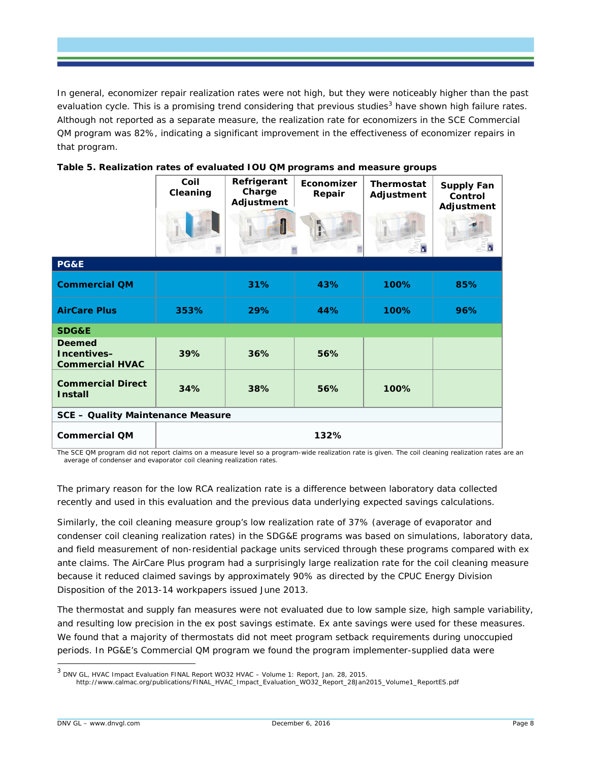In general, economizer repair realization rates were not high, but they were noticeably higher than the past evaluation cycle. This is a promising trend considering that previous studies[3] have shown high failure rates. Although not reported as a separate measure, the realization rate for economizers in the SCE Commercial QM program was 82%, indicating a significant improvement in the effectiveness of economizer repairs in that program.

**Table 5. Realization rates of evaluated IOU QM programs and measure groups**

| | Coil Cleaning | Refrigerant Charge Adjustment | Economizer Repair | Thermostat Adjustment | Supply Fan Control Adjustment |
|---|---|---|---|---|---|
| **PG&E** | | | | | |
| **Commercial QM** | | 31% | 43% | 100% | 85% |
| **AirCare Plus** | 353% | 29% | 44% | 100% | 96% |
| **SDG&E** | | | | | |
| **Deemed Incentives–Commercial HVAC** | 39% | 36% | 56% | | |
| **Commercial Direct Install** | 34% | 38% | 56% | 100% | |
| **SCE – Quality Maintenance Measure** | | | | | |
| **Commercial QM** | | | 132% | | |

The SCE QM program did not report claims on a measure level so a program-wide realization rate is given. The coil cleaning realization rates are an average of condenser and evaporator coil cleaning realization rates.

The primary reason for the low RCA realization rate is a difference between laboratory data collected recently and used in this evaluation and the previous data underlying expected savings calculations.

Similarly, the coil cleaning measure group's low realization rate of 37% (average of evaporator and condenser coil cleaning realization rates) in the SDG&E programs was based on simulations, laboratory data, and field measurement of non-residential package units serviced through these programs compared with ex ante claims. The AirCare Plus program had a surprisingly large realization rate for the coil cleaning measure because it reduced claimed savings by approximately 90% as directed by the CPUC Energy Division Disposition of the 2013-14 workpapers issued June 2013.

The thermostat and supply fan measures were not evaluated due to low sample size, high sample variability, and resulting low precision in the ex post savings estimate. Ex ante savings were used for these measures. We found that a majority of thermostats did not meet program setback requirements during unoccupied periods. In PG&E's Commercial QM program we found the program implementer-supplied data were

[3] DNV GL, HVAC Impact Evaluation FINAL Report WO32 HVAC – Volume 1: Report, Jan. 28, 2015. http://www.calmac.org/publications/FINAL_HVAC_Impact_Evaluation_WO32_Report_28Jan2015_Volume1_ReportES.pdf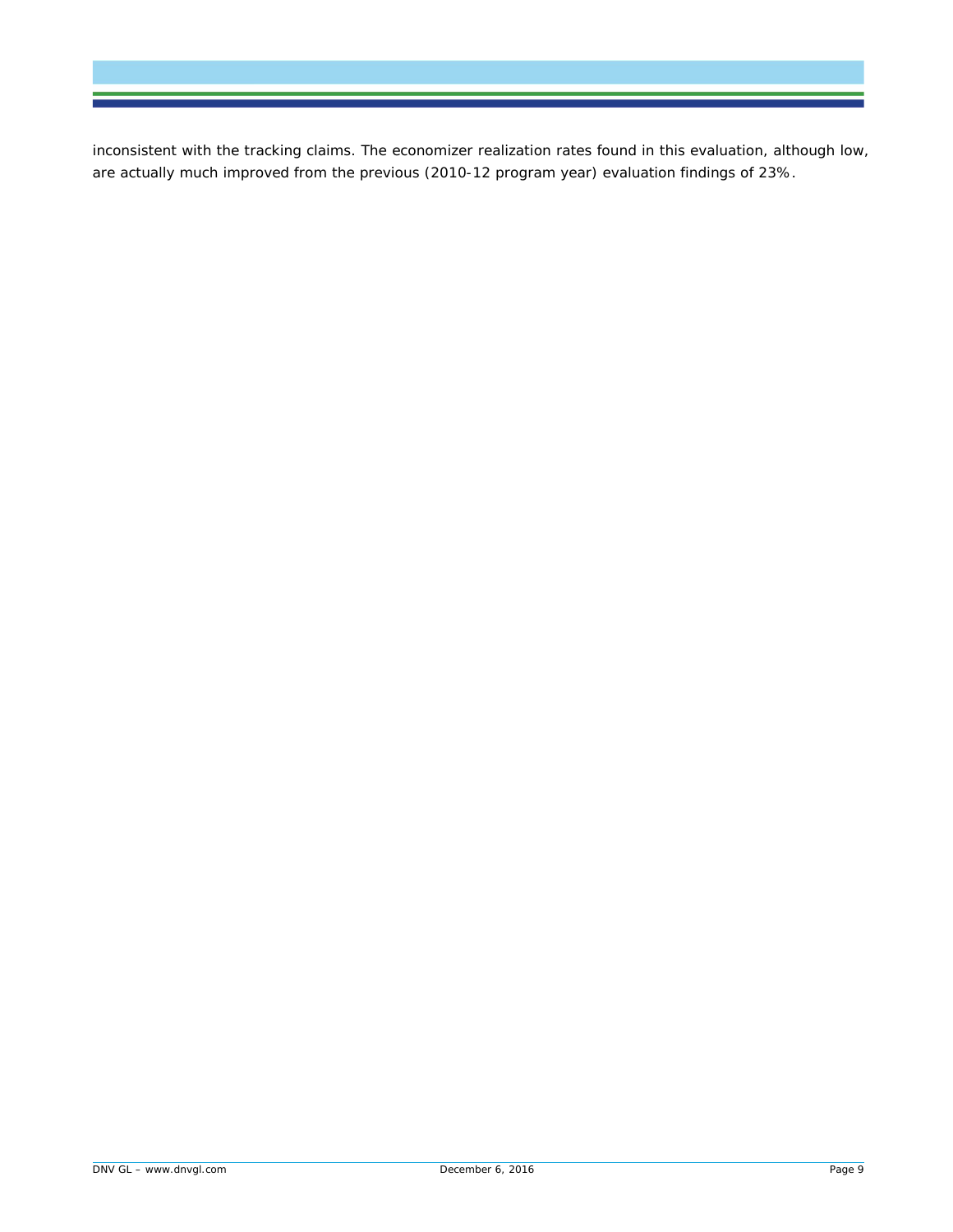inconsistent with the tracking claims. The economizer realization rates found in this evaluation, although low, are actually much improved from the previous (2010-12 program year) evaluation findings of 23%.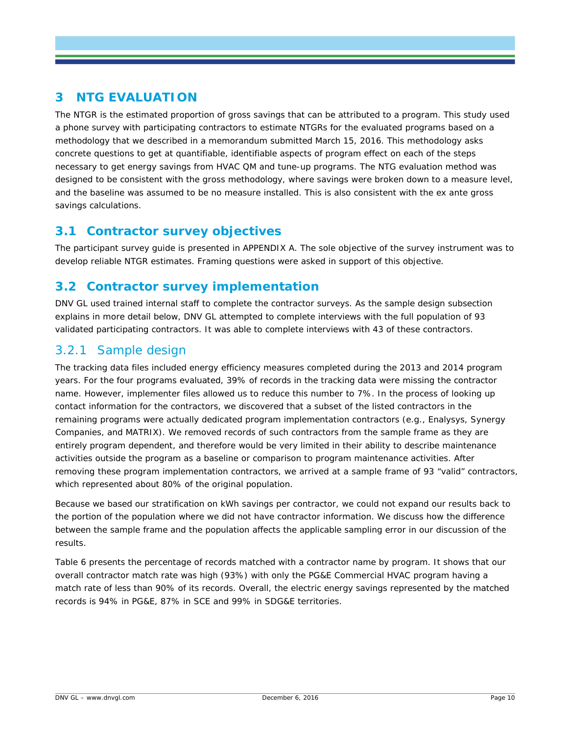# 3 NTG EVALUATION

The NTGR is the estimated proportion of gross savings that can be attributed to a program. This study used a phone survey with participating contractors to estimate NTGRs for the evaluated programs based on a methodology that we described in a memorandum submitted March 15, 2016. This methodology asks concrete questions to get at quantifiable, identifiable aspects of program effect on each of the steps necessary to get energy savings from HVAC QM and tune-up programs. The NTG evaluation method was designed to be consistent with the gross methodology, where savings were broken down to a measure level, and the baseline was assumed to be no measure installed. This is also consistent with the ex ante gross savings calculations.

## 3.1 Contractor survey objectives

The participant survey guide is presented in APPENDIX A. The sole objective of the survey instrument was to develop reliable NTGR estimates. Framing questions were asked in support of this objective.

## 3.2 Contractor survey implementation

DNV GL used trained internal staff to complete the contractor surveys. As the sample design subsection explains in more detail below, DNV GL attempted to complete interviews with the full population of 93 validated participating contractors. It was able to complete interviews with 43 of these contractors.

### 3.2.1 Sample design

The tracking data files included energy efficiency measures completed during the 2013 and 2014 program years. For the four programs evaluated, 39% of records in the tracking data were missing the contractor name. However, implementer files allowed us to reduce this number to 7%. In the process of looking up contact information for the contractors, we discovered that a subset of the listed contractors in the remaining programs were actually dedicated program implementation contractors (e.g., Enalysys, Synergy Companies, and MATRIX). We removed records of such contractors from the sample frame as they are entirely program dependent, and therefore would be very limited in their ability to describe maintenance activities outside the program as a baseline or comparison to program maintenance activities. After removing these program implementation contractors, we arrived at a sample frame of 93 "valid" contractors, which represented about 80% of the original population.

Because we based our stratification on kWh savings per contractor, we could not expand our results back to the portion of the population where we did not have contractor information. We discuss how the difference between the sample frame and the population affects the applicable sampling error in our discussion of the results.

Table 6 presents the percentage of records matched with a contractor name by program. It shows that our overall contractor match rate was high (93%) with only the PG&E Commercial HVAC program having a match rate of less than 90% of its records. Overall, the electric energy savings represented by the matched records is 94% in PG&E, 87% in SCE and 99% in SDG&E territories.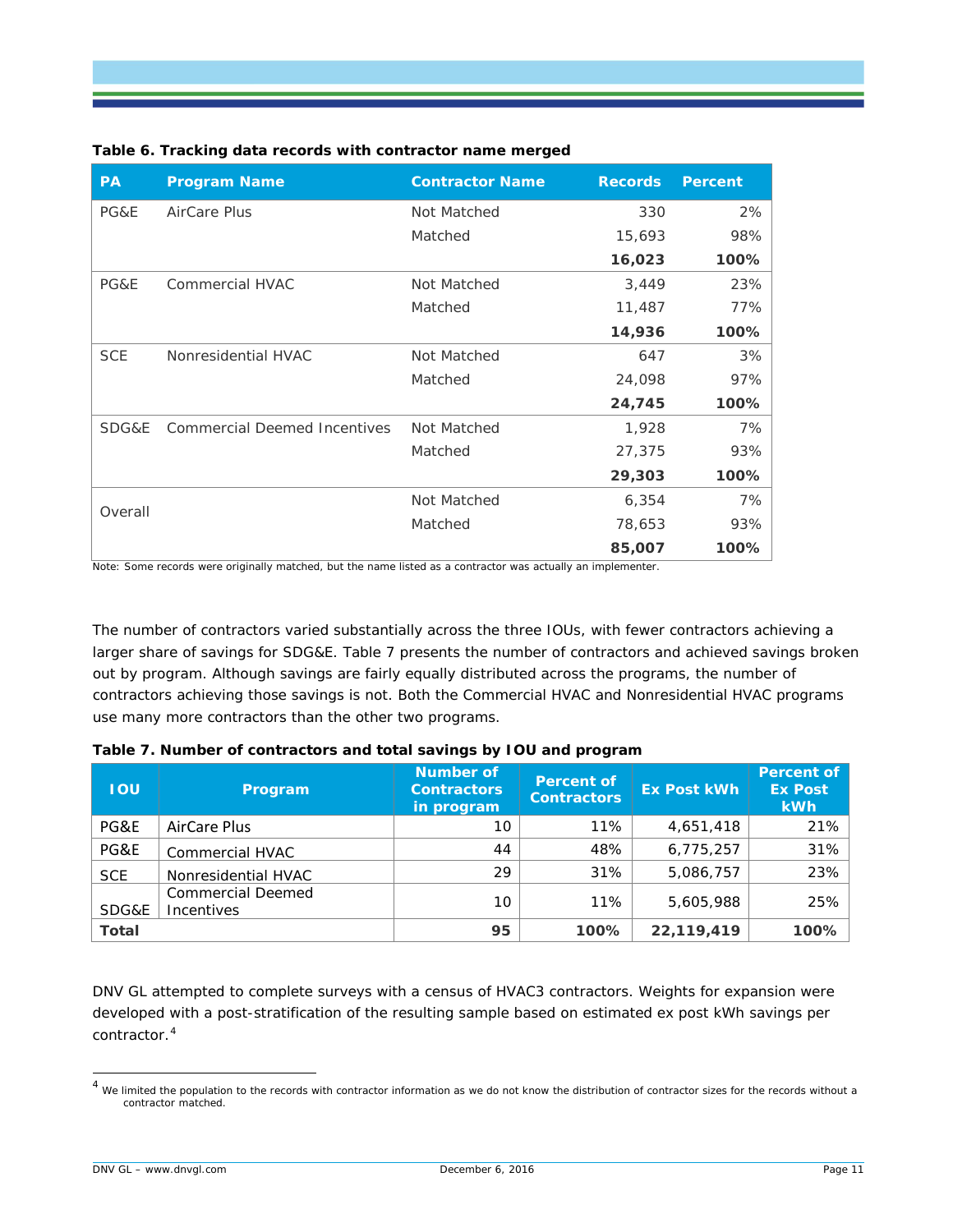**Table 6. Tracking data records with contractor name merged**

| PA | Program Name | Contractor Name | Records | Percent |
|---|---|---|---|---|
| PG&E | AirCare Plus | Not Matched | 330 | 2% |
| | | Matched | 15,693 | 98% |
| | | | **16,023** | **100%** |
| PG&E | Commercial HVAC | Not Matched | 3,449 | 23% |
| | | Matched | 11,487 | 77% |
| | | | **14,936** | **100%** |
| SCE | Nonresidential HVAC | Not Matched | 647 | 3% |
| | | Matched | 24,098 | 97% |
| | | | **24,745** | **100%** |
| SDG&E | Commercial Deemed Incentives | Not Matched | 1,928 | 7% |
| | | Matched | 27,375 | 93% |
| | | | **29,303** | **100%** |
| Overall | | Not Matched | 6,354 | 7% |
| | | Matched | 78,653 | 93% |
| | | | **85,007** | **100%** |

Note: Some records were originally matched, but the name listed as a contractor was actually an implementer.

The number of contractors varied substantially across the three IOUs, with fewer contractors achieving a larger share of savings for SDG&E. Table 7 presents the number of contractors and achieved savings broken out by program. Although savings are fairly equally distributed across the programs, the number of contractors achieving those savings is not. Both the Commercial HVAC and Nonresidential HVAC programs use many more contractors than the other two programs.

**Table 7. Number of contractors and total savings by IOU and program**

| IOU | Program | Number of Contractors in program | Percent of Contractors | Ex Post kWh | Percent of Ex Post kWh |
|---|---|---|---|---|---|
| PG&E | AirCare Plus | 10 | 11% | 4,651,418 | 21% |
| PG&E | Commercial HVAC | 44 | 48% | 6,775,257 | 31% |
| SCE | Nonresidential HVAC | 29 | 31% | 5,086,757 | 23% |
| SDG&E | Commercial Deemed Incentives | 10 | 11% | 5,605,988 | 25% |
| **Total** | | **95** | **100%** | **22,119,419** | **100%** |

DNV GL attempted to complete surveys with a census of HVAC3 contractors. Weights for expansion were developed with a post-stratification of the resulting sample based on estimated ex post kWh savings per contractor.[4]

[4] We limited the population to the records with contractor information as we do not know the distribution of contractor sizes for the records without a contractor matched.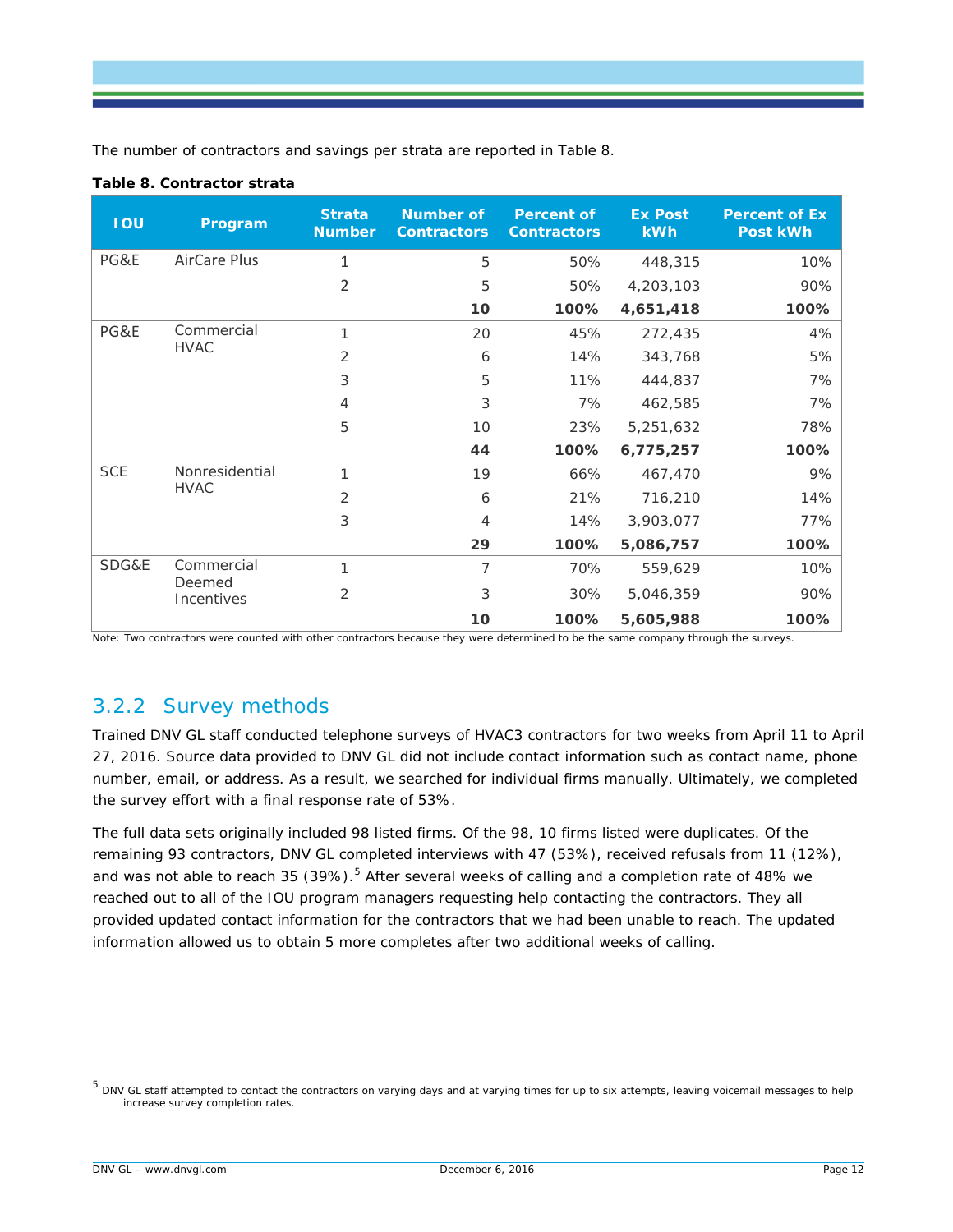The number of contractors and savings per strata are reported in Table 8.

**Table 8. Contractor strata**

| IOU | Program | Strata Number | Number of Contractors | Percent of Contractors | Ex Post kWh | Percent of Ex Post kWh |
|---|---|---|---|---|---|---|
| PG&E | AirCare Plus | 1 | 5 | 50% | 448,315 | 10% |
| | | 2 | 5 | 50% | 4,203,103 | 90% |
| | | | **10** | **100%** | **4,651,418** | **100%** |
| PG&E | Commercial HVAC | 1 | 20 | 45% | 272,435 | 4% |
| | | 2 | 6 | 14% | 343,768 | 5% |
| | | 3 | 5 | 11% | 444,837 | 7% |
| | | 4 | 3 | 7% | 462,585 | 7% |
| | | 5 | 10 | 23% | 5,251,632 | 78% |
| | | | **44** | **100%** | **6,775,257** | **100%** |
| SCE | Nonresidential HVAC | 1 | 19 | 66% | 467,470 | 9% |
| | | 2 | 6 | 21% | 716,210 | 14% |
| | | 3 | 4 | 14% | 3,903,077 | 77% |
| | | | **29** | **100%** | **5,086,757** | **100%** |
| SDG&E | Commercial Deemed Incentives | 1 | 7 | 70% | 559,629 | 10% |
| | | 2 | 3 | 30% | 5,046,359 | 90% |
| | | | **10** | **100%** | **5,605,988** | **100%** |

Note: Two contractors were counted with other contractors because they were determined to be the same company through the surveys.

### 3.2.2 Survey methods

Trained DNV GL staff conducted telephone surveys of HVAC3 contractors for two weeks from April 11 to April 27, 2016. Source data provided to DNV GL did not include contact information such as contact name, phone number, email, or address. As a result, we searched for individual firms manually. Ultimately, we completed the survey effort with a final response rate of 53%.

The full data sets originally included 98 listed firms. Of the 98, 10 firms listed were duplicates. Of the remaining 93 contractors, DNV GL completed interviews with 47 (53%), received refusals from 11 (12%), and was not able to reach 35 (39%).[5] After several weeks of calling and a completion rate of 48% we reached out to all of the IOU program managers requesting help contacting the contractors. They all provided updated contact information for the contractors that we had been unable to reach. The updated information allowed us to obtain 5 more completes after two additional weeks of calling.

[5] DNV GL staff attempted to contact the contractors on varying days and at varying times for up to six attempts, leaving voicemail messages to help increase survey completion rates.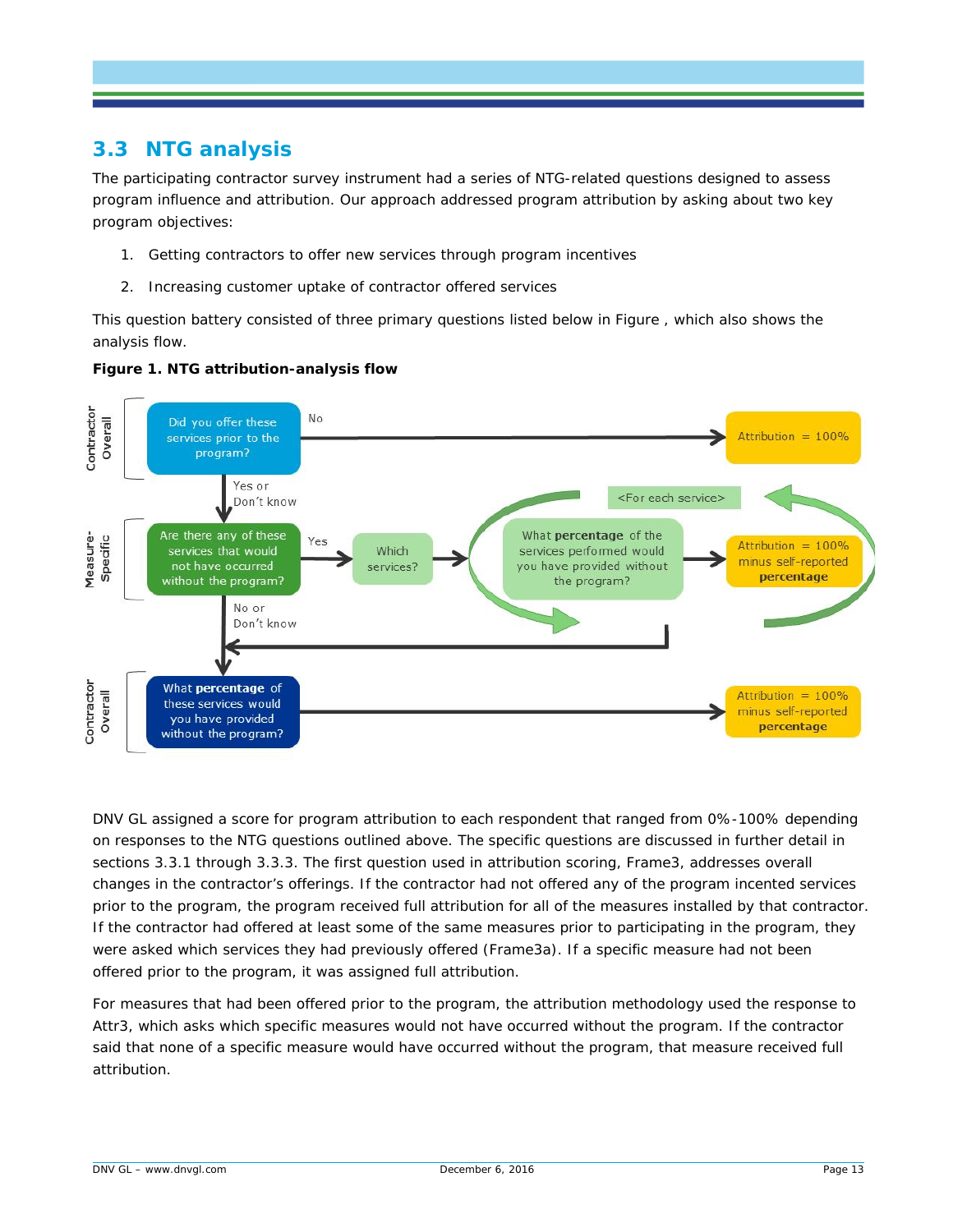## 3.3 NTG analysis

The participating contractor survey instrument had a series of NTG-related questions designed to assess program influence and attribution. Our approach addressed program attribution by asking about two key program objectives:

1. Getting contractors to offer new services through program incentives
2. Increasing customer uptake of contractor offered services

This question battery consisted of three primary questions listed below in Figure , which also shows the analysis flow.

**Figure 1. NTG attribution-analysis flow**

DNV GL assigned a score for program attribution to each respondent that ranged from 0%-100% depending on responses to the NTG questions outlined above. The specific questions are discussed in further detail in sections 3.3.1 through 3.3.3. The first question used in attribution scoring, Frame3, addresses overall changes in the contractor's offerings. If the contractor had not offered any of the program incented services prior to the program, the program received full attribution for all of the measures installed by that contractor. If the contractor had offered at least some of the same measures prior to participating in the program, they were asked which services they had previously offered (Frame3a). If a specific measure had not been offered prior to the program, it was assigned full attribution.

For measures that had been offered prior to the program, the attribution methodology used the response to Attr3, which asks which specific measures would not have occurred without the program. If the contractor said that none of a specific measure would have occurred without the program, that measure received full attribution.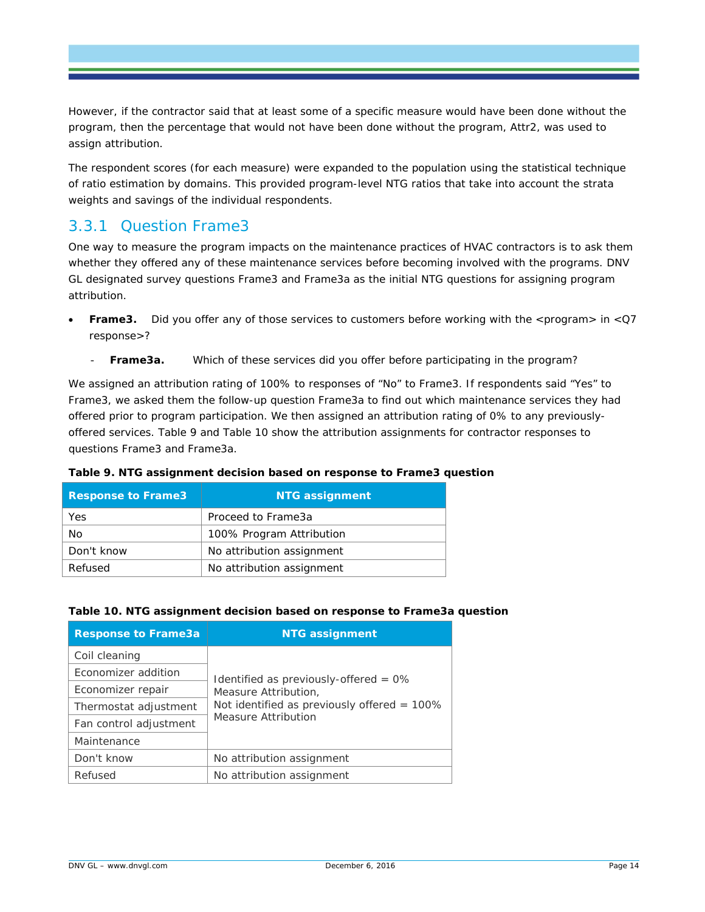However, if the contractor said that at least some of a specific measure would have been done without the program, then the percentage that would not have been done without the program, Attr2, was used to assign attribution.

The respondent scores (for each measure) were expanded to the population using the statistical technique of ratio estimation by domains. This provided program-level NTG ratios that take into account the strata weights and savings of the individual respondents.

### 3.3.1 Question Frame3

One way to measure the program impacts on the maintenance practices of HVAC contractors is to ask them whether they offered any of these maintenance services before becoming involved with the programs. DNV GL designated survey questions Frame3 and Frame3a as the initial NTG questions for assigning program attribution.

- **Frame3.** Did you offer any of those services to customers before working with the <program> in <Q7 response>?
  - **Frame3a.** Which of these services did you offer before participating in the program?

We assigned an attribution rating of 100% to responses of "No" to Frame3. If respondents said "Yes" to Frame3, we asked them the follow-up question Frame3a to find out which maintenance services they had offered prior to program participation. We then assigned an attribution rating of 0% to any previously-offered services. Table 9 and Table 10 show the attribution assignments for contractor responses to questions Frame3 and Frame3a.

**Table 9. NTG assignment decision based on response to Frame3 question**

| Response to Frame3 | NTG assignment |
|---|---|
| Yes | Proceed to Frame3a |
| No | 100% Program Attribution |
| Don't know | No attribution assignment |
| Refused | No attribution assignment |

**Table 10. NTG assignment decision based on response to Frame3a question**

| Response to Frame3a | NTG assignment |
|---|---|
| Coil cleaning | Identified as previously-offered = 0% Measure Attribution, Not identified as previously offered = 100% Measure Attribution |
| Economizer addition | |
| Economizer repair | |
| Thermostat adjustment | |
| Fan control adjustment | |
| Maintenance | |
| Don't know | No attribution assignment |
| Refused | No attribution assignment |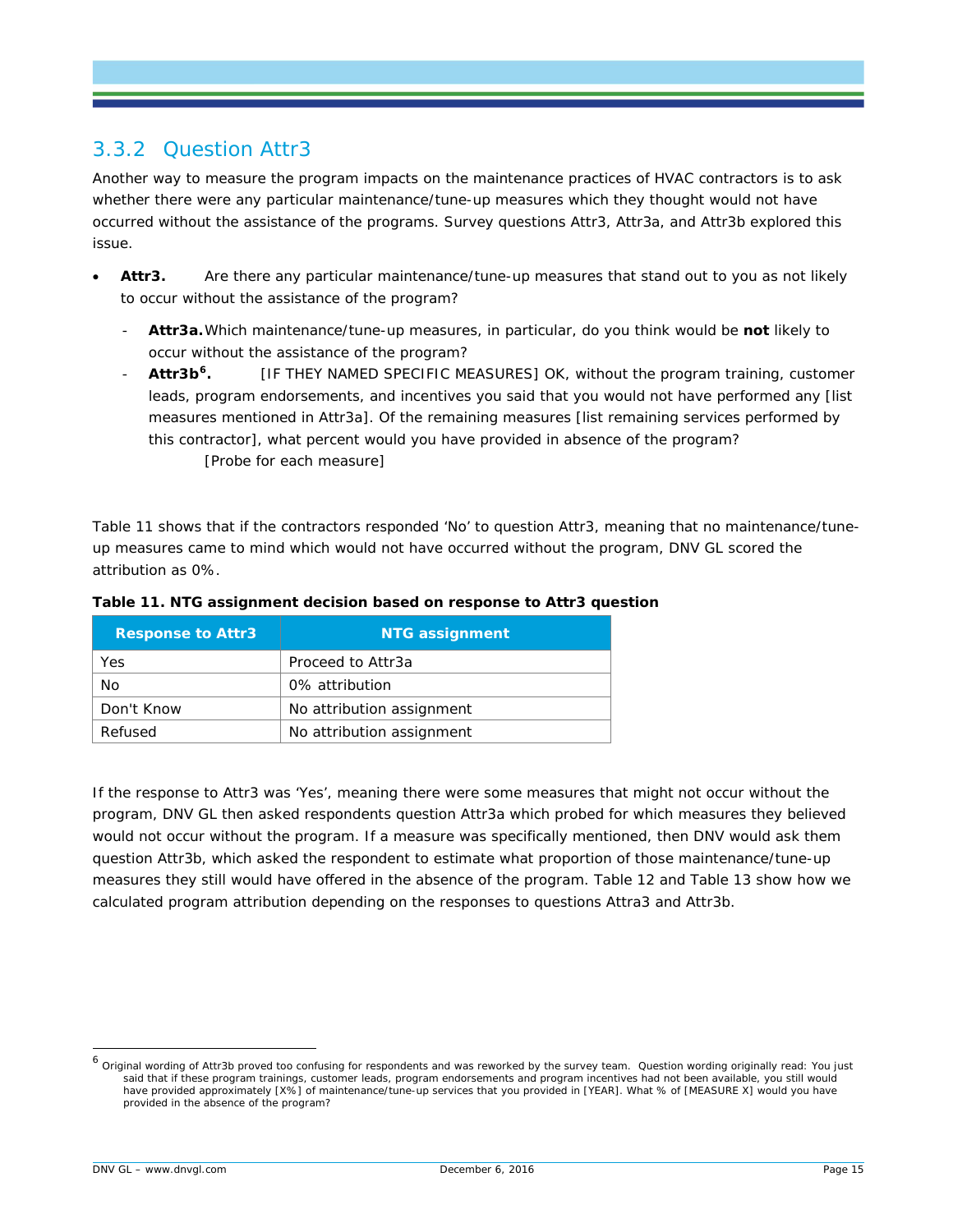### 3.3.2 Question Attr3

Another way to measure the program impacts on the maintenance practices of HVAC contractors is to ask whether there were any particular maintenance/tune-up measures which they thought would not have occurred without the assistance of the programs. Survey questions Attr3, Attr3a, and Attr3b explored this issue.

- **Attr3.** Are there any particular maintenance/tune-up measures that stand out to you as not likely to occur without the assistance of the program?
  - **Attr3a.** Which maintenance/tune-up measures, in particular, do you think would be **not** likely to occur without the assistance of the program?
  - **Attr3b[6].** [IF THEY NAMED SPECIFIC MEASURES] OK, without the program training, customer leads, program endorsements, and incentives you said that you would not have performed any [list measures mentioned in Attr3a]. Of the remaining measures [list remaining services performed by this contractor], what percent would you have provided in absence of the program? [Probe for each measure]

Table 11 shows that if the contractors responded 'No' to question Attr3, meaning that no maintenance/tune-up measures came to mind which would not have occurred without the program, DNV GL scored the attribution as 0%.

**Table 11. NTG assignment decision based on response to Attr3 question**

| Response to Attr3 | NTG assignment |
|---|---|
| Yes | Proceed to Attr3a |
| No | 0% attribution |
| Don't Know | No attribution assignment |
| Refused | No attribution assignment |

If the response to Attr3 was 'Yes', meaning there were some measures that might not occur without the program, DNV GL then asked respondents question Attr3a which probed for which measures they believed would not occur without the program. If a measure was specifically mentioned, then DNV would ask them question Attr3b, which asked the respondent to estimate what proportion of those maintenance/tune-up measures they still would have offered in the absence of the program. Table 12 and Table 13 show how we calculated program attribution depending on the responses to questions Attra3 and Attr3b.

---

[6] Original wording of Attr3b proved too confusing for respondents and was reworked by the survey team. Question wording originally read: You just said that if these program trainings, customer leads, program endorsements and program incentives had not been available, you still would have provided approximately [X%] of maintenance/tune-up services that you provided in [YEAR]. What % of [MEASURE X] would you have provided in the absence of the program?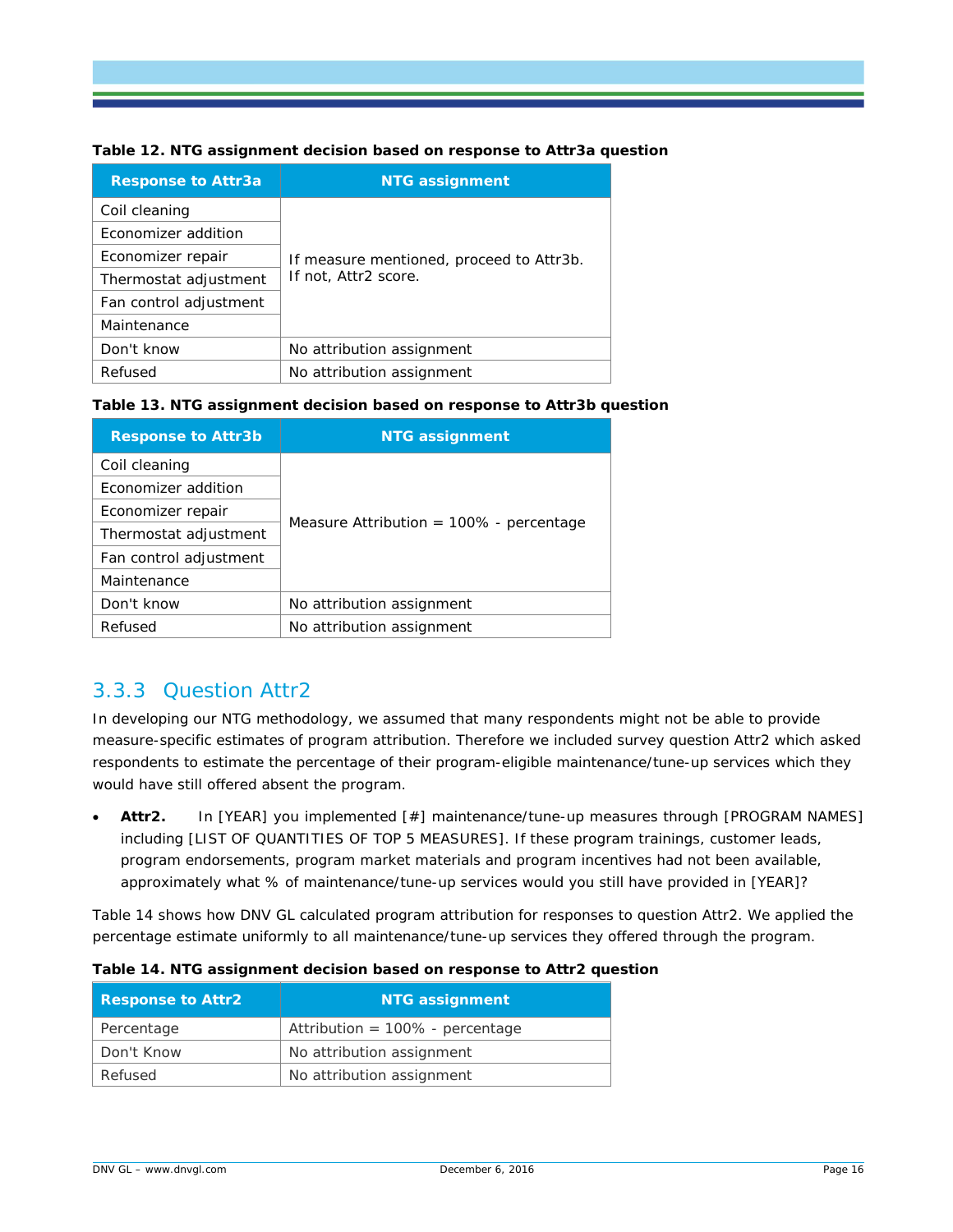**Table 12. NTG assignment decision based on response to Attr3a question**

| Response to Attr3a | NTG assignment |
|---|---|
| Coil cleaning | If measure mentioned, proceed to Attr3b. If not, Attr2 score. |
| Economizer addition | |
| Economizer repair | |
| Thermostat adjustment | |
| Fan control adjustment | |
| Maintenance | |
| Don't know | No attribution assignment |
| Refused | No attribution assignment |

**Table 13. NTG assignment decision based on response to Attr3b question**

| Response to Attr3b | NTG assignment |
|---|---|
| Coil cleaning | Measure Attribution = 100% - percentage |
| Economizer addition | |
| Economizer repair | |
| Thermostat adjustment | |
| Fan control adjustment | |
| Maintenance | |
| Don't know | No attribution assignment |
| Refused | No attribution assignment |

### 3.3.3 Question Attr2

In developing our NTG methodology, we assumed that many respondents might not be able to provide measure-specific estimates of program attribution. Therefore we included survey question Attr2 which asked respondents to estimate the percentage of their program-eligible maintenance/tune-up services which they would have still offered absent the program.

- **Attr2.** In [YEAR] you implemented [#] maintenance/tune-up measures through [PROGRAM NAMES] including [LIST OF QUANTITIES OF TOP 5 MEASURES]. If these program trainings, customer leads, program endorsements, program market materials and program incentives had not been available, approximately what % of maintenance/tune-up services would you still have provided in [YEAR]?

Table 14 shows how DNV GL calculated program attribution for responses to question Attr2. We applied the percentage estimate uniformly to all maintenance/tune-up services they offered through the program.

**Table 14. NTG assignment decision based on response to Attr2 question**

| Response to Attr2 | NTG assignment |
|---|---|
| Percentage | Attribution = 100% - percentage |
| Don't Know | No attribution assignment |
| Refused | No attribution assignment |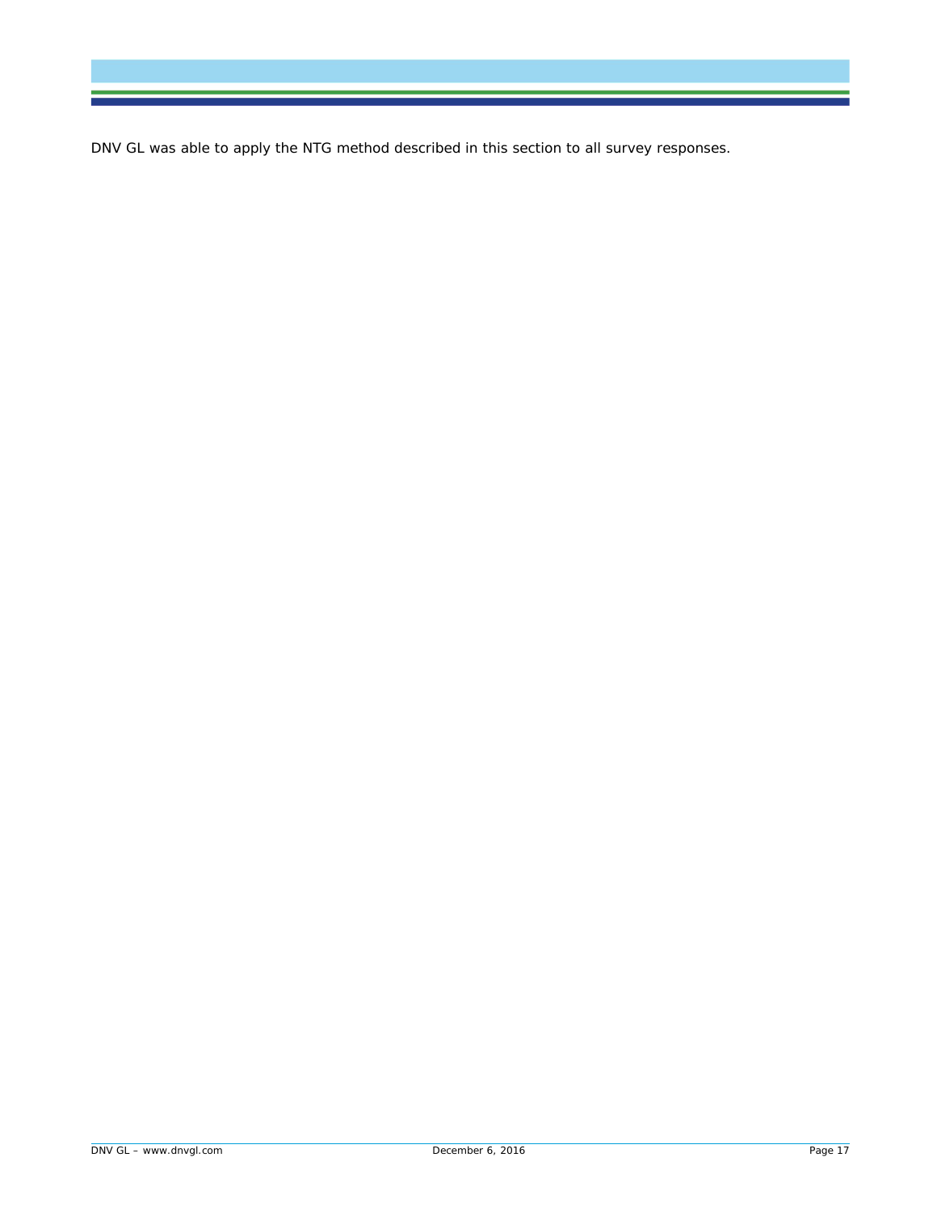DNV GL was able to apply the NTG method described in this section to all survey responses.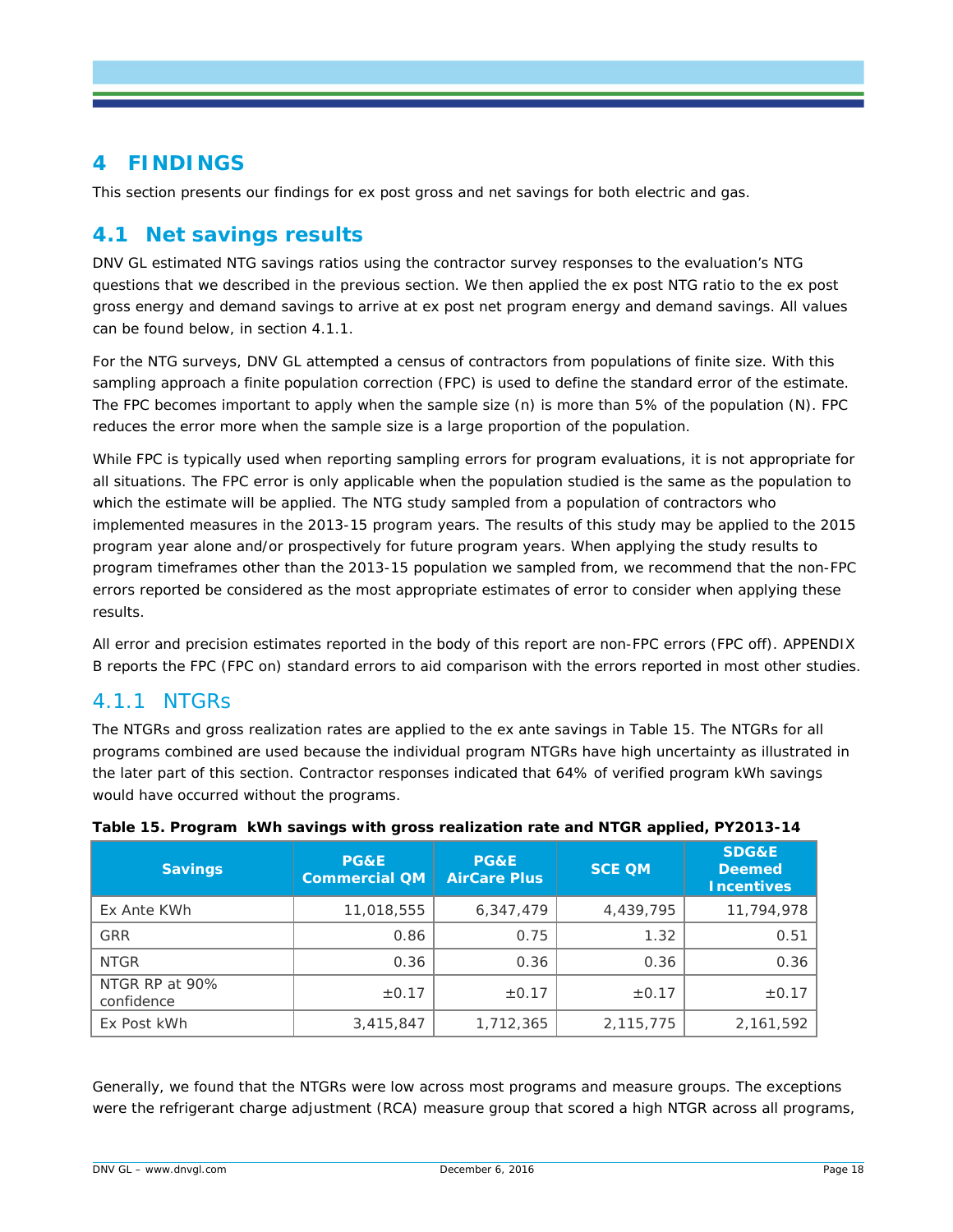# 4 FINDINGS

This section presents our findings for ex post gross and net savings for both electric and gas.

## 4.1 Net savings results

DNV GL estimated NTG savings ratios using the contractor survey responses to the evaluation's NTG questions that we described in the previous section. We then applied the ex post NTG ratio to the ex post gross energy and demand savings to arrive at ex post net program energy and demand savings. All values can be found below, in section 4.1.1.

For the NTG surveys, DNV GL attempted a census of contractors from populations of finite size. With this sampling approach a finite population correction (FPC) is used to define the standard error of the estimate. The FPC becomes important to apply when the sample size (n) is more than 5% of the population (N). FPC reduces the error more when the sample size is a large proportion of the population.

While FPC is typically used when reporting sampling errors for program evaluations, it is not appropriate for all situations. The FPC error is only applicable when the population studied is the same as the population to which the estimate will be applied. The NTG study sampled from a population of contractors who implemented measures in the 2013-15 program years. The results of this study may be applied to the 2015 program year alone and/or prospectively for future program years. When applying the study results to program timeframes other than the 2013-15 population we sampled from, we recommend that the non-FPC errors reported be considered as the most appropriate estimates of error to consider when applying these results.

All error and precision estimates reported in the body of this report are non-FPC errors (FPC off). APPENDIX B reports the FPC (FPC on) standard errors to aid comparison with the errors reported in most other studies.

### 4.1.1 NTGRs

The NTGRs and gross realization rates are applied to the ex ante savings in Table 15. The NTGRs for all programs combined are used because the individual program NTGRs have high uncertainty as illustrated in the later part of this section. Contractor responses indicated that 64% of verified program kWh savings would have occurred without the programs.

**Table 15. Program kWh savings with gross realization rate and NTGR applied, PY2013-14**

| Savings | PG&E Commercial QM | PG&E AirCare Plus | SCE QM | SDG&E Deemed Incentives |
|---|---|---|---|---|
| Ex Ante KWh | 11,018,555 | 6,347,479 | 4,439,795 | 11,794,978 |
| GRR | 0.86 | 0.75 | 1.32 | 0.51 |
| NTGR | 0.36 | 0.36 | 0.36 | 0.36 |
| NTGR RP at 90% confidence | ±0.17 | ±0.17 | ±0.17 | ±0.17 |
| Ex Post kWh | 3,415,847 | 1,712,365 | 2,115,775 | 2,161,592 |

Generally, we found that the NTGRs were low across most programs and measure groups. The exceptions were the refrigerant charge adjustment (RCA) measure group that scored a high NTGR across all programs,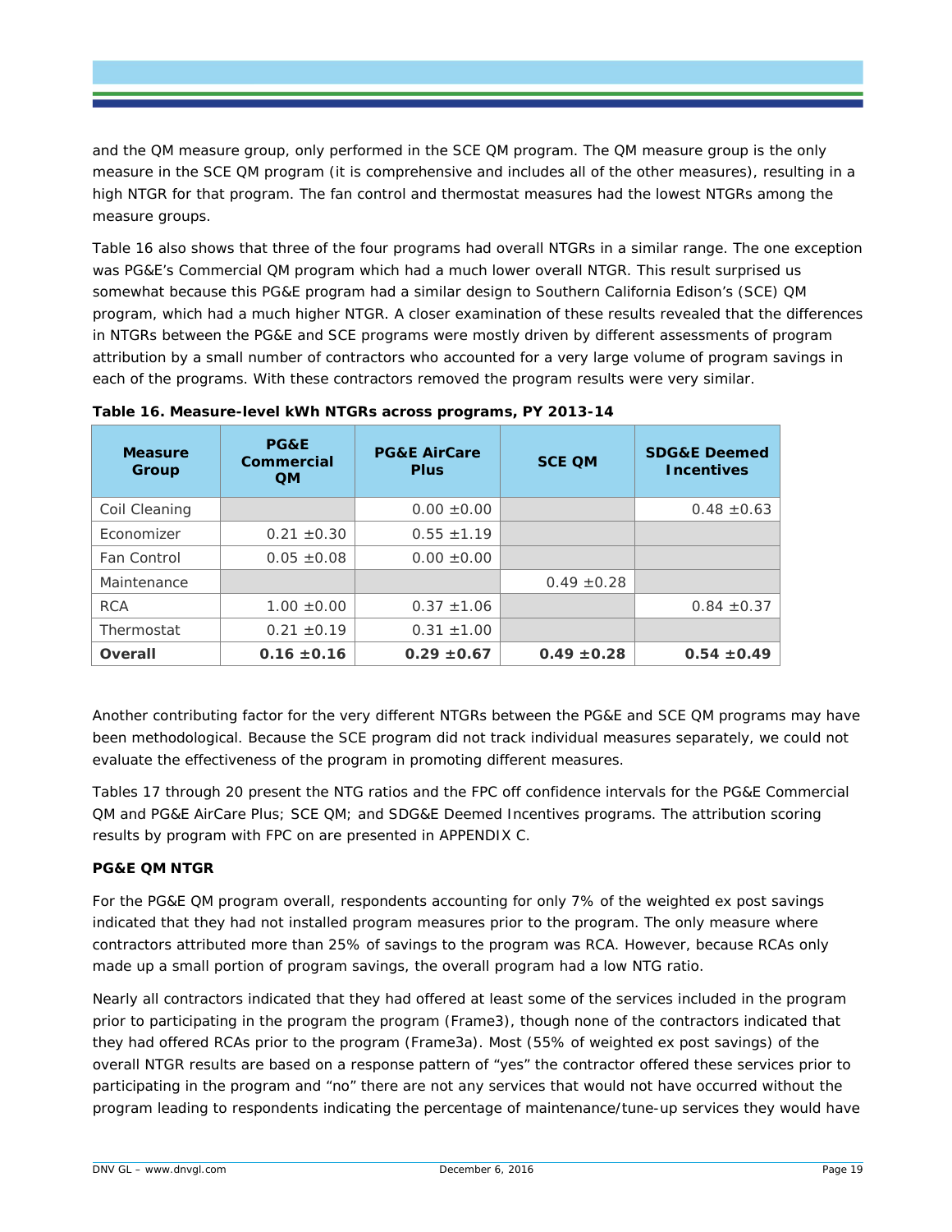and the QM measure group, only performed in the SCE QM program. The QM measure group is the only measure in the SCE QM program (it is comprehensive and includes all of the other measures), resulting in a high NTGR for that program. The fan control and thermostat measures had the lowest NTGRs among the measure groups.

Table 16 also shows that three of the four programs had overall NTGRs in a similar range. The one exception was PG&E's Commercial QM program which had a much lower overall NTGR. This result surprised us somewhat because this PG&E program had a similar design to Southern California Edison's (SCE) QM program, which had a much higher NTGR. A closer examination of these results revealed that the differences in NTGRs between the PG&E and SCE programs were mostly driven by different assessments of program attribution by a small number of contractors who accounted for a very large volume of program savings in each of the programs. With these contractors removed the program results were very similar.

**Table 16. Measure-level kWh NTGRs across programs, PY 2013-14**

| Measure Group | PG&E Commercial QM | PG&E AirCare Plus | SCE QM | SDG&E Deemed Incentives |
|---|---|---|---|---|
| Coil Cleaning | | 0.00 ±0.00 | | 0.48 ±0.63 |
| Economizer | 0.21 ±0.30 | 0.55 ±1.19 | | |
| Fan Control | 0.05 ±0.08 | 0.00 ±0.00 | | |
| Maintenance | | | 0.49 ±0.28 | |
| RCA | 1.00 ±0.00 | 0.37 ±1.06 | | 0.84 ±0.37 |
| Thermostat | 0.21 ±0.19 | 0.31 ±1.00 | | |
| **Overall** | **0.16 ±0.16** | **0.29 ±0.67** | **0.49 ±0.28** | **0.54 ±0.49** |

Another contributing factor for the very different NTGRs between the PG&E and SCE QM programs may have been methodological. Because the SCE program did not track individual measures separately, we could not evaluate the effectiveness of the program in promoting different measures.

Tables 17 through 20 present the NTG ratios and the FPC off confidence intervals for the PG&E Commercial QM and PG&E AirCare Plus; SCE QM; and SDG&E Deemed Incentives programs. The attribution scoring results by program with FPC on are presented in APPENDIX C.

**PG&E QM NTGR**

For the PG&E QM program overall, respondents accounting for only 7% of the weighted ex post savings indicated that they had not installed program measures prior to the program. The only measure where contractors attributed more than 25% of savings to the program was RCA. However, because RCAs only made up a small portion of program savings, the overall program had a low NTG ratio.

Nearly all contractors indicated that they had offered at least some of the services included in the program prior to participating in the program the program (Frame3), though none of the contractors indicated that they had offered RCAs prior to the program (Frame3a). Most (55% of weighted ex post savings) of the overall NTGR results are based on a response pattern of "yes" the contractor offered these services prior to participating in the program and "no" there are not any services that would not have occurred without the program leading to respondents indicating the percentage of maintenance/tune-up services they would have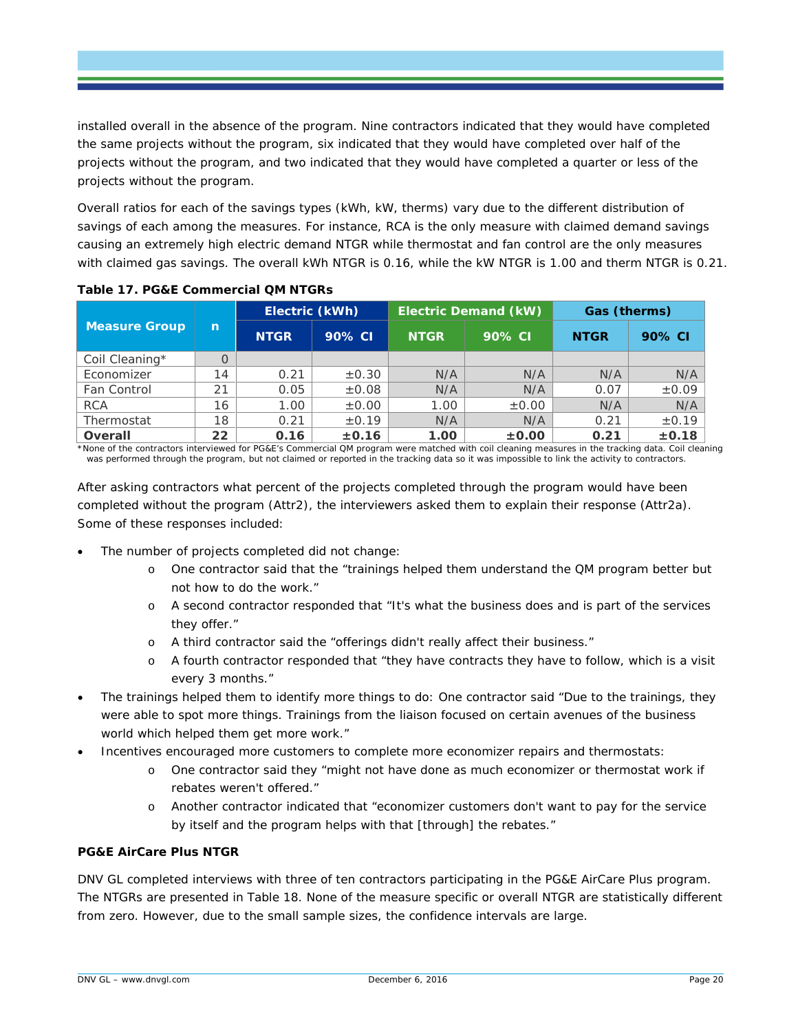installed overall in the absence of the program. Nine contractors indicated that they would have completed the same projects without the program, six indicated that they would have completed over half of the projects without the program, and two indicated that they would have completed a quarter or less of the projects without the program.

Overall ratios for each of the savings types (kWh, kW, therms) vary due to the different distribution of savings of each among the measures. For instance, RCA is the only measure with claimed demand savings causing an extremely high electric demand NTGR while thermostat and fan control are the only measures with claimed gas savings. The overall kWh NTGR is 0.16, while the kW NTGR is 1.00 and therm NTGR is 0.21.

**Table 17. PG&E Commercial QM NTGRs**

| Measure Group | n | Electric (kWh) | | Electric Demand (kW) | | Gas (therms) | |
|---|---|---|---|---|---|---|---|
| | | NTGR | 90% CI | NTGR | 90% CI | NTGR | 90% CI |
| Coil Cleaning* | 0 | | | | | | |
| Economizer | 14 | 0.21 | ±0.30 | N/A | N/A | N/A | N/A |
| Fan Control | 21 | 0.05 | ±0.08 | N/A | N/A | 0.07 | ±0.09 |
| RCA | 16 | 1.00 | ±0.00 | 1.00 | ±0.00 | N/A | N/A |
| Thermostat | 18 | 0.21 | ±0.19 | N/A | N/A | 0.21 | ±0.19 |
| **Overall** | **22** | **0.16** | **±0.16** | **1.00** | **±0.00** | **0.21** | **±0.18** |

*None of the contractors interviewed for PG&E's Commercial QM program were matched with coil cleaning measures in the tracking data. Coil cleaning was performed through the program, but not claimed or reported in the tracking data so it was impossible to link the activity to contractors.

After asking contractors what percent of the projects completed through the program would have been completed without the program (Attr2), the interviewers asked them to explain their response (Attr2a). Some of these responses included:

- The number of projects completed did not change:
  - One contractor said that the "trainings helped them understand the QM program better but not how to do the work."
  - A second contractor responded that "It's what the business does and is part of the services they offer."
  - A third contractor said the "offerings didn't really affect their business."
  - A fourth contractor responded that "they have contracts they have to follow, which is a visit every 3 months."
- The trainings helped them to identify more things to do: One contractor said "Due to the trainings, they were able to spot more things. Trainings from the liaison focused on certain avenues of the business world which helped them get more work."
- Incentives encouraged more customers to complete more economizer repairs and thermostats:
  - One contractor said they "might not have done as much economizer or thermostat work if rebates weren't offered."
  - Another contractor indicated that "economizer customers don't want to pay for the service by itself and the program helps with that [through] the rebates."

**PG&E AirCare Plus NTGR**

DNV GL completed interviews with three of ten contractors participating in the PG&E AirCare Plus program. The NTGRs are presented in Table 18. None of the measure specific or overall NTGR are statistically different from zero. However, due to the small sample sizes, the confidence intervals are large.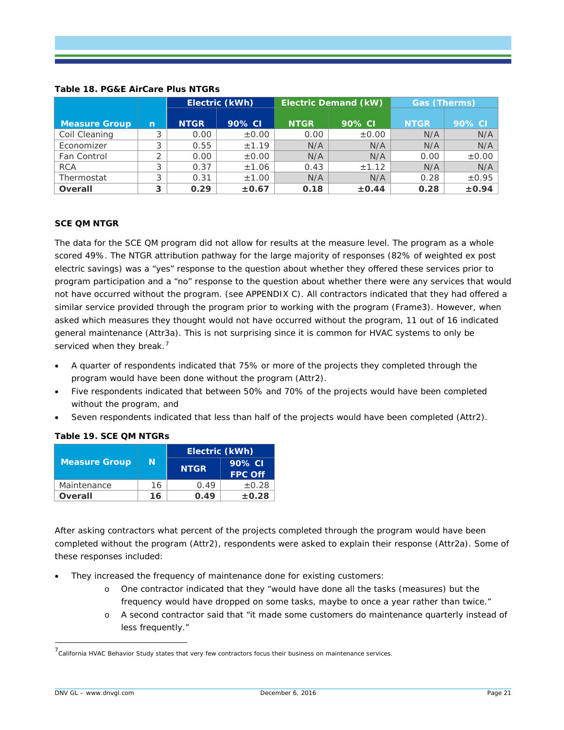**Table 18. PG&E AirCare Plus NTGRs**

| Measure Group | n | Electric (kWh) | | Electric Demand (kW) | | Gas (Therms) | |
|---|---|---|---|---|---|---|---|
| | | NTGR | 90% CI | NTGR | 90% CI | NTGR | 90% CI |
| Coil Cleaning | 3 | 0.00 | ±0.00 | 0.00 | ±0.00 | N/A | N/A |
| Economizer | 3 | 0.55 | ±1.19 | N/A | N/A | N/A | N/A |
| Fan Control | 2 | 0.00 | ±0.00 | N/A | N/A | 0.00 | ±0.00 |
| RCA | 3 | 0.37 | ±1.06 | 0.43 | ±1.12 | N/A | N/A |
| Thermostat | 3 | 0.31 | ±1.00 | N/A | N/A | 0.28 | ±0.95 |
| **Overall** | **3** | **0.29** | **±0.67** | **0.18** | **±0.44** | **0.28** | **±0.94** |

**SCE QM NTGR**

The data for the SCE QM program did not allow for results at the measure level. The program as a whole scored 49%. The NTGR attribution pathway for the large majority of responses (82% of weighted ex post electric savings) was a "yes" response to the question about whether they offered these services prior to program participation and a "no" response to the question about whether there were any services that would not have occurred without the program. (see APPENDIX C). All contractors indicated that they had offered a similar service provided through the program prior to working with the program (Frame3). However, when asked which measures they thought would not have occurred without the program, 11 out of 16 indicated general maintenance (Attr3a). This is not surprising since it is common for HVAC systems to only be serviced when they break.[7]

- A quarter of respondents indicated that 75% or more of the projects they completed through the program would have been done without the program (Attr2).
- Five respondents indicated that between 50% and 70% of the projects would have been completed without the program, and
- Seven respondents indicated that less than half of the projects would have been completed (Attr2).

**Table 19. SCE QM NTGRs**

| Measure Group | N | Electric (kWh) | |
|---|---|---|---|
| | | NTGR | 90% CI FPC Off |
| Maintenance | 16 | 0.49 | ±0.28 |
| **Overall** | **16** | **0.49** | **±0.28** |

After asking contractors what percent of the projects completed through the program would have been completed without the program (Attr2), respondents were asked to explain their response (Attr2a). Some of these responses included:

- They increased the frequency of maintenance done for existing customers:
  - One contractor indicated that they "would have done all the tasks (measures) but the frequency would have dropped on some tasks, maybe to once a year rather than twice."
  - A second contractor said that "it made some customers do maintenance quarterly instead of less frequently."

[7] California HVAC Behavior Study states that very few contractors focus their business on maintenance services.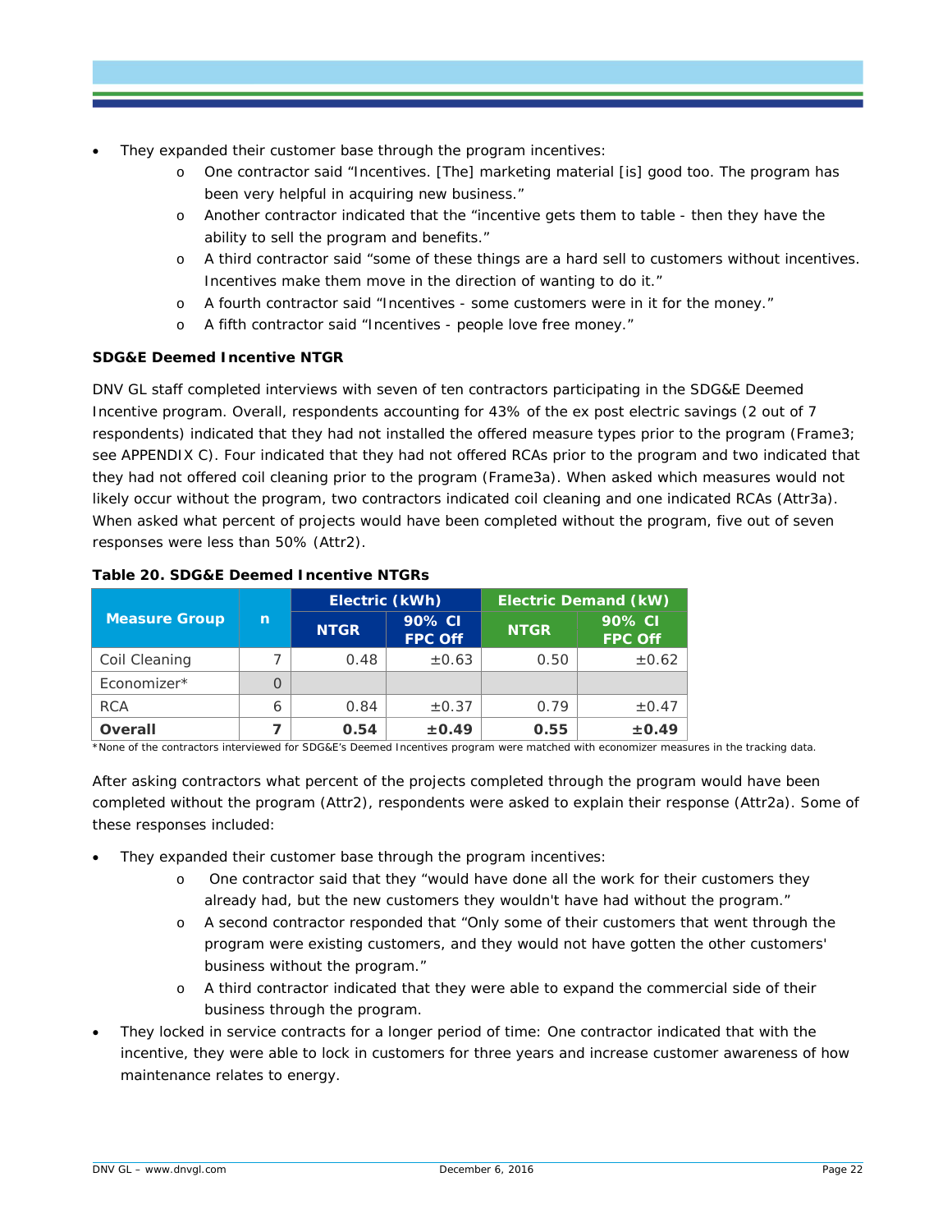- They expanded their customer base through the program incentives:
    - One contractor said “Incentives. [The] marketing material [is] good too. The program has been very helpful in acquiring new business.”
    - Another contractor indicated that the “incentive gets them to table - then they have the ability to sell the program and benefits.”
    - A third contractor said “some of these things are a hard sell to customers without incentives. Incentives make them move in the direction of wanting to do it.”
    - A fourth contractor said “Incentives - some customers were in it for the money.”
    - A fifth contractor said “Incentives - people love free money.”

**SDG&E Deemed Incentive NTGR**

DNV GL staff completed interviews with seven of ten contractors participating in the SDG&E Deemed Incentive program. Overall, respondents accounting for 43% of the ex post electric savings (2 out of 7 respondents) indicated that they had not installed the offered measure types prior to the program (Frame3; see APPENDIX C). Four indicated that they had not offered RCAs prior to the program and two indicated that they had not offered coil cleaning prior to the program (Frame3a). When asked which measures would not likely occur without the program, two contractors indicated coil cleaning and one indicated RCAs (Attr3a). When asked what percent of projects would have been completed without the program, five out of seven responses were less than 50% (Attr2).

**Table 20. SDG&E Deemed Incentive NTGRs**

| Measure Group | n | Electric (kWh) | | Electric Demand (kW) | |
|---|---|---|---|---|---|
| | | NTGR | 90% CI FPC Off | NTGR | 90% CI FPC Off |
| Coil Cleaning | 7 | 0.48 | ±0.63 | 0.50 | ±0.62 |
| Economizer* | 0 | | | | |
| RCA | 6 | 0.84 | ±0.37 | 0.79 | ±0.47 |
| **Overall** | **7** | **0.54** | **±0.49** | **0.55** | **±0.49** |

*None of the contractors interviewed for SDG&E’s Deemed Incentives program were matched with economizer measures in the tracking data.

After asking contractors what percent of the projects completed through the program would have been completed without the program (Attr2), respondents were asked to explain their response (Attr2a). Some of these responses included:

- They expanded their customer base through the program incentives:
    - One contractor said that they “would have done all the work for their customers they already had, but the new customers they wouldn't have had without the program.”
    - A second contractor responded that “Only some of their customers that went through the program were existing customers, and they would not have gotten the other customers' business without the program.”
    - A third contractor indicated that they were able to expand the commercial side of their business through the program.
- They locked in service contracts for a longer period of time: One contractor indicated that with the incentive, they were able to lock in customers for three years and increase customer awareness of how maintenance relates to energy.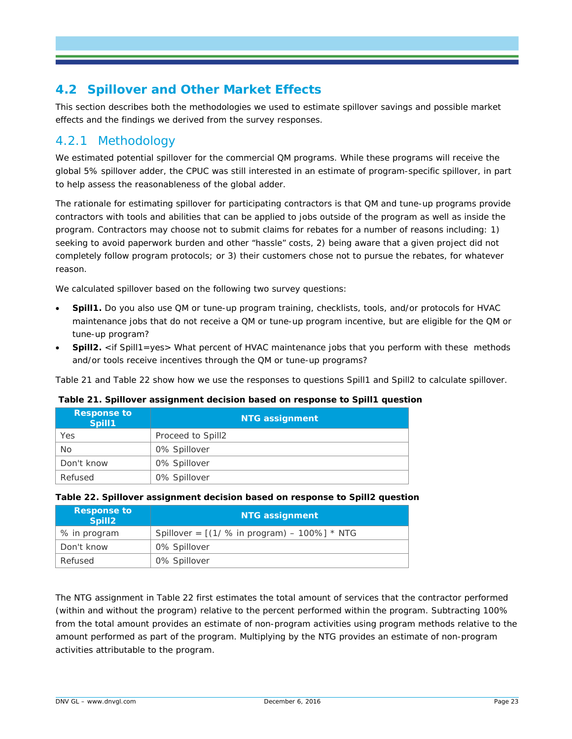## 4.2 Spillover and Other Market Effects

This section describes both the methodologies we used to estimate spillover savings and possible market effects and the findings we derived from the survey responses.

### 4.2.1 Methodology

We estimated potential spillover for the commercial QM programs. While these programs will receive the global 5% spillover adder, the CPUC was still interested in an estimate of program-specific spillover, in part to help assess the reasonableness of the global adder.

The rationale for estimating spillover for participating contractors is that QM and tune-up programs provide contractors with tools and abilities that can be applied to jobs outside of the program as well as inside the program. Contractors may choose not to submit claims for rebates for a number of reasons including: 1) seeking to avoid paperwork burden and other "hassle" costs, 2) being aware that a given project did not completely follow program protocols; or 3) their customers chose not to pursue the rebates, for whatever reason.

We calculated spillover based on the following two survey questions:

- **Spill1.** Do you also use QM or tune-up program training, checklists, tools, and/or protocols for HVAC maintenance jobs that do not receive a QM or tune-up program incentive, but are eligible for the QM or tune-up program?
- **Spill2.** <if Spill1=yes> What percent of HVAC maintenance jobs that you perform with these methods and/or tools receive incentives through the QM or tune-up programs?

Table 21 and Table 22 show how we use the responses to questions Spill1 and Spill2 to calculate spillover.

**Table 21. Spillover assignment decision based on response to Spill1 question**

| Response to Spill1 | NTG assignment |
|---|---|
| Yes | Proceed to Spill2 |
| No | 0% Spillover |
| Don't know | 0% Spillover |
| Refused | 0% Spillover |

**Table 22. Spillover assignment decision based on response to Spill2 question**

| Response to Spill2 | NTG assignment |
|---|---|
| % in program | Spillover = [(1/ % in program) – 100%] * NTG |
| Don't know | 0% Spillover |
| Refused | 0% Spillover |

The NTG assignment in Table 22 first estimates the total amount of services that the contractor performed (within and without the program) relative to the percent performed within the program. Subtracting 100% from the total amount provides an estimate of non-program activities using program methods relative to the amount performed as part of the program. Multiplying by the NTG provides an estimate of non-program activities attributable to the program.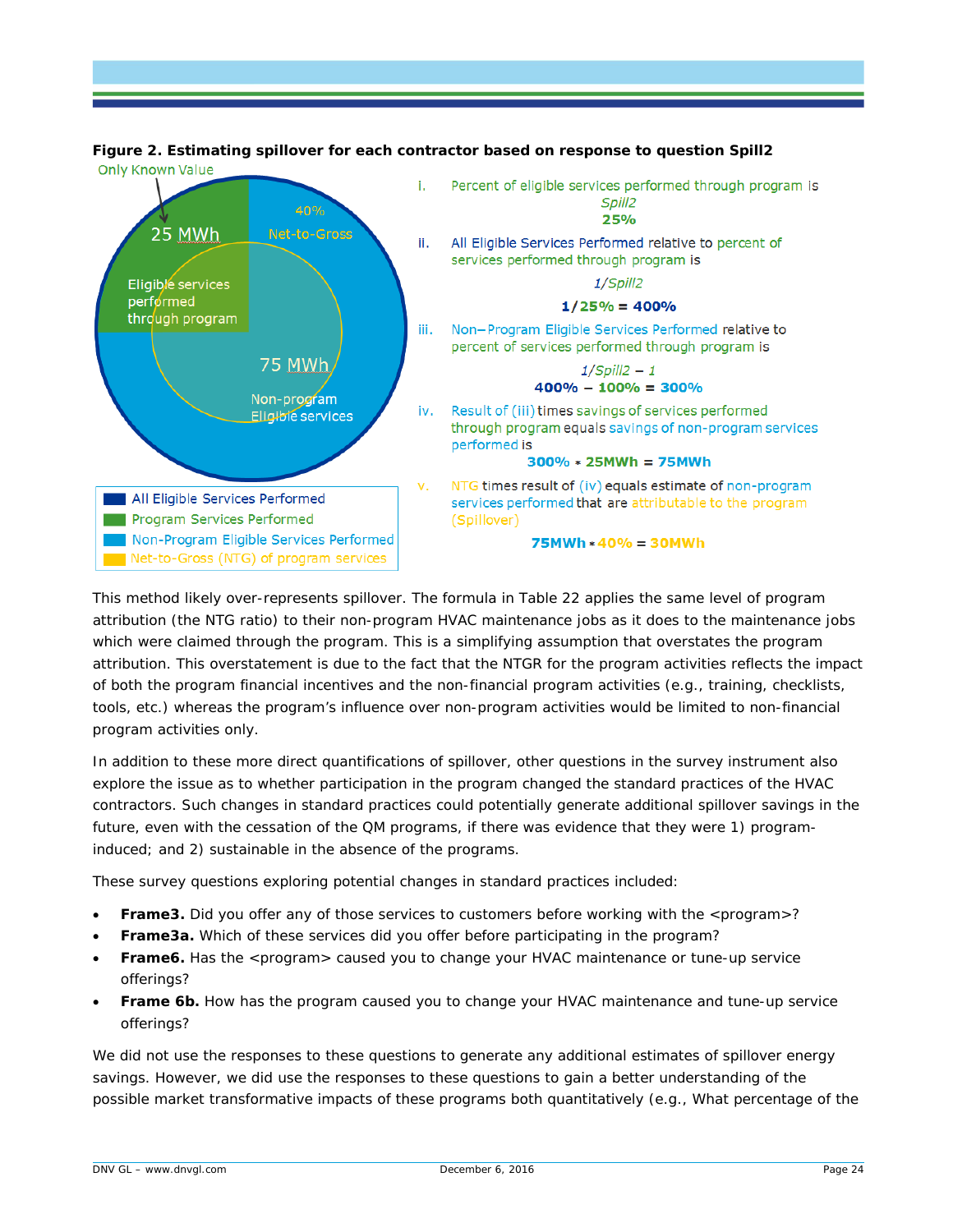**Figure 2. Estimating spillover for each contractor based on response to question Spill2**

Only Known Value

25 MWh

Eligible services performed through program

40%

Net-to-Gross

75 MWh

Non-program Eligible services

- All Eligible Services Performed
- Program Services Performed
- Non-Program Eligible Services Performed
- Net-to-Gross (NTG) of program services

i. Percent of eligible services performed through program is

*Spill2*

**25%**

ii. All Eligible Services Performed relative to percent of services performed through program is

*1/Spill2*

**1/25% = 400%**

iii. Non−Program Eligible Services Performed relative to percent of services performed through program is

*1/Spill2 − 1*

**400% − 100% = 300%**

iv. Result of (iii) times savings of services performed through program equals savings of non-program services performed is

**300% * 25MWh = 75MWh**

v. NTG times result of (iv) equals estimate of non-program services performed that are attributable to the program (Spillover)

**75MWh * 40% = 30MWh**

This method likely over-represents spillover. The formula in Table 22 applies the same level of program attribution (the NTG ratio) to their non-program HVAC maintenance jobs as it does to the maintenance jobs which were claimed through the program. This is a simplifying assumption that overstates the program attribution. This overstatement is due to the fact that the NTGR for the program activities reflects the impact of both the program financial incentives and the non-financial program activities (e.g., training, checklists, tools, etc.) whereas the program's influence over non-program activities would be limited to non-financial program activities only.

In addition to these more direct quantifications of spillover, other questions in the survey instrument also explore the issue as to whether participation in the program changed the standard practices of the HVAC contractors. Such changes in standard practices could potentially generate additional spillover savings in the future, even with the cessation of the QM programs, if there was evidence that they were 1) program-induced; and 2) sustainable in the absence of the programs.

These survey questions exploring potential changes in standard practices included:

- **Frame3.** Did you offer any of those services to customers before working with the <program>?
- **Frame3a.** Which of these services did you offer before participating in the program?
- **Frame6.** Has the <program> caused you to change your HVAC maintenance or tune-up service offerings?
- **Frame 6b.** How has the program caused you to change your HVAC maintenance and tune-up service offerings?

We did not use the responses to these questions to generate any additional estimates of spillover energy savings. However, we did use the responses to these questions to gain a better understanding of the possible market transformative impacts of these programs both quantitatively (e.g., What percentage of the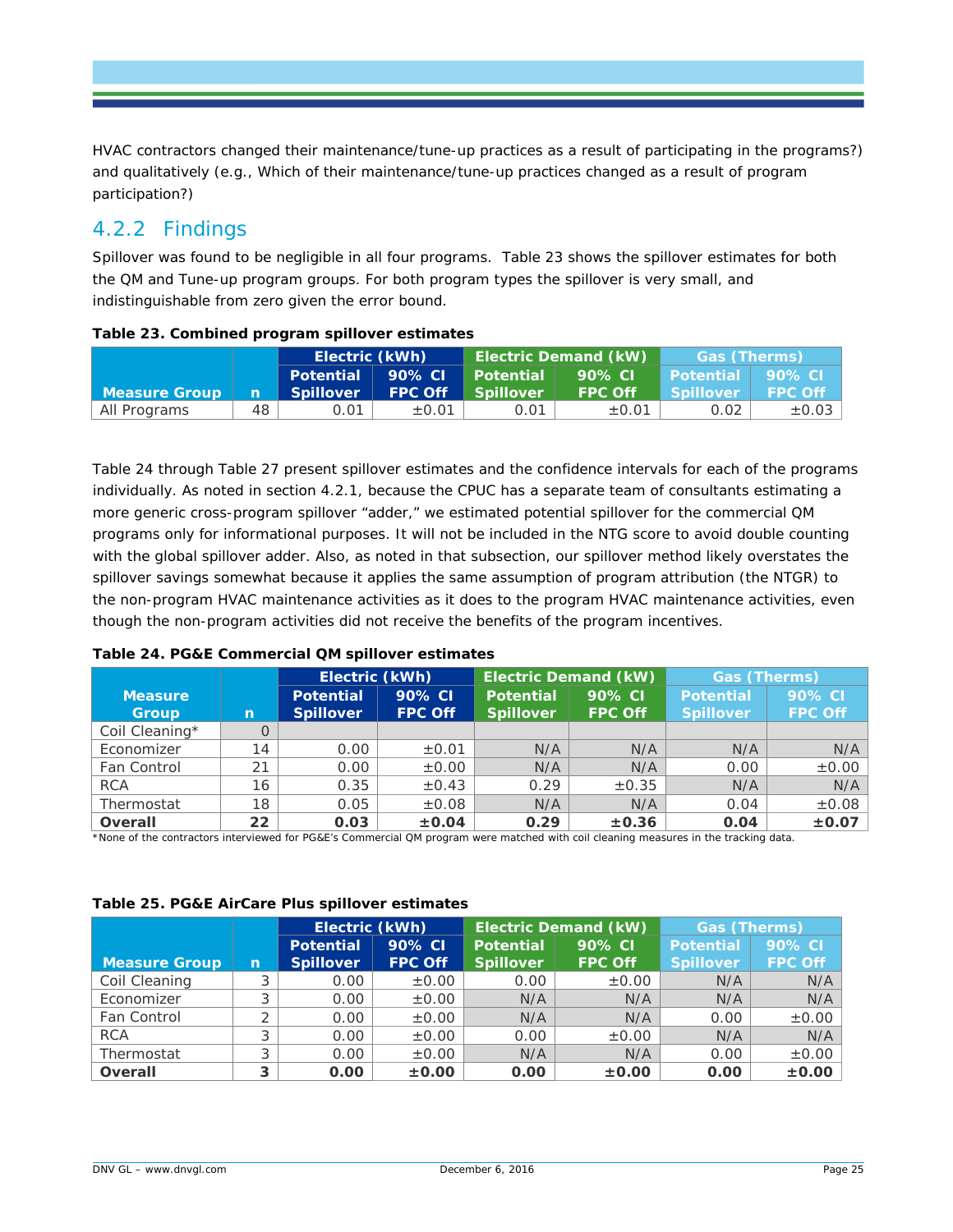HVAC contractors changed their maintenance/tune-up practices as a result of participating in the programs?) and qualitatively (e.g., Which of their maintenance/tune-up practices changed as a result of program participation?)

### 4.2.2 Findings

Spillover was found to be negligible in all four programs. Table 23 shows the spillover estimates for both the QM and Tune-up program groups. For both program types the spillover is very small, and indistinguishable from zero given the error bound.

**Table 23. Combined program spillover estimates**

| Measure Group | n | Electric (kWh) | | Electric Demand (kW) | | Gas (Therms) | |
|---|---|---|---|---|---|---|---|
| | | Potential Spillover | 90% CI FPC Off | Potential Spillover | 90% CI FPC Off | Potential Spillover | 90% CI FPC Off |
| All Programs | 48 | 0.01 | ±0.01 | 0.01 | ±0.01 | 0.02 | ±0.03 |

Table 24 through Table 27 present spillover estimates and the confidence intervals for each of the programs individually. As noted in section 4.2.1, because the CPUC has a separate team of consultants estimating a more generic cross-program spillover "adder," we estimated potential spillover for the commercial QM programs only for informational purposes. It will not be included in the NTG score to avoid double counting with the global spillover adder. Also, as noted in that subsection, our spillover method likely overstates the spillover savings somewhat because it applies the same assumption of program attribution (the NTGR) to the non-program HVAC maintenance activities as it does to the program HVAC maintenance activities, even though the non-program activities did not receive the benefits of the program incentives.

**Table 24. PG&E Commercial QM spillover estimates**

| Measure Group | n | Electric (kWh) | | Electric Demand (kW) | | Gas (Therms) | |
|---|---|---|---|---|---|---|---|
| | | Potential Spillover | 90% CI FPC Off | Potential Spillover | 90% CI FPC Off | Potential Spillover | 90% CI FPC Off |
| Coil Cleaning* | 0 | | | | | | |
| Economizer | 14 | 0.00 | ±0.01 | N/A | N/A | N/A | N/A |
| Fan Control | 21 | 0.00 | ±0.00 | N/A | N/A | 0.00 | ±0.00 |
| RCA | 16 | 0.35 | ±0.43 | 0.29 | ±0.35 | N/A | N/A |
| Thermostat | 18 | 0.05 | ±0.08 | N/A | N/A | 0.04 | ±0.08 |
| **Overall** | **22** | **0.03** | **±0.04** | **0.29** | **±0.36** | **0.04** | **±0.07** |

*None of the contractors interviewed for PG&E's Commercial QM program were matched with coil cleaning measures in the tracking data.

**Table 25. PG&E AirCare Plus spillover estimates**

| Measure Group | n | Electric (kWh) | | Electric Demand (kW) | | Gas (Therms) | |
|---|---|---|---|---|---|---|---|
| | | Potential Spillover | 90% CI FPC Off | Potential Spillover | 90% CI FPC Off | Potential Spillover | 90% CI FPC Off |
| Coil Cleaning | 3 | 0.00 | ±0.00 | 0.00 | ±0.00 | N/A | N/A |
| Economizer | 3 | 0.00 | ±0.00 | N/A | N/A | N/A | N/A |
| Fan Control | 2 | 0.00 | ±0.00 | N/A | N/A | 0.00 | ±0.00 |
| RCA | 3 | 0.00 | ±0.00 | 0.00 | ±0.00 | N/A | N/A |
| Thermostat | 3 | 0.00 | ±0.00 | N/A | N/A | 0.00 | ±0.00 |
| **Overall** | **3** | **0.00** | **±0.00** | **0.00** | **±0.00** | **0.00** | **±0.00** |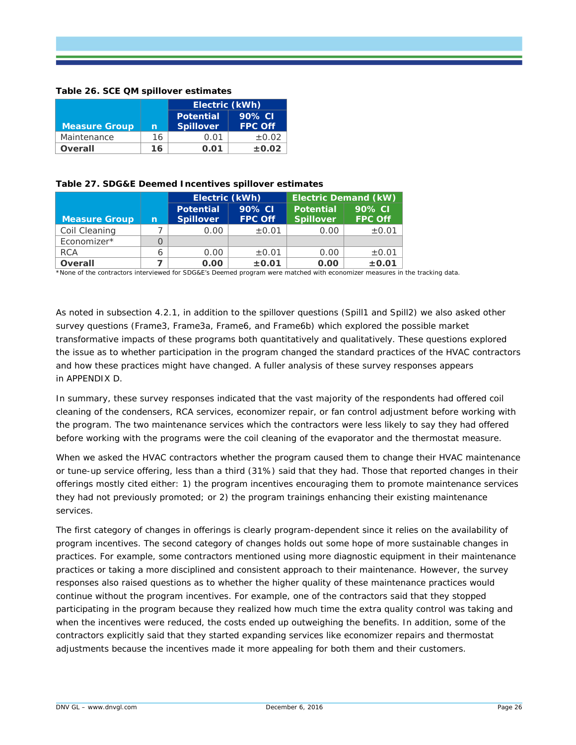**Table 26. SCE QM spillover estimates**

| Measure Group | n | Electric (kWh) | |
|---|---|---|---|
| | | Potential Spillover | 90% CI FPC Off |
| Maintenance | 16 | 0.01 | ±0.02 |
| **Overall** | **16** | **0.01** | **±0.02** |

**Table 27. SDG&E Deemed Incentives spillover estimates**

| Measure Group | n | Electric (kWh) | | Electric Demand (kW) | |
|---|---|---|---|---|---|
| | | Potential Spillover | 90% CI FPC Off | Potential Spillover | 90% CI FPC Off |
| Coil Cleaning | 7 | 0.00 | ±0.01 | 0.00 | ±0.01 |
| Economizer* | 0 | | | | |
| RCA | 6 | 0.00 | ±0.01 | 0.00 | ±0.01 |
| **Overall** | **7** | **0.00** | **±0.01** | **0.00** | **±0.01** |

*None of the contractors interviewed for SDG&E's Deemed program were matched with economizer measures in the tracking data.

As noted in subsection 4.2.1, in addition to the spillover questions (Spill1 and Spill2) we also asked other survey questions (Frame3, Frame3a, Frame6, and Frame6b) which explored the possible market transformative impacts of these programs both quantitatively and qualitatively. These questions explored the issue as to whether participation in the program changed the standard practices of the HVAC contractors and how these practices might have changed. A fuller analysis of these survey responses appears in APPENDIX D.

In summary, these survey responses indicated that the vast majority of the respondents had offered coil cleaning of the condensers, RCA services, economizer repair, or fan control adjustment before working with the program. The two maintenance services which the contractors were less likely to say they had offered before working with the programs were the coil cleaning of the evaporator and the thermostat measure.

When we asked the HVAC contractors whether the program caused them to change their HVAC maintenance or tune-up service offering, less than a third (31%) said that they had. Those that reported changes in their offerings mostly cited either: 1) the program incentives encouraging them to promote maintenance services they had not previously promoted; or 2) the program trainings enhancing their existing maintenance services.

The first category of changes in offerings is clearly program-dependent since it relies on the availability of program incentives. The second category of changes holds out some hope of more sustainable changes in practices. For example, some contractors mentioned using more diagnostic equipment in their maintenance practices or taking a more disciplined and consistent approach to their maintenance. However, the survey responses also raised questions as to whether the higher quality of these maintenance practices would continue without the program incentives. For example, one of the contractors said that they stopped participating in the program because they realized how much time the extra quality control was taking and when the incentives were reduced, the costs ended up outweighing the benefits. In addition, some of the contractors explicitly said that they started expanding services like economizer repairs and thermostat adjustments because the incentives made it more appealing for both them and their customers.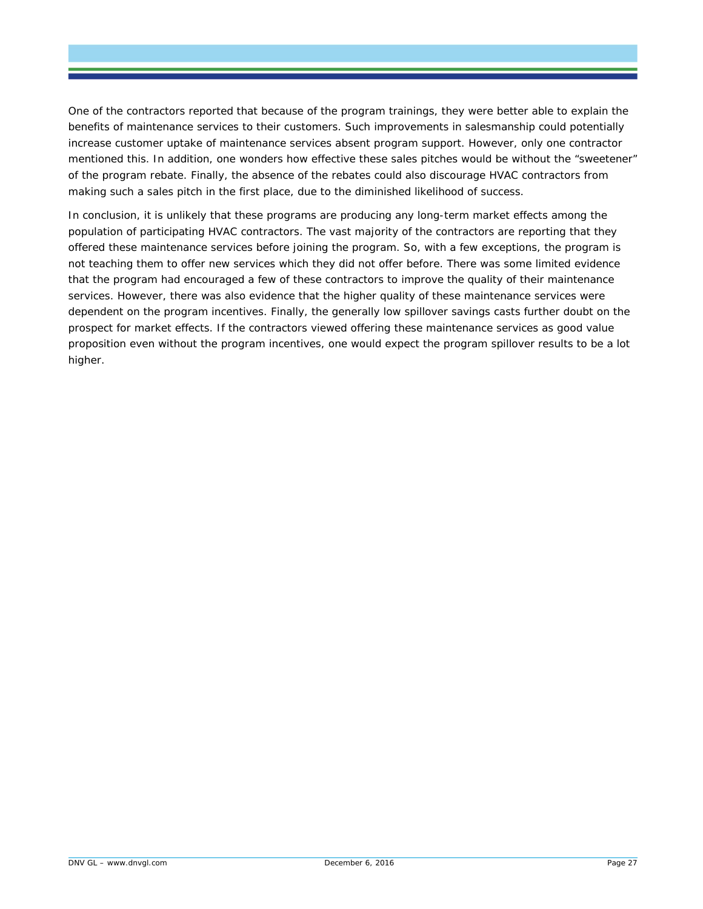One of the contractors reported that because of the program trainings, they were better able to explain the benefits of maintenance services to their customers. Such improvements in salesmanship could potentially increase customer uptake of maintenance services absent program support. However, only one contractor mentioned this. In addition, one wonders how effective these sales pitches would be without the "sweetener" of the program rebate. Finally, the absence of the rebates could also discourage HVAC contractors from making such a sales pitch in the first place, due to the diminished likelihood of success.

In conclusion, it is unlikely that these programs are producing any long-term market effects among the population of participating HVAC contractors. The vast majority of the contractors are reporting that they offered these maintenance services before joining the program. So, with a few exceptions, the program is not teaching them to offer new services which they did not offer before. There was some limited evidence that the program had encouraged a few of these contractors to improve the quality of their maintenance services. However, there was also evidence that the higher quality of these maintenance services were dependent on the program incentives. Finally, the generally low spillover savings casts further doubt on the prospect for market effects. If the contractors viewed offering these maintenance services as good value proposition even without the program incentives, one would expect the program spillover results to be a lot higher.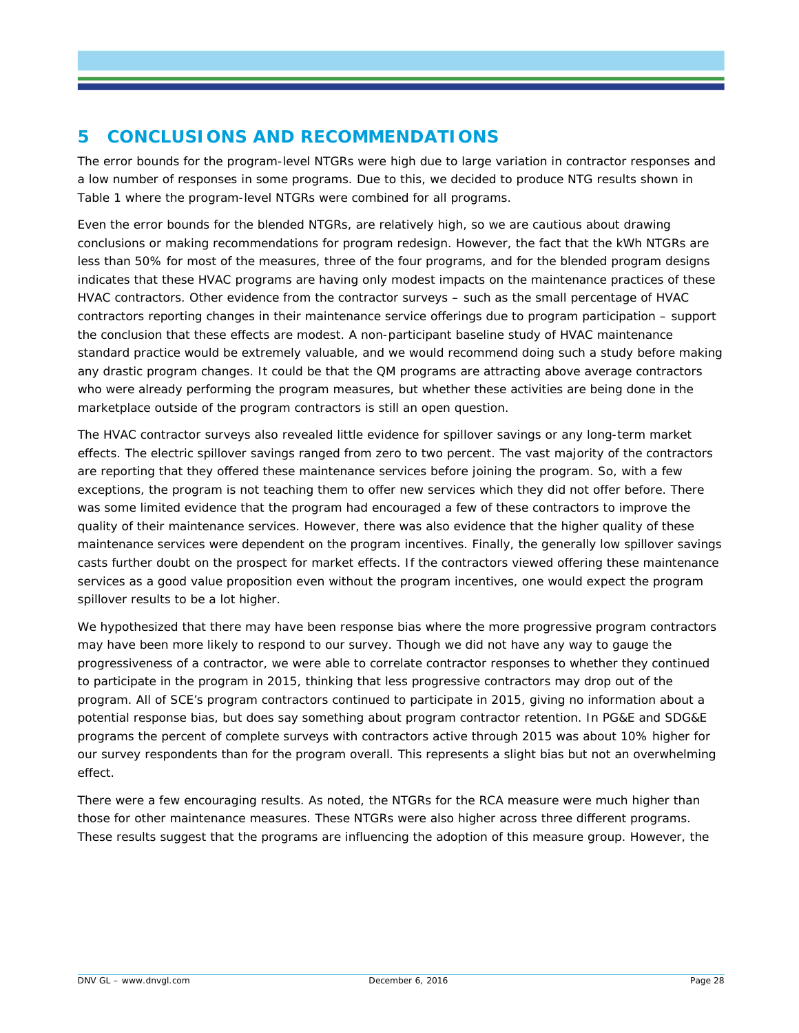# 5 CONCLUSIONS AND RECOMMENDATIONS

The error bounds for the program-level NTGRs were high due to large variation in contractor responses and a low number of responses in some programs. Due to this, we decided to produce NTG results shown in Table 1 where the program-level NTGRs were combined for all programs.

Even the error bounds for the blended NTGRs, are relatively high, so we are cautious about drawing conclusions or making recommendations for program redesign. However, the fact that the kWh NTGRs are less than 50% for most of the measures, three of the four programs, and for the blended program designs indicates that these HVAC programs are having only modest impacts on the maintenance practices of these HVAC contractors. Other evidence from the contractor surveys – such as the small percentage of HVAC contractors reporting changes in their maintenance service offerings due to program participation – support the conclusion that these effects are modest. A non-participant baseline study of HVAC maintenance standard practice would be extremely valuable, and we would recommend doing such a study before making any drastic program changes. It could be that the QM programs are attracting above average contractors who were already performing the program measures, but whether these activities are being done in the marketplace outside of the program contractors is still an open question.

The HVAC contractor surveys also revealed little evidence for spillover savings or any long-term market effects. The electric spillover savings ranged from zero to two percent. The vast majority of the contractors are reporting that they offered these maintenance services before joining the program. So, with a few exceptions, the program is not teaching them to offer new services which they did not offer before. There was some limited evidence that the program had encouraged a few of these contractors to improve the quality of their maintenance services. However, there was also evidence that the higher quality of these maintenance services were dependent on the program incentives. Finally, the generally low spillover savings casts further doubt on the prospect for market effects. If the contractors viewed offering these maintenance services as a good value proposition even without the program incentives, one would expect the program spillover results to be a lot higher.

We hypothesized that there may have been response bias where the more progressive program contractors may have been more likely to respond to our survey. Though we did not have any way to gauge the progressiveness of a contractor, we were able to correlate contractor responses to whether they continued to participate in the program in 2015, thinking that less progressive contractors may drop out of the program. All of SCE's program contractors continued to participate in 2015, giving no information about a potential response bias, but does say something about program contractor retention. In PG&E and SDG&E programs the percent of complete surveys with contractors active through 2015 was about 10% higher for our survey respondents than for the program overall. This represents a slight bias but not an overwhelming effect.

There were a few encouraging results. As noted, the NTGRs for the RCA measure were much higher than those for other maintenance measures. These NTGRs were also higher across three different programs. These results suggest that the programs are influencing the adoption of this measure group. However, the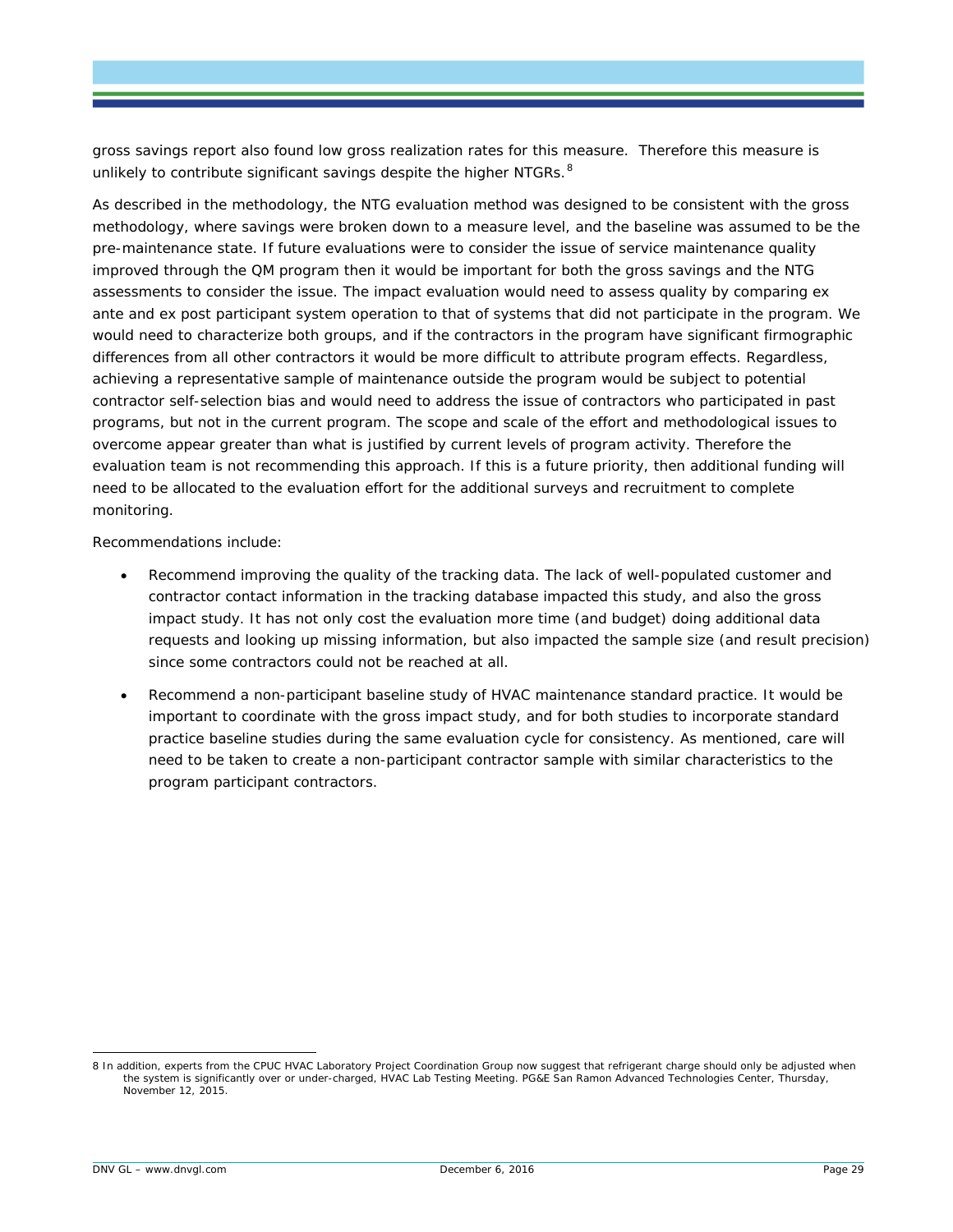gross savings report also found low gross realization rates for this measure. Therefore this measure is unlikely to contribute significant savings despite the higher NTGRs.[8]

As described in the methodology, the NTG evaluation method was designed to be consistent with the gross methodology, where savings were broken down to a measure level, and the baseline was assumed to be the pre-maintenance state. If future evaluations were to consider the issue of service maintenance quality improved through the QM program then it would be important for both the gross savings and the NTG assessments to consider the issue. The impact evaluation would need to assess quality by comparing ex ante and ex post participant system operation to that of systems that did not participate in the program. We would need to characterize both groups, and if the contractors in the program have significant firmographic differences from all other contractors it would be more difficult to attribute program effects. Regardless, achieving a representative sample of maintenance outside the program would be subject to potential contractor self-selection bias and would need to address the issue of contractors who participated in past programs, but not in the current program. The scope and scale of the effort and methodological issues to overcome appear greater than what is justified by current levels of program activity. Therefore the evaluation team is not recommending this approach. If this is a future priority, then additional funding will need to be allocated to the evaluation effort for the additional surveys and recruitment to complete monitoring.

Recommendations include:

- Recommend improving the quality of the tracking data. The lack of well-populated customer and contractor contact information in the tracking database impacted this study, and also the gross impact study. It has not only cost the evaluation more time (and budget) doing additional data requests and looking up missing information, but also impacted the sample size (and result precision) since some contractors could not be reached at all.
- Recommend a non-participant baseline study of HVAC maintenance standard practice. It would be important to coordinate with the gross impact study, and for both studies to incorporate standard practice baseline studies during the same evaluation cycle for consistency. As mentioned, care will need to be taken to create a non-participant contractor sample with similar characteristics to the program participant contractors.

8 In addition, experts from the CPUC HVAC Laboratory Project Coordination Group now suggest that refrigerant charge should only be adjusted when the system is significantly over or under-charged, HVAC Lab Testing Meeting. PG&E San Ramon Advanced Technologies Center, Thursday, November 12, 2015.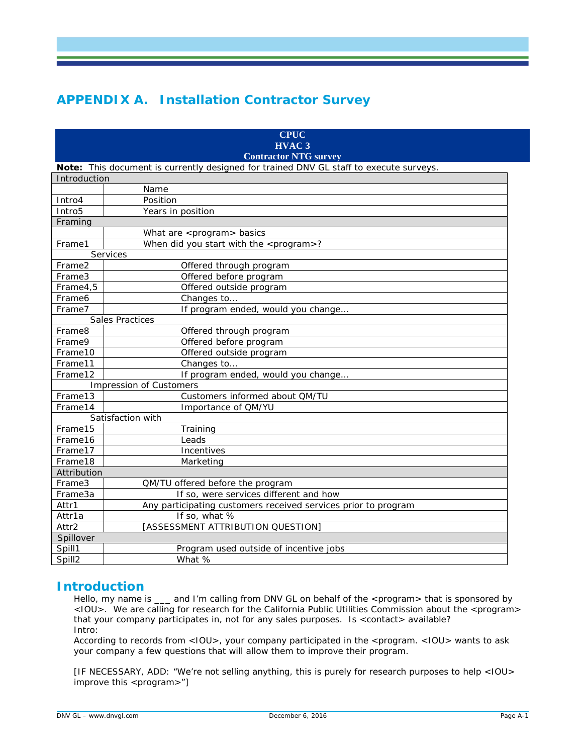# APPENDIX A. Installation Contractor Survey

| CPUC<br>HVAC 3<br>Contractor NTG survey | |
|---|---|

**Note:** This document is currently designed for trained DNV GL staff to execute surveys.

| Introduction | |
|---|---|
| | Name |
| Intro4 | Position |
| Intro5 | Years in position |
| Framing | |
| | What are <program> basics |
| Frame1 | When did you start with the <program>? |
| Services | |
| Frame2 | Offered through program |
| Frame3 | Offered before program |
| Frame4,5 | Offered outside program |
| Frame6 | Changes to… |
| Frame7 | If program ended, would you change… |
| Sales Practices | |
| Frame8 | Offered through program |
| Frame9 | Offered before program |
| Frame10 | Offered outside program |
| Frame11 | Changes to… |
| Frame12 | If program ended, would you change… |
| Impression of Customers | |
| Frame13 | Customers informed about QM/TU |
| Frame14 | Importance of QM/YU |
| Satisfaction with | |
| Frame15 | Training |
| Frame16 | Leads |
| Frame17 | Incentives |
| Frame18 | Marketing |
| Attribution | |
| Frame3 | QM/TU offered before the program |
| Frame3a | If so, were services different and how |
| Attr1 | Any participating customers received services prior to program |
| Attr1a | If so, what % |
| Attr2 | [ASSESSMENT ATTRIBUTION QUESTION] |
| Spillover | |
| Spill1 | Program used outside of incentive jobs |
| Spill2 | What % |

## Introduction

Hello, my name is ___ and I'm calling from DNV GL on behalf of the <program> that is sponsored by <IOU>. We are calling for research for the California Public Utilities Commission about the <program> that your company participates in, not for any sales purposes. Is <contact> available?

Intro:

According to records from <IOU>, your company participated in the <program. <IOU> wants to ask your company a few questions that will allow them to improve their program.

[IF NECESSARY, ADD: "We're not selling anything, this is purely for research purposes to help <IOU> improve this <program>"]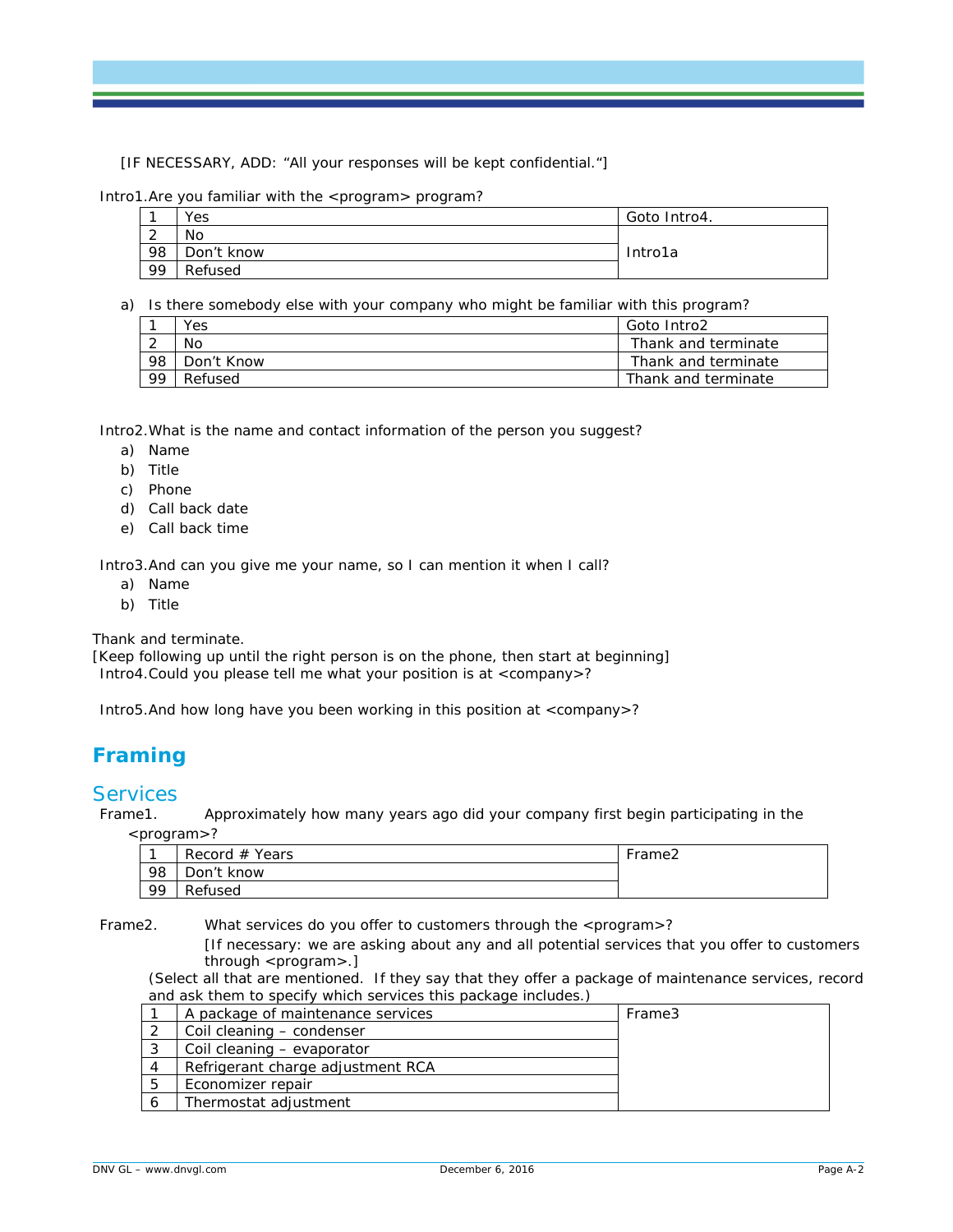[IF NECESSARY, ADD: "All your responses will be kept confidential."]

Intro1. Are you familiar with the <program> program?

| | | |
|---|---|---|
| 1 | Yes | Goto Intro4. |
| 2 | No | Intro1a |
| 98 | Don't know | |
| 99 | Refused | |

a) Is there somebody else with your company who might be familiar with this program?

| | | |
|---|---|---|
| 1 | Yes | Goto Intro2 |
| 2 | No | Thank and terminate |
| 98 | Don't Know | Thank and terminate |
| 99 | Refused | Thank and terminate |

Intro2. What is the name and contact information of the person you suggest?

a) Name
b) Title
c) Phone
d) Call back date
e) Call back time

Intro3. And can you give me your name, so I can mention it when I call?

a) Name
b) Title

Thank and terminate.
[Keep following up until the right person is on the phone, then start at beginning]
Intro4. Could you please tell me what your position is at <company>?

Intro5. And how long have you been working in this position at <company>?

# Framing

## Services

Frame1. Approximately how many years ago did your company first begin participating in the <program>?

| | | |
|---|---|---|
| 1 | Record # Years | Frame2 |
| 98 | Don't know | |
| 99 | Refused | |

Frame2. What services do you offer to customers through the <program>?
[If necessary: we are asking about any and all potential services that you offer to customers through <program>.]
(Select all that are mentioned. If they say that they offer a package of maintenance services, record and ask them to specify which services this package includes.)

| | | |
|---|---|---|
| 1 | A package of maintenance services | Frame3 |
| 2 | Coil cleaning – condenser | |
| 3 | Coil cleaning – evaporator | |
| 4 | Refrigerant charge adjustment RCA | |
| 5 | Economizer repair | |
| 6 | Thermostat adjustment | |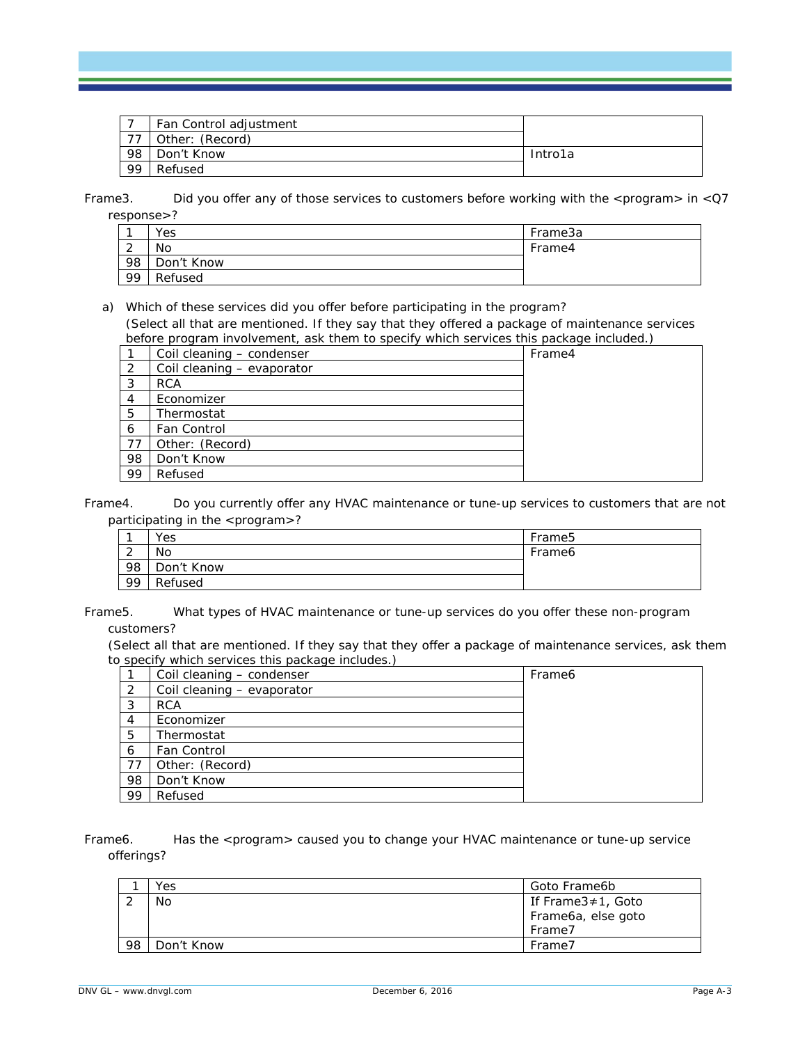| | | |
|---|---|---|
| 7 | Fan Control adjustment | |
| 77 | Other: (Record) | |
| 98 | Don't Know | Intro1a |
| 99 | Refused | |

Frame3. Did you offer any of those services to customers before working with the <program> in <Q7 response>?

| | | |
|---|---|---|
| 1 | Yes | Frame3a |
| 2 | No | Frame4 |
| 98 | Don't Know | |
| 99 | Refused | |

a) Which of these services did you offer before participating in the program?
(Select all that are mentioned. If they say that they offered a package of maintenance services before program involvement, ask them to specify which services this package included.)

| | | |
|---|---|---|
| 1 | Coil cleaning – condenser | Frame4 |
| 2 | Coil cleaning – evaporator | |
| 3 | RCA | |
| 4 | Economizer | |
| 5 | Thermostat | |
| 6 | Fan Control | |
| 77 | Other: (Record) | |
| 98 | Don't Know | |
| 99 | Refused | |

Frame4. Do you currently offer any HVAC maintenance or tune-up services to customers that are not participating in the <program>?

| | | |
|---|---|---|
| 1 | Yes | Frame5 |
| 2 | No | Frame6 |
| 98 | Don't Know | |
| 99 | Refused | |

Frame5. What types of HVAC maintenance or tune-up services do you offer these non-program customers?
(Select all that are mentioned. If they say that they offer a package of maintenance services, ask them to specify which services this package includes.)

| | | |
|---|---|---|
| 1 | Coil cleaning – condenser | Frame6 |
| 2 | Coil cleaning – evaporator | |
| 3 | RCA | |
| 4 | Economizer | |
| 5 | Thermostat | |
| 6 | Fan Control | |
| 77 | Other: (Record) | |
| 98 | Don't Know | |
| 99 | Refused | |

Frame6. Has the <program> caused you to change your HVAC maintenance or tune-up service offerings?

| | | |
|---|---|---|
| 1 | Yes | Goto Frame6b |
| 2 | No | If Frame3≠1, Goto Frame6a, else goto Frame7 |
| 98 | Don't Know | Frame7 |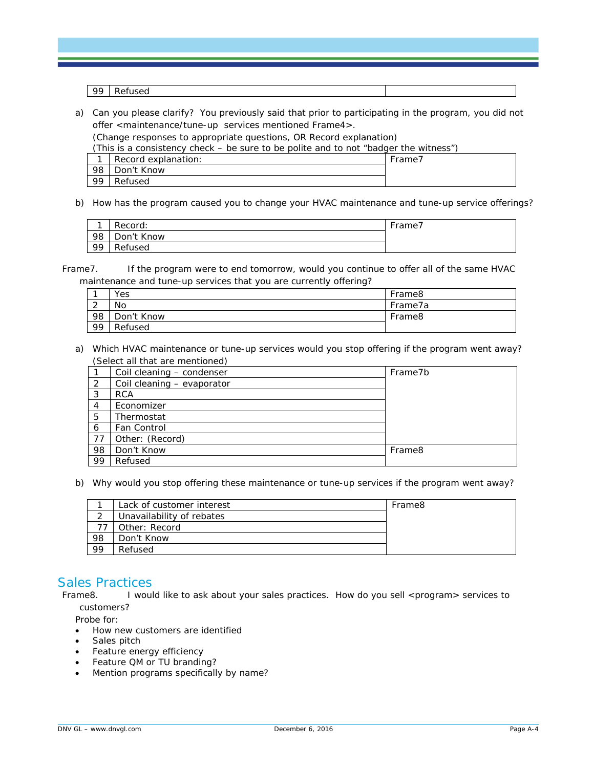| 99 | Refused | |
|---|---|---|

a) Can you please clarify? You previously said that prior to participating in the program, you did not offer <maintenance/tune-up services mentioned Frame4>.
(Change responses to appropriate questions, OR Record explanation)
(This is a consistency check – be sure to be polite and to not "badger the witness")

| | | |
|---|---|---|
| 1 | Record explanation: | Frame7 |
| 98 | Don't Know | |
| 99 | Refused | |

b) How has the program caused you to change your HVAC maintenance and tune-up service offerings?

| | | |
|---|---|---|
| 1 | Record: | Frame7 |
| 98 | Don't Know | |
| 99 | Refused | |

Frame7. If the program were to end tomorrow, would you continue to offer all of the same HVAC maintenance and tune-up services that you are currently offering?

| | | |
|---|---|---|
| 1 | Yes | Frame8 |
| 2 | No | Frame7a |
| 98 | Don't Know | Frame8 |
| 99 | Refused | |

a) Which HVAC maintenance or tune-up services would you stop offering if the program went away? (Select all that are mentioned)

| | | |
|---|---|---|
| 1 | Coil cleaning – condenser | Frame7b |
| 2 | Coil cleaning – evaporator | |
| 3 | RCA | |
| 4 | Economizer | |
| 5 | Thermostat | |
| 6 | Fan Control | |
| 77 | Other: (Record) | |
| 98 | Don't Know | Frame8 |
| 99 | Refused | |

b) Why would you stop offering these maintenance or tune-up services if the program went away?

| | | |
|---|---|---|
| 1 | Lack of customer interest | Frame8 |
| 2 | Unavailability of rebates | |
| 77 | Other: Record | |
| 98 | Don't Know | |
| 99 | Refused | |

## Sales Practices

Frame8. I would like to ask about your sales practices. How do you sell <program> services to customers?

Probe for:

- How new customers are identified
- Sales pitch
- Feature energy efficiency
- Feature QM or TU branding?
- Mention programs specifically by name?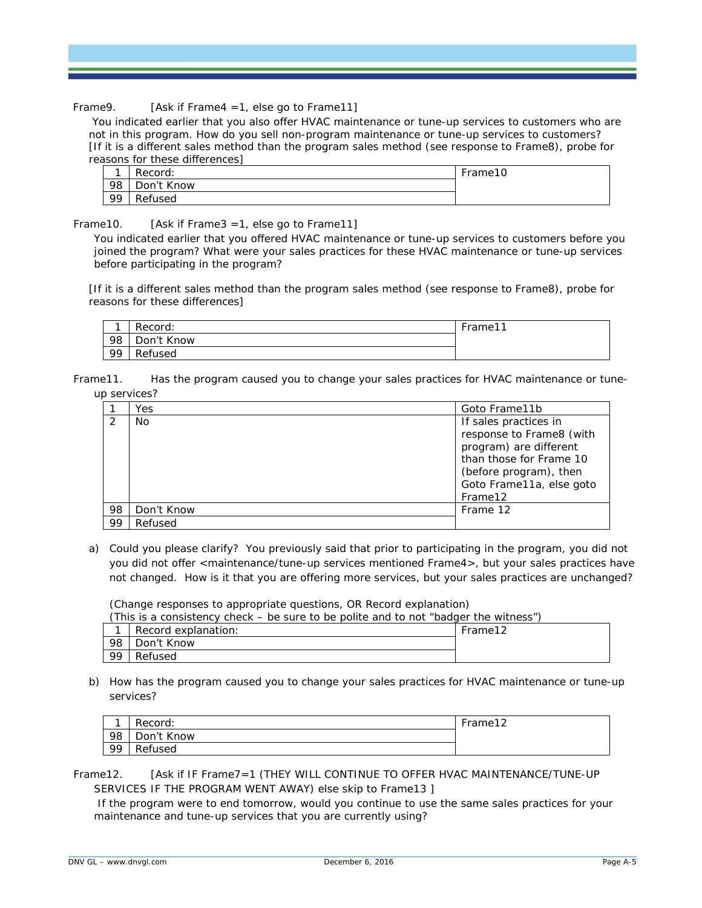Frame9. [Ask if Frame4 =1, else go to Frame11]

You indicated earlier that you also offer HVAC maintenance or tune-up services to customers who are not in this program. How do you sell non-program maintenance or tune-up services to customers? [If it is a different sales method than the program sales method (see response to Frame8), probe for reasons for these differences]

| | | |
|---|---|---|
| 1 | Record: | Frame10 |
| 98 | Don't Know | |
| 99 | Refused | |

Frame10. [Ask if Frame3 =1, else go to Frame11]

You indicated earlier that you offered HVAC maintenance or tune-up services to customers before you joined the program? What were your sales practices for these HVAC maintenance or tune-up services before participating in the program?

[If it is a different sales method than the program sales method (see response to Frame8), probe for reasons for these differences]

| | | |
|---|---|---|
| 1 | Record: | Frame11 |
| 98 | Don't Know | |
| 99 | Refused | |

Frame11. Has the program caused you to change your sales practices for HVAC maintenance or tune-up services?

| | | |
|---|---|---|
| 1 | Yes | Goto Frame11b |
| 2 | No | If sales practices in response to Frame8 (with program) are different than those for Frame 10 (before program), then Goto Frame11a, else goto Frame12 |
| 98 | Don't Know | Frame 12 |
| 99 | Refused | |

a) Could you please clarify? You previously said that prior to participating in the program, you did not you did not offer <maintenance/tune-up services mentioned Frame4>, but your sales practices have not changed. How is it that you are offering more services, but your sales practices are unchanged?

(Change responses to appropriate questions, OR Record explanation)
(This is a consistency check – be sure to be polite and to not "badger the witness")

| | | |
|---|---|---|
| 1 | Record explanation: | Frame12 |
| 98 | Don't Know | |
| 99 | Refused | |

b) How has the program caused you to change your sales practices for HVAC maintenance or tune-up services?

| | | |
|---|---|---|
| 1 | Record: | Frame12 |
| 98 | Don't Know | |
| 99 | Refused | |

Frame12. [Ask if IF Frame7=1 (THEY WILL CONTINUE TO OFFER HVAC MAINTENANCE/TUNE-UP SERVICES IF THE PROGRAM WENT AWAY) else skip to Frame13 ]

If the program were to end tomorrow, would you continue to use the same sales practices for your maintenance and tune-up services that you are currently using?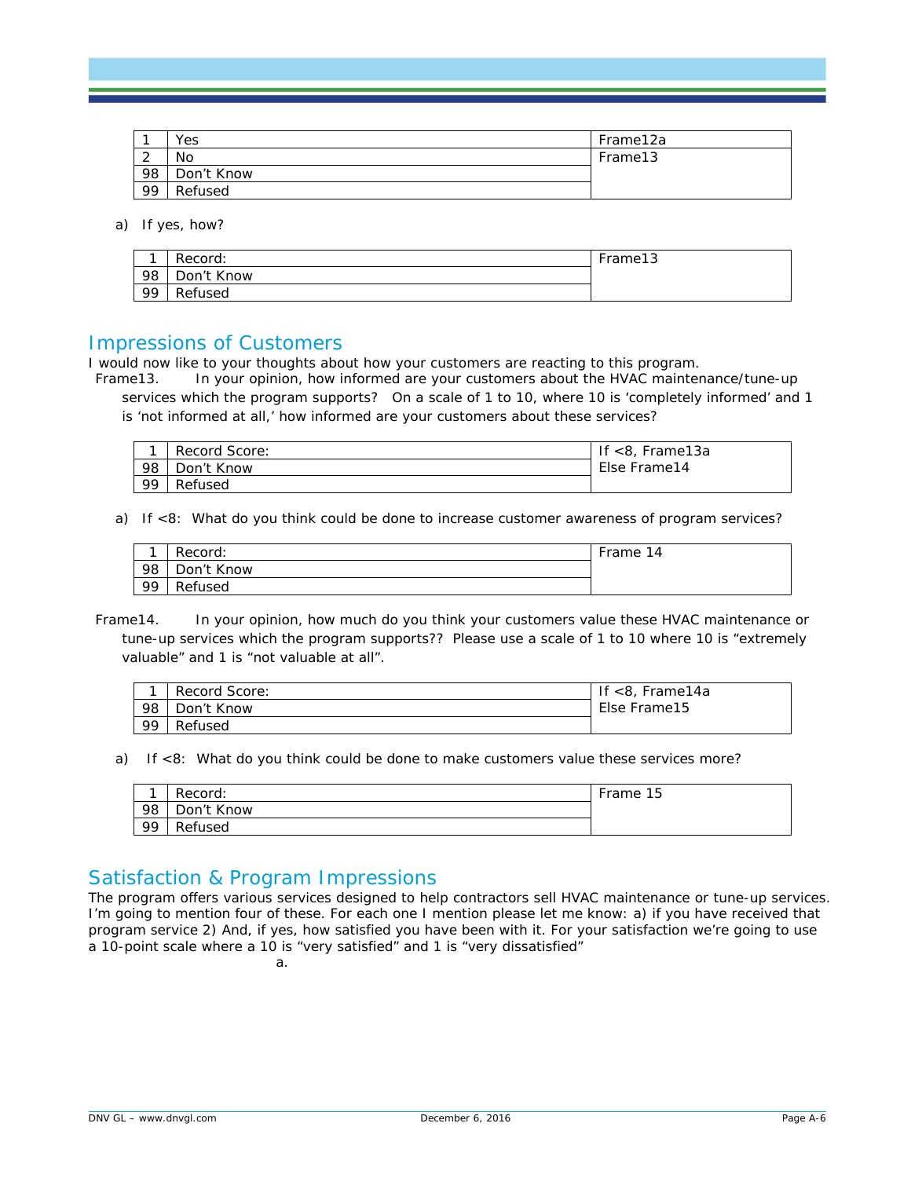| | | |
|---|---|---|
| 1 | Yes | Frame12a |
| 2 | No | Frame13 |
| 98 | Don't Know | |
| 99 | Refused | |

a) If yes, how?

| | | |
|---|---|---|
| 1 | Record: | Frame13 |
| 98 | Don't Know | |
| 99 | Refused | |

## Impressions of Customers

I would now like to your thoughts about how your customers are reacting to this program.

Frame13. In your opinion, how informed are your customers about the HVAC maintenance/tune-up services which the program supports? On a scale of 1 to 10, where 10 is 'completely informed' and 1 is 'not informed at all,' how informed are your customers about these services?

| | | |
|---|---|---|
| 1 | Record Score: | If <8, Frame13a<br>Else Frame14 |
| 98 | Don't Know | |
| 99 | Refused | |

a) If <8: What do you think could be done to increase customer awareness of program services?

| | | |
|---|---|---|
| 1 | Record: | Frame 14 |
| 98 | Don't Know | |
| 99 | Refused | |

Frame14. In your opinion, how much do you think your customers value these HVAC maintenance or tune-up services which the program supports?? Please use a scale of 1 to 10 where 10 is "extremely valuable" and 1 is "not valuable at all".

| | | |
|---|---|---|
| 1 | Record Score: | If <8, Frame14a<br>Else Frame15 |
| 98 | Don't Know | |
| 99 | Refused | |

a) If <8: What do you think could be done to make customers value these services more?

| | | |
|---|---|---|
| 1 | Record: | Frame 15 |
| 98 | Don't Know | |
| 99 | Refused | |

## Satisfaction & Program Impressions

The program offers various services designed to help contractors sell HVAC maintenance or tune-up services. I'm going to mention four of these. For each one I mention please let me know: a) if you have received that program service 2) And, if yes, how satisfied you have been with it. For your satisfaction we're going to use a 10-point scale where a 10 is "very satisfied" and 1 is "very dissatisfied"

a.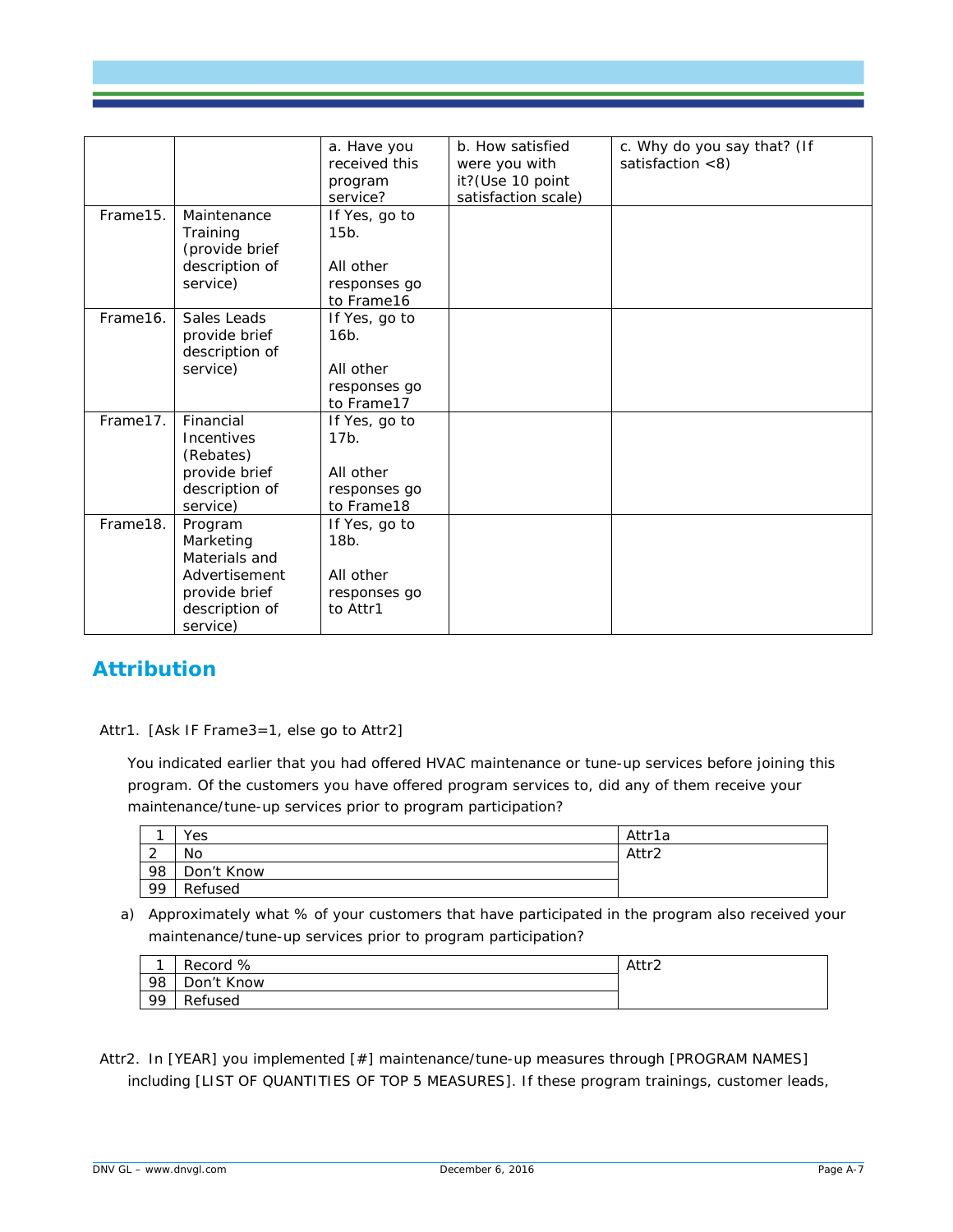| | | a. Have you received this program service? | b. How satisfied were you with it?(Use 10 point satisfaction scale) | c. Why do you say that? (If satisfaction <8) |
|---|---|---|---|---|
| Frame15. | Maintenance Training (provide brief description of service) | If Yes, go to 15b.<br><br>All other responses go to Frame16 | | |
| Frame16. | Sales Leads provide brief description of service) | If Yes, go to 16b.<br><br>All other responses go to Frame17 | | |
| Frame17. | Financial Incentives (Rebates) provide brief description of service) | If Yes, go to 17b.<br><br>All other responses go to Frame18 | | |
| Frame18. | Program Marketing Materials and Advertisement provide brief description of service) | If Yes, go to 18b.<br><br>All other responses go to Attr1 | | |

## Attribution

Attr1. [Ask IF Frame3=1, else go to Attr2]

You indicated earlier that you had offered HVAC maintenance or tune-up services before joining this program. Of the customers you have offered program services to, did any of them receive your maintenance/tune-up services prior to program participation?

| | | |
|---|---|---|
| 1 | Yes | Attr1a |
| 2 | No | Attr2 |
| 98 | Don't Know | |
| 99 | Refused | |

a) Approximately what % of your customers that have participated in the program also received your maintenance/tune-up services prior to program participation?

| | | |
|---|---|---|
| 1 | Record % | Attr2 |
| 98 | Don't Know | |
| 99 | Refused | |

Attr2. In [YEAR] you implemented [#] maintenance/tune-up measures through [PROGRAM NAMES] including [LIST OF QUANTITIES OF TOP 5 MEASURES]. If these program trainings, customer leads,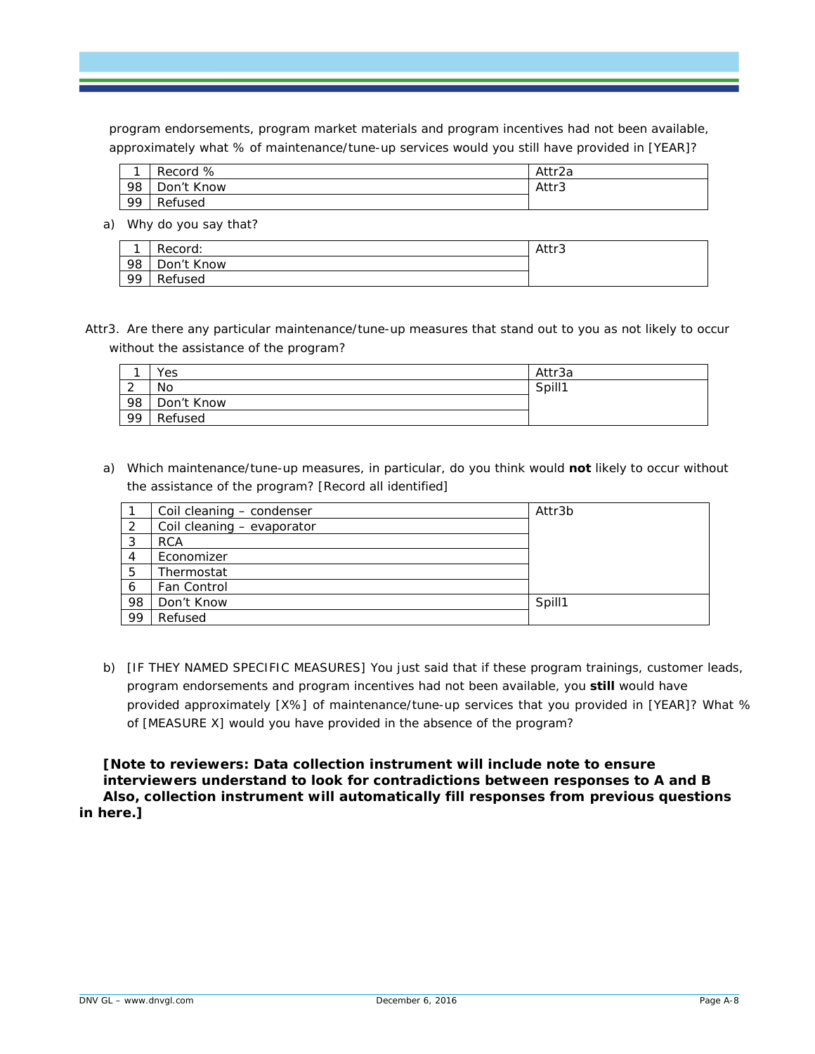program endorsements, program market materials and program incentives had not been available, approximately what % of maintenance/tune-up services would you still have provided in [YEAR]?

| | | |
|---|---|---|
| 1 | Record % | Attr2a |
| 98 | Don't Know | Attr3 |
| 99 | Refused | |

a) Why do you say that?

| | | |
|---|---|---|
| 1 | Record: | Attr3 |
| 98 | Don't Know | |
| 99 | Refused | |

Attr3. Are there any particular maintenance/tune-up measures that stand out to you as not likely to occur without the assistance of the program?

| | | |
|---|---|---|
| 1 | Yes | Attr3a |
| 2 | No | Spill1 |
| 98 | Don't Know | |
| 99 | Refused | |

a) Which maintenance/tune-up measures, in particular, do you think would **not** likely to occur without the assistance of the program? [Record all identified]

| | | |
|---|---|---|
| 1 | Coil cleaning – condenser | Attr3b |
| 2 | Coil cleaning – evaporator | |
| 3 | RCA | |
| 4 | Economizer | |
| 5 | Thermostat | |
| 6 | Fan Control | |
| 98 | Don't Know | Spill1 |
| 99 | Refused | |

b) [IF THEY NAMED SPECIFIC MEASURES] You just said that if these program trainings, customer leads, program endorsements and program incentives had not been available, you **still** would have provided approximately [X%] of maintenance/tune-up services that you provided in [YEAR]? What % of [MEASURE X] would you have provided in the absence of the program?

**[Note to reviewers: Data collection instrument will include note to ensure interviewers understand to look for contradictions between responses to A and B Also, collection instrument will automatically fill responses from previous questions in here.]**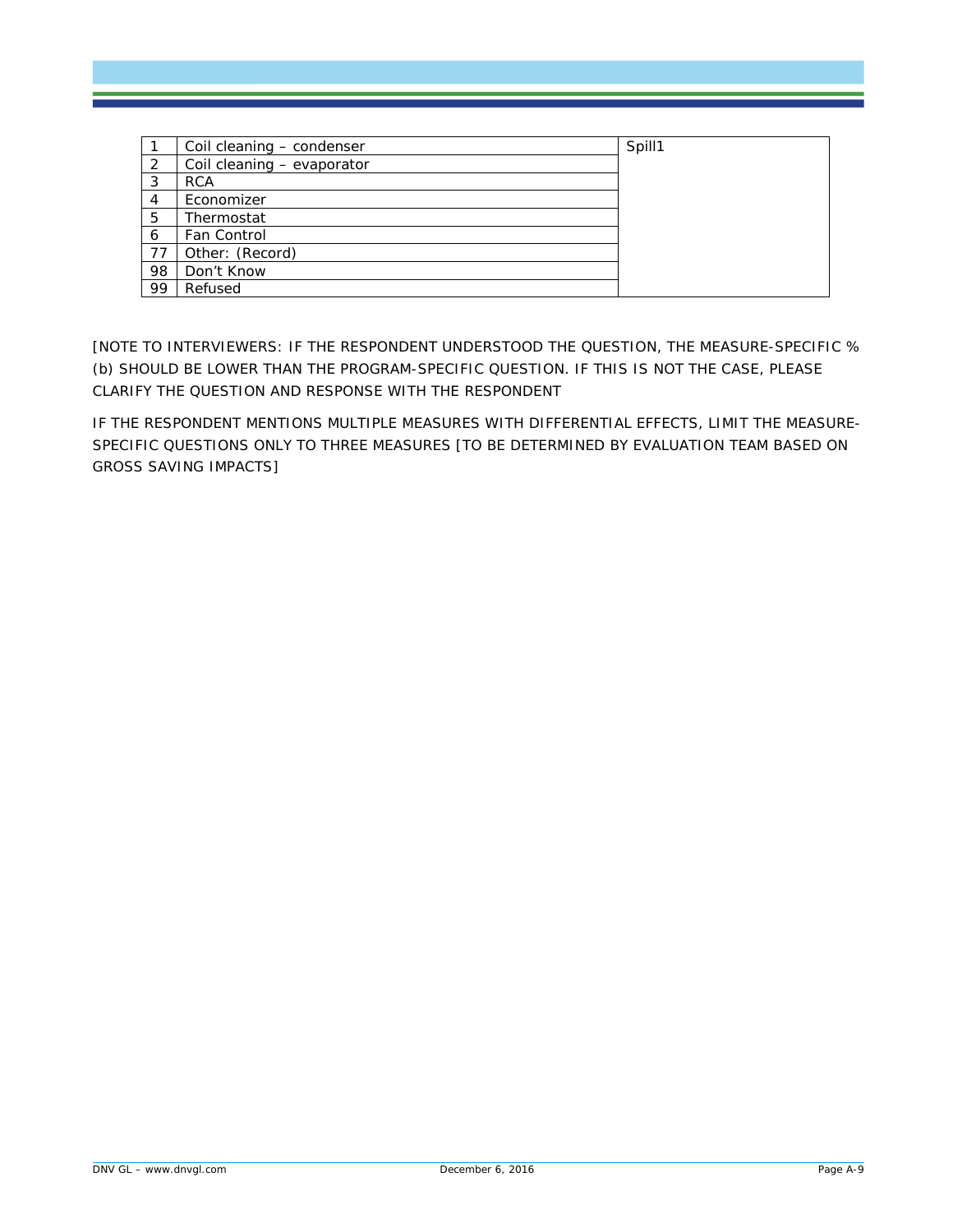| | | |
|---|---|---|
| 1 | Coil cleaning – condenser | Spill1 |
| 2 | Coil cleaning – evaporator | |
| 3 | RCA | |
| 4 | Economizer | |
| 5 | Thermostat | |
| 6 | Fan Control | |
| 77 | Other: (Record) | |
| 98 | Don't Know | |
| 99 | Refused | |

[NOTE TO INTERVIEWERS: IF THE RESPONDENT UNDERSTOOD THE QUESTION, THE MEASURE-SPECIFIC % (b) SHOULD BE LOWER THAN THE PROGRAM-SPECIFIC QUESTION. IF THIS IS NOT THE CASE, PLEASE CLARIFY THE QUESTION AND RESPONSE WITH THE RESPONDENT

IF THE RESPONDENT MENTIONS MULTIPLE MEASURES WITH DIFFERENTIAL EFFECTS, LIMIT THE MEASURE-SPECIFIC QUESTIONS ONLY TO THREE MEASURES [TO BE DETERMINED BY EVALUATION TEAM BASED ON GROSS SAVING IMPACTS]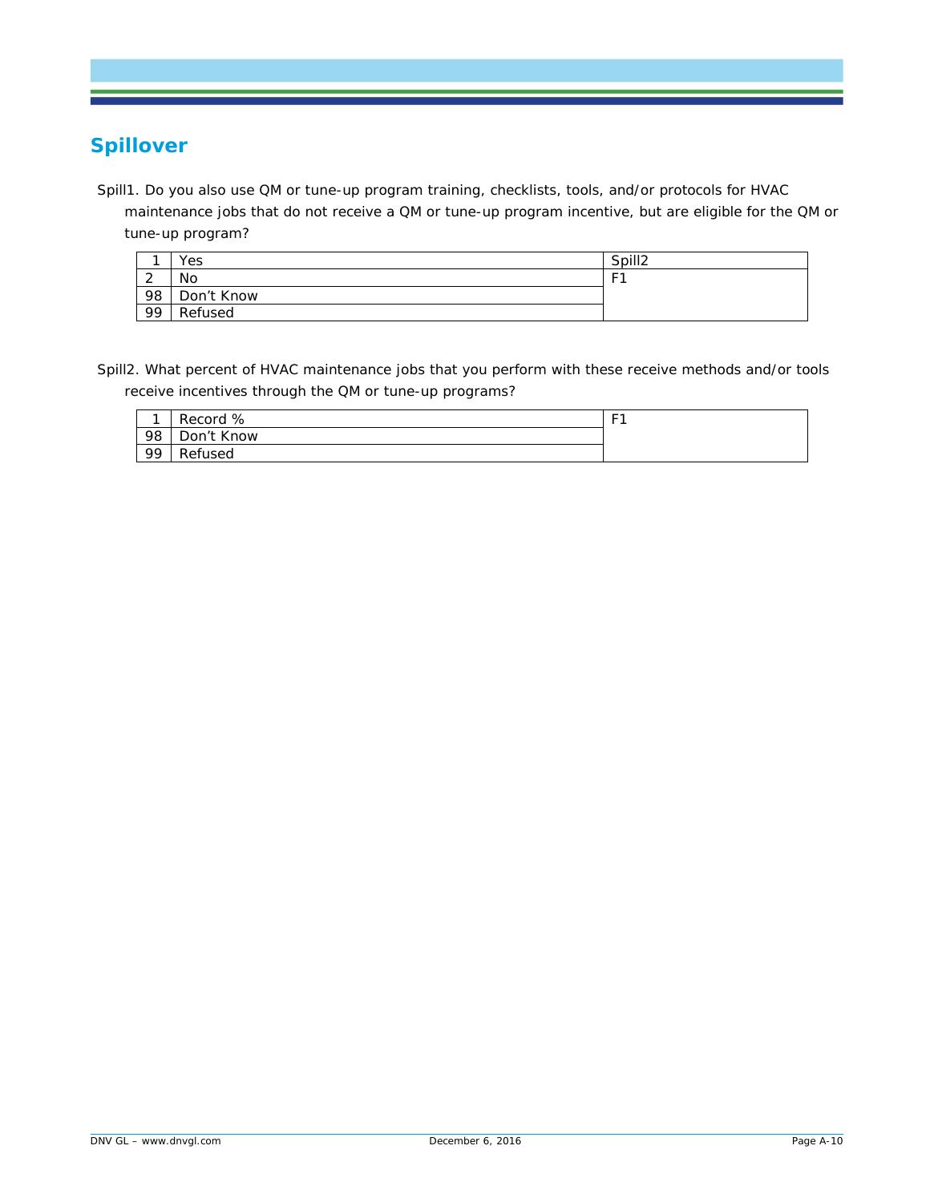## Spillover

Spill1. Do you also use QM or tune-up program training, checklists, tools, and/or protocols for HVAC maintenance jobs that do not receive a QM or tune-up program incentive, but are eligible for the QM or tune-up program?

| | | |
|---|---|---|
| 1 | Yes | Spill2 |
| 2 | No | F1 |
| 98 | Don't Know | |
| 99 | Refused | |

Spill2. What percent of HVAC maintenance jobs that you perform with these receive methods and/or tools receive incentives through the QM or tune-up programs?

| | | |
|---|---|---|
| 1 | Record % | F1 |
| 98 | Don't Know | |
| 99 | Refused | |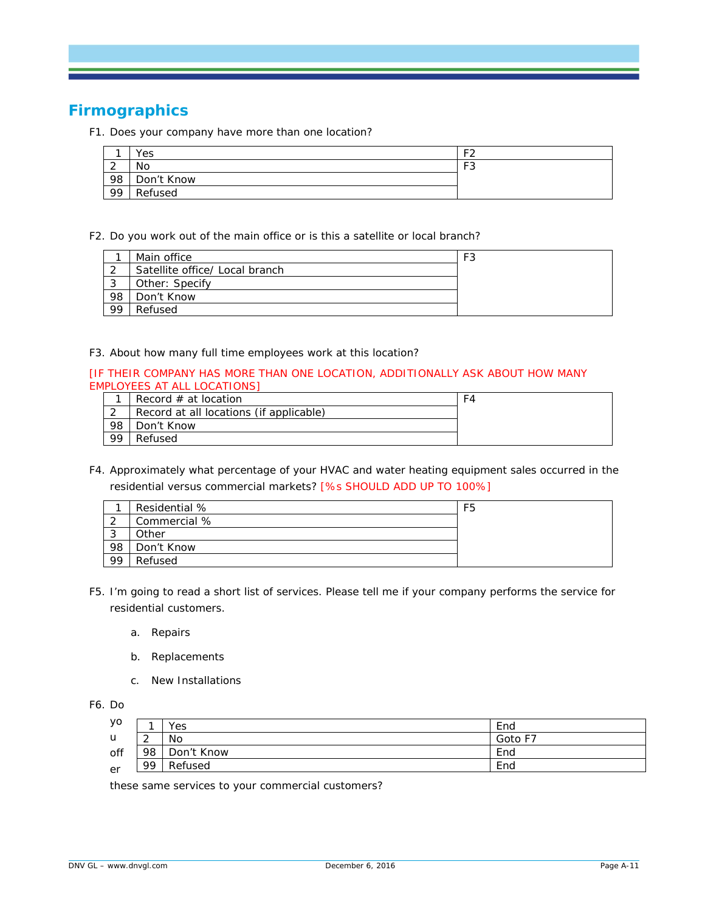## Firmographics

F1. Does your company have more than one location?

| | | |
|---|---|---|
| 1 | Yes | F2 |
| 2 | No | F3 |
| 98 | Don't Know | |
| 99 | Refused | |

F2. Do you work out of the main office or is this a satellite or local branch?

| | | |
|---|---|---|
| 1 | Main office | F3 |
| 2 | Satellite office/ Local branch | |
| 3 | Other: Specify | |
| 98 | Don't Know | |
| 99 | Refused | |

F3. About how many full time employees work at this location?

[IF THEIR COMPANY HAS MORE THAN ONE LOCATION, ADDITIONALLY ASK ABOUT HOW MANY EMPLOYEES AT ALL LOCATIONS]

| | | |
|---|---|---|
| 1 | Record # at location | F4 |
| 2 | Record at all locations (if applicable) | |
| 98 | Don't Know | |
| 99 | Refused | |

F4. Approximately what percentage of your HVAC and water heating equipment sales occurred in the residential versus commercial markets? [%s SHOULD ADD UP TO 100%]

| | | |
|---|---|---|
| 1 | Residential % | F5 |
| 2 | Commercial % | |
| 3 | Other | |
| 98 | Don't Know | |
| 99 | Refused | |

F5. I'm going to read a short list of services. Please tell me if your company performs the service for residential customers.

a. Repairs

b. Replacements

c. New Installations

F6. Do you offer these same services to your commercial customers?

| | | |
|---|---|---|
| 1 | Yes | End |
| 2 | No | Goto F7 |
| 98 | Don't Know | End |
| 99 | Refused | End |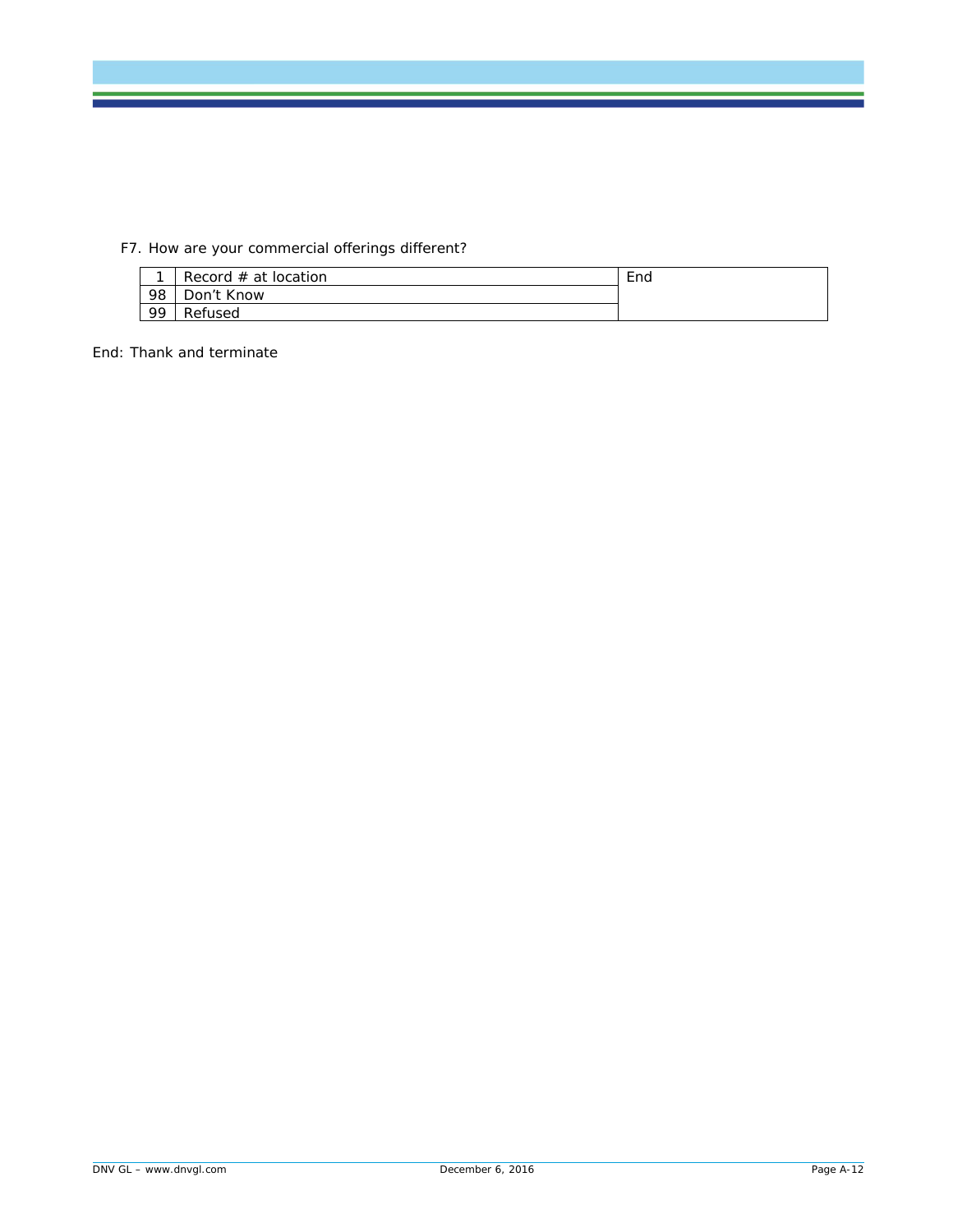F7. How are your commercial offerings different?

| | | |
|---|---|---|
| 1 | Record # at location | End |
| 98 | Don't Know | |
| 99 | Refused | |

End: Thank and terminate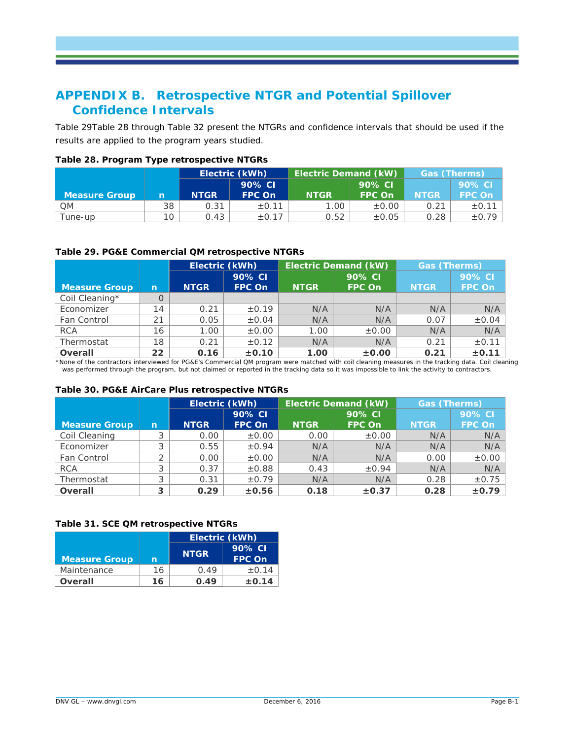# APPENDIX B. Retrospective NTGR and Potential Spillover Confidence Intervals

Table 29Table 28 through Table 32 present the NTGRs and confidence intervals that should be used if the results are applied to the program years studied.

**Table 28. Program Type retrospective NTGRs**

| Measure Group | n | Electric (kWh) | | Electric Demand (kW) | | Gas (Therms) | |
|---|---|---|---|---|---|---|---|
| | | NTGR | 90% CI FPC On | NTGR | 90% CI FPC On | NTGR | 90% CI FPC On |
| QM | 38 | 0.31 | ±0.11 | 1.00 | ±0.00 | 0.21 | ±0.11 |
| Tune-up | 10 | 0.43 | ±0.17 | 0.52 | ±0.05 | 0.28 | ±0.79 |

**Table 29. PG&E Commercial QM retrospective NTGRs**

| Measure Group | n | Electric (kWh) | | Electric Demand (kW) | | Gas (Therms) | |
|---|---|---|---|---|---|---|---|
| | | NTGR | 90% CI FPC On | NTGR | 90% CI FPC On | NTGR | 90% CI FPC On |
| Coil Cleaning* | 0 | | | | | | |
| Economizer | 14 | 0.21 | ±0.19 | N/A | N/A | N/A | N/A |
| Fan Control | 21 | 0.05 | ±0.04 | N/A | N/A | 0.07 | ±0.04 |
| RCA | 16 | 1.00 | ±0.00 | 1.00 | ±0.00 | N/A | N/A |
| Thermostat | 18 | 0.21 | ±0.12 | N/A | N/A | 0.21 | ±0.11 |
| **Overall** | **22** | **0.16** | **±0.10** | **1.00** | **±0.00** | **0.21** | **±0.11** |

*None of the contractors interviewed for PG&E's Commercial QM program were matched with coil cleaning measures in the tracking data. Coil cleaning was performed through the program, but not claimed or reported in the tracking data so it was impossible to link the activity to contractors.

**Table 30. PG&E AirCare Plus retrospective NTGRs**

| Measure Group | n | Electric (kWh) | | Electric Demand (kW) | | Gas (Therms) | |
|---|---|---|---|---|---|---|---|
| | | NTGR | 90% CI FPC On | NTGR | 90% CI FPC On | NTGR | 90% CI FPC On |
| Coil Cleaning | 3 | 0.00 | ±0.00 | 0.00 | ±0.00 | N/A | N/A |
| Economizer | 3 | 0.55 | ±0.94 | N/A | N/A | N/A | N/A |
| Fan Control | 2 | 0.00 | ±0.00 | N/A | N/A | 0.00 | ±0.00 |
| RCA | 3 | 0.37 | ±0.88 | 0.43 | ±0.94 | N/A | N/A |
| Thermostat | 3 | 0.31 | ±0.79 | N/A | N/A | 0.28 | ±0.75 |
| **Overall** | **3** | **0.29** | **±0.56** | **0.18** | **±0.37** | **0.28** | **±0.79** |

**Table 31. SCE QM retrospective NTGRs**

| Measure Group | n | Electric (kWh) | |
|---|---|---|---|
| | | NTGR | 90% CI FPC On |
| Maintenance | 16 | 0.49 | ±0.14 |
| **Overall** | **16** | **0.49** | **±0.14** |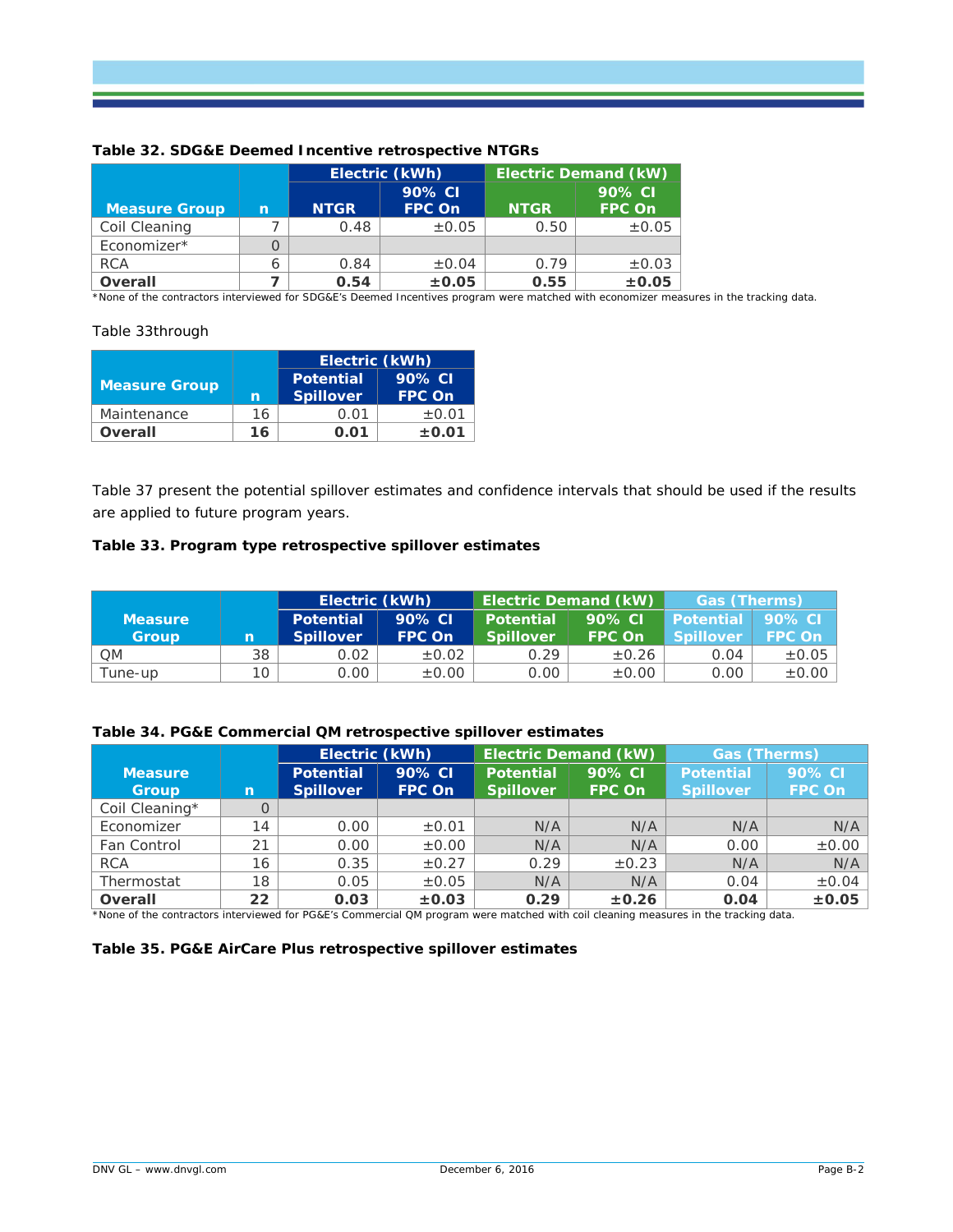**Table 32. SDG&E Deemed Incentive retrospective NTGRs**

| Measure Group | n | Electric (kWh) | | Electric Demand (kW) | |
|---|---|---|---|---|---|
| | | NTGR | 90% CI FPC On | NTGR | 90% CI FPC On |
| Coil Cleaning | 7 | 0.48 | ±0.05 | 0.50 | ±0.05 |
| Economizer* | 0 | | | | |
| RCA | 6 | 0.84 | ±0.04 | 0.79 | ±0.03 |
| **Overall** | **7** | **0.54** | **±0.05** | **0.55** | **±0.05** |

*None of the contractors interviewed for SDG&E's Deemed Incentives program were matched with economizer measures in the tracking data.

Table 33through

| Measure Group | n | Electric (kWh) | |
|---|---|---|---|
| | | Potential Spillover | 90% CI FPC On |
| Maintenance | 16 | 0.01 | ±0.01 |
| **Overall** | **16** | **0.01** | **±0.01** |

Table 37 present the potential spillover estimates and confidence intervals that should be used if the results are applied to future program years.

**Table 33. Program type retrospective spillover estimates**

| Measure Group | n | Electric (kWh) | | Electric Demand (kW) | | Gas (Therms) | |
|---|---|---|---|---|---|---|---|
| | | Potential Spillover | 90% CI FPC On | Potential Spillover | 90% CI FPC On | Potential Spillover | 90% CI FPC On |
| QM | 38 | 0.02 | ±0.02 | 0.29 | ±0.26 | 0.04 | ±0.05 |
| Tune-up | 10 | 0.00 | ±0.00 | 0.00 | ±0.00 | 0.00 | ±0.00 |

**Table 34. PG&E Commercial QM retrospective spillover estimates**

| Measure Group | n | Electric (kWh) | | Electric Demand (kW) | | Gas (Therms) | |
|---|---|---|---|---|---|---|---|
| | | Potential Spillover | 90% CI FPC On | Potential Spillover | 90% CI FPC On | Potential Spillover | 90% CI FPC On |
| Coil Cleaning* | 0 | | | | | | |
| Economizer | 14 | 0.00 | ±0.01 | N/A | N/A | N/A | N/A |
| Fan Control | 21 | 0.00 | ±0.00 | N/A | N/A | 0.00 | ±0.00 |
| RCA | 16 | 0.35 | ±0.27 | 0.29 | ±0.23 | N/A | N/A |
| Thermostat | 18 | 0.05 | ±0.05 | N/A | N/A | 0.04 | ±0.04 |
| **Overall** | **22** | **0.03** | **±0.03** | **0.29** | **±0.26** | **0.04** | **±0.05** |

*None of the contractors interviewed for PG&E's Commercial QM program were matched with coil cleaning measures in the tracking data.

**Table 35. PG&E AirCare Plus retrospective spillover estimates**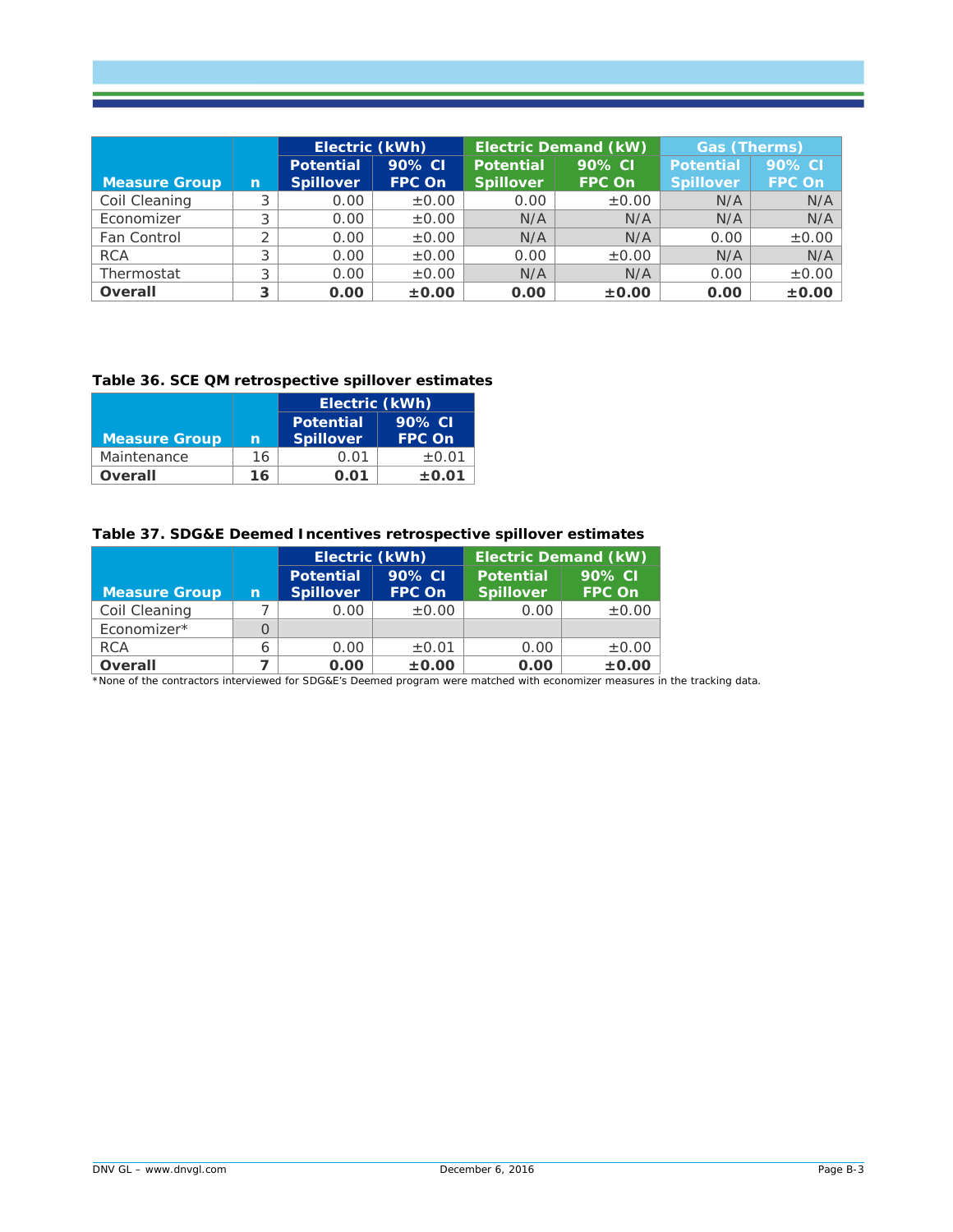| Measure Group | n | Electric (kWh) | | Electric Demand (kW) | | Gas (Therms) | |
|---|---|---|---|---|---|---|---|
| | | Potential Spillover | 90% CI FPC On | Potential Spillover | 90% CI FPC On | Potential Spillover | 90% CI FPC On |
| Coil Cleaning | 3 | 0.00 | ±0.00 | 0.00 | ±0.00 | N/A | N/A |
| Economizer | 3 | 0.00 | ±0.00 | N/A | N/A | N/A | N/A |
| Fan Control | 2 | 0.00 | ±0.00 | N/A | N/A | 0.00 | ±0.00 |
| RCA | 3 | 0.00 | ±0.00 | 0.00 | ±0.00 | N/A | N/A |
| Thermostat | 3 | 0.00 | ±0.00 | N/A | N/A | 0.00 | ±0.00 |
| **Overall** | **3** | **0.00** | **±0.00** | **0.00** | **±0.00** | **0.00** | **±0.00** |

**Table 36. SCE QM retrospective spillover estimates**

| Measure Group | n | Electric (kWh) | |
|---|---|---|---|
| | | Potential Spillover | 90% CI FPC On |
| Maintenance | 16 | 0.01 | ±0.01 |
| **Overall** | **16** | **0.01** | **±0.01** |

**Table 37. SDG&E Deemed Incentives retrospective spillover estimates**

| Measure Group | n | Electric (kWh) | | Electric Demand (kW) | |
|---|---|---|---|---|---|
| | | Potential Spillover | 90% CI FPC On | Potential Spillover | 90% CI FPC On |
| Coil Cleaning | 7 | 0.00 | ±0.00 | 0.00 | ±0.00 |
| Economizer* | 0 | | | | |
| RCA | 6 | 0.00 | ±0.01 | 0.00 | ±0.00 |
| **Overall** | **7** | **0.00** | **±0.00** | **0.00** | **±0.00** |

*None of the contractors interviewed for SDG&E's Deemed program were matched with economizer measures in the tracking data.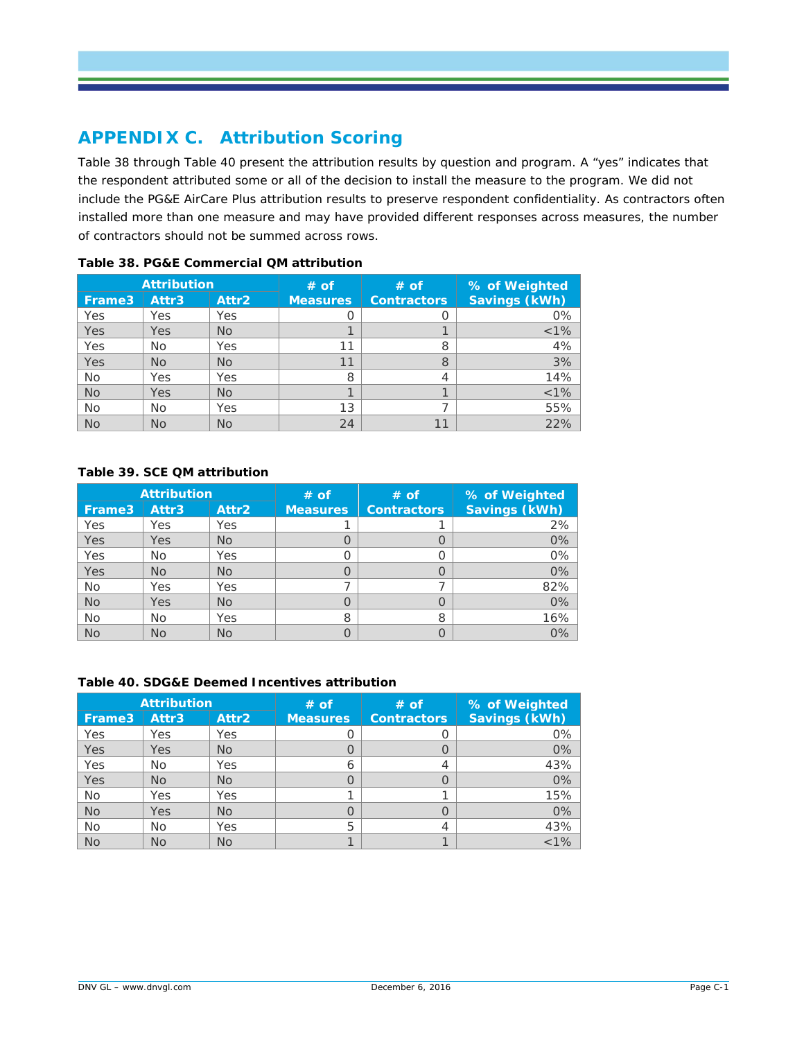# APPENDIX C. Attribution Scoring

Table 38 through Table 40 present the attribution results by question and program. A "yes" indicates that the respondent attributed some or all of the decision to install the measure to the program. We did not include the PG&E AirCare Plus attribution results to preserve respondent confidentiality. As contractors often installed more than one measure and may have provided different responses across measures, the number of contractors should not be summed across rows.

**Table 38. PG&E Commercial QM attribution**

| Attribution | | | # of Measures | # of Contractors | % of Weighted Savings (kWh) |
|---|---|---|---|---|---|
| Frame3 | Attr3 | Attr2 | | | |
| Yes | Yes | Yes | 0 | 0 | 0% |
| Yes | Yes | No | 1 | 1 | <1% |
| Yes | No | Yes | 11 | 8 | 4% |
| Yes | No | No | 11 | 8 | 3% |
| No | Yes | Yes | 8 | 4 | 14% |
| No | Yes | No | 1 | 1 | <1% |
| No | No | Yes | 13 | 7 | 55% |
| No | No | No | 24 | 11 | 22% |

**Table 39. SCE QM attribution**

| Attribution | | | # of Measures | # of Contractors | % of Weighted Savings (kWh) |
|---|---|---|---|---|---|
| Frame3 | Attr3 | Attr2 | | | |
| Yes | Yes | Yes | 1 | 1 | 2% |
| Yes | Yes | No | 0 | 0 | 0% |
| Yes | No | Yes | 0 | 0 | 0% |
| Yes | No | No | 0 | 0 | 0% |
| No | Yes | Yes | 7 | 7 | 82% |
| No | Yes | No | 0 | 0 | 0% |
| No | No | Yes | 8 | 8 | 16% |
| No | No | No | 0 | 0 | 0% |

**Table 40. SDG&E Deemed Incentives attribution**

| Attribution | | | # of Measures | # of Contractors | % of Weighted Savings (kWh) |
|---|---|---|---|---|---|
| Frame3 | Attr3 | Attr2 | | | |
| Yes | Yes | Yes | 0 | 0 | 0% |
| Yes | Yes | No | 0 | 0 | 0% |
| Yes | No | Yes | 6 | 4 | 43% |
| Yes | No | No | 0 | 0 | 0% |
| No | Yes | Yes | 1 | 1 | 15% |
| No | Yes | No | 0 | 0 | 0% |
| No | No | Yes | 5 | 4 | 43% |
| No | No | No | 1 | 1 | <1% |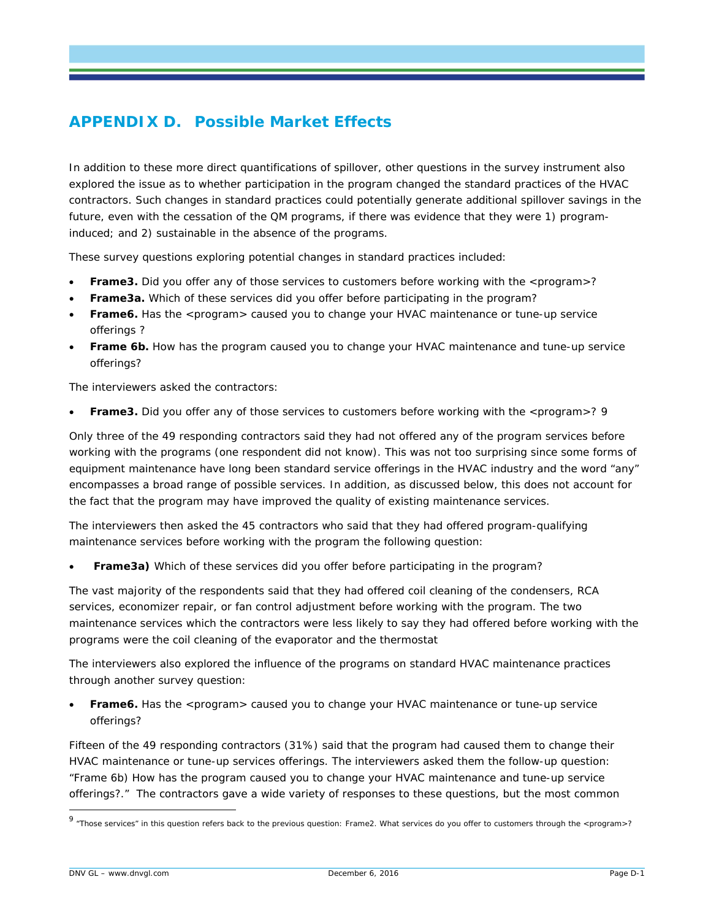# APPENDIX D. Possible Market Effects

In addition to these more direct quantifications of spillover, other questions in the survey instrument also explored the issue as to whether participation in the program changed the standard practices of the HVAC contractors. Such changes in standard practices could potentially generate additional spillover savings in the future, even with the cessation of the QM programs, if there was evidence that they were 1) program-induced; and 2) sustainable in the absence of the programs.

These survey questions exploring potential changes in standard practices included:

- **Frame3.** Did you offer any of those services to customers before working with the <program>?
- **Frame3a.** Which of these services did you offer before participating in the program?
- **Frame6.** Has the <program> caused you to change your HVAC maintenance or tune-up service offerings ?
- **Frame 6b.** How has the program caused you to change your HVAC maintenance and tune-up service offerings?

The interviewers asked the contractors:

- **Frame3.** Did you offer any of those services to customers before working with the <program>? [9]

Only three of the 49 responding contractors said they had not offered any of the program services before working with the programs (one respondent did not know). This was not too surprising since some forms of equipment maintenance have long been standard service offerings in the HVAC industry and the word "any" encompasses a broad range of possible services. In addition, as discussed below, this does not account for the fact that the program may have improved the quality of existing maintenance services.

The interviewers then asked the 45 contractors who said that they had offered program-qualifying maintenance services before working with the program the following question:

- **Frame3a)** Which of these services did you offer before participating in the program?

The vast majority of the respondents said that they had offered coil cleaning of the condensers, RCA services, economizer repair, or fan control adjustment before working with the program. The two maintenance services which the contractors were less likely to say they had offered before working with the programs were the coil cleaning of the evaporator and the thermostat

The interviewers also explored the influence of the programs on standard HVAC maintenance practices through another survey question:

- **Frame6.** Has the <program> caused you to change your HVAC maintenance or tune-up service offerings?

Fifteen of the 49 responding contractors (31%) said that the program had caused them to change their HVAC maintenance or tune-up services offerings. The interviewers asked them the follow-up question: "Frame 6b) How has the program caused you to change your HVAC maintenance and tune-up service offerings?." The contractors gave a wide variety of responses to these questions, but the most common

[9] "Those services" in this question refers back to the previous question: Frame2. What services do you offer to customers through the <program>?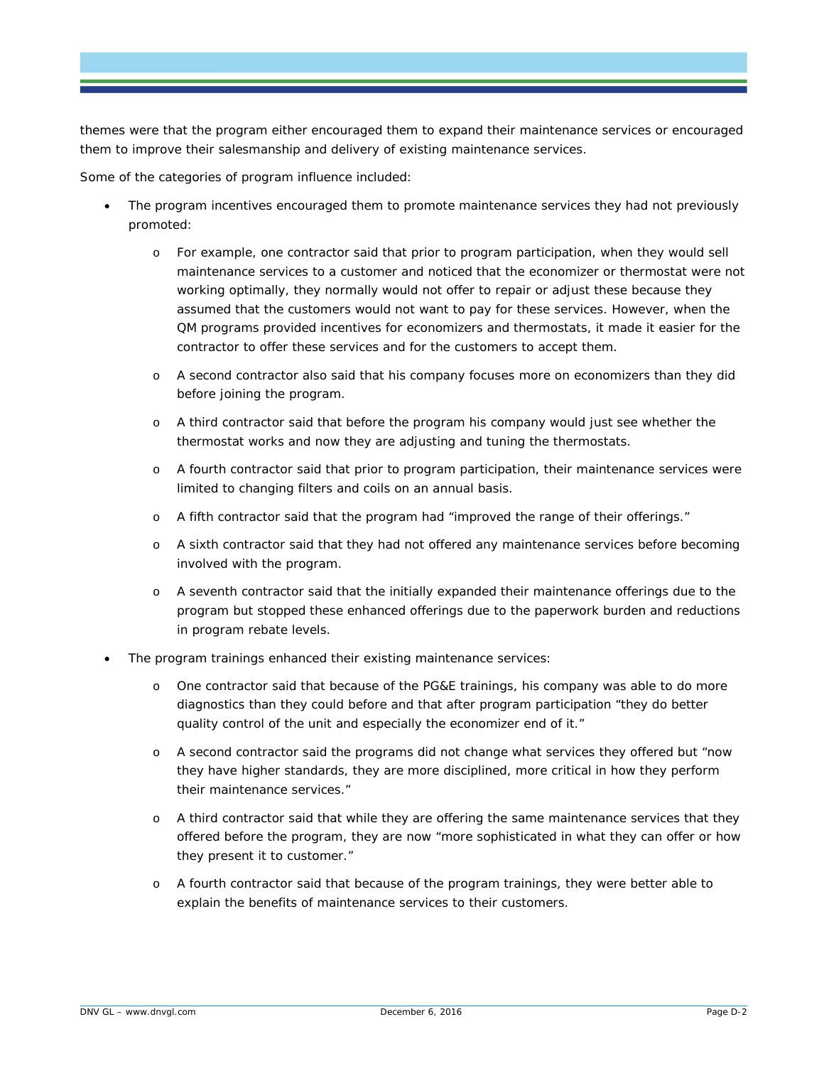themes were that the program either encouraged them to expand their maintenance services or encouraged them to improve their salesmanship and delivery of existing maintenance services.

Some of the categories of program influence included:

- The program incentives encouraged them to promote maintenance services they had not previously promoted:
    - For example, one contractor said that prior to program participation, when they would sell maintenance services to a customer and noticed that the economizer or thermostat were not working optimally, they normally would not offer to repair or adjust these because they assumed that the customers would not want to pay for these services. However, when the QM programs provided incentives for economizers and thermostats, it made it easier for the contractor to offer these services and for the customers to accept them.
    - A second contractor also said that his company focuses more on economizers than they did before joining the program.
    - A third contractor said that before the program his company would just see whether the thermostat works and now they are adjusting and tuning the thermostats.
    - A fourth contractor said that prior to program participation, their maintenance services were limited to changing filters and coils on an annual basis.
    - A fifth contractor said that the program had "improved the range of their offerings."
    - A sixth contractor said that they had not offered any maintenance services before becoming involved with the program.
    - A seventh contractor said that the initially expanded their maintenance offerings due to the program but stopped these enhanced offerings due to the paperwork burden and reductions in program rebate levels.
- The program trainings enhanced their existing maintenance services:
    - One contractor said that because of the PG&E trainings, his company was able to do more diagnostics than they could before and that after program participation "they do better quality control of the unit and especially the economizer end of it."
    - A second contractor said the programs did not change what services they offered but "now they have higher standards, they are more disciplined, more critical in how they perform their maintenance services."
    - A third contractor said that while they are offering the same maintenance services that they offered before the program, they are now "more sophisticated in what they can offer or how they present it to customer."
    - A fourth contractor said that because of the program trainings, they were better able to explain the benefits of maintenance services to their customers.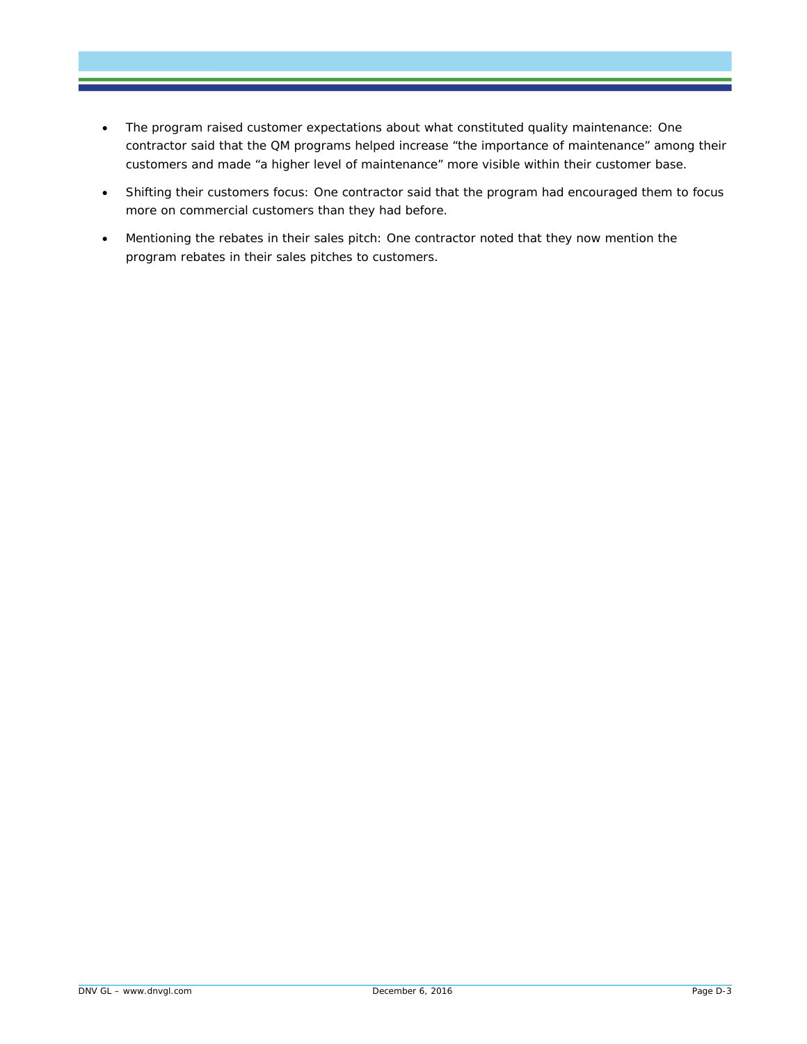- The program raised customer expectations about what constituted quality maintenance: One contractor said that the QM programs helped increase "the importance of maintenance" among their customers and made "a higher level of maintenance" more visible within their customer base.
- Shifting their customers focus: One contractor said that the program had encouraged them to focus more on commercial customers than they had before.
- Mentioning the rebates in their sales pitch: One contractor noted that they now mention the program rebates in their sales pitches to customers.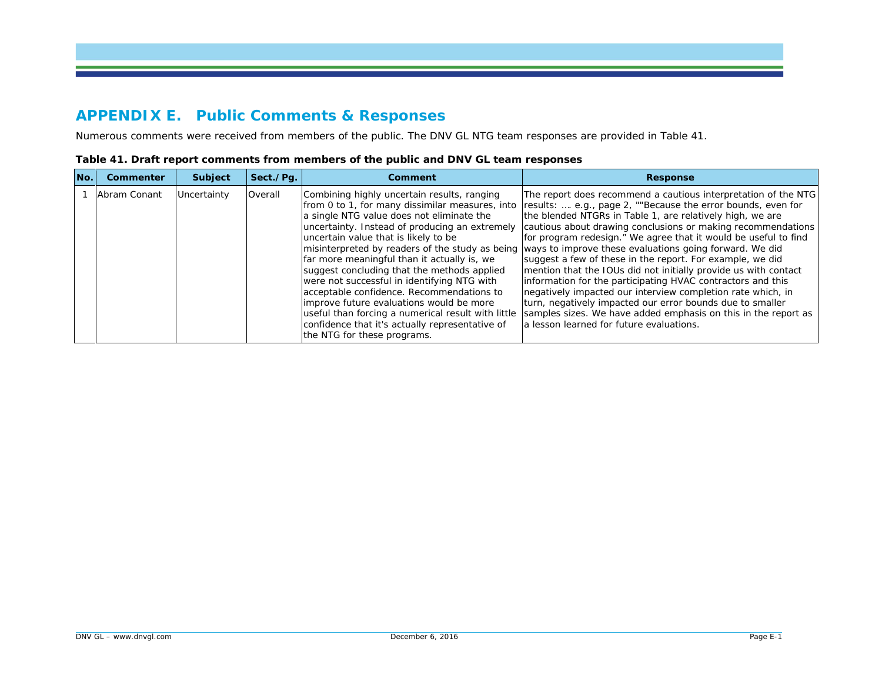# APPENDIX E. Public Comments & Responses

Numerous comments were received from members of the public. The DNV GL NTG team responses are provided in Table 41.

**Table 41. Draft report comments from members of the public and DNV GL team responses**

| No. | Commenter | Subject | Sect./Pg. | Comment | Response |
|---|---|---|---|---|---|
| 1 | Abram Conant | Uncertainty | Overall | Combining highly uncertain results, ranging from 0 to 1, for many dissimilar measures, into a single NTG value does not eliminate the uncertainty. Instead of producing an extremely uncertain value that is likely to be misinterpreted by readers of the study as being far more meaningful than it actually is, we suggest concluding that the methods applied were not successful in identifying NTG with acceptable confidence. Recommendations to improve future evaluations would be more useful than forcing a numerical result with little confidence that it's actually representative of the NTG for these programs. | The report does recommend a cautious interpretation of the NTG results: …. e.g., page 2, ""Because the error bounds, even for the blended NTGRs in Table 1, are relatively high, we are cautious about drawing conclusions or making recommendations for program redesign." We agree that it would be useful to find ways to improve these evaluations going forward. We did suggest a few of these in the report. For example, we did mention that the IOUs did not initially provide us with contact information for the participating HVAC contractors and this negatively impacted our interview completion rate which, in turn, negatively impacted our error bounds due to smaller samples sizes. We have added emphasis on this in the report as a lesson learned for future evaluations. |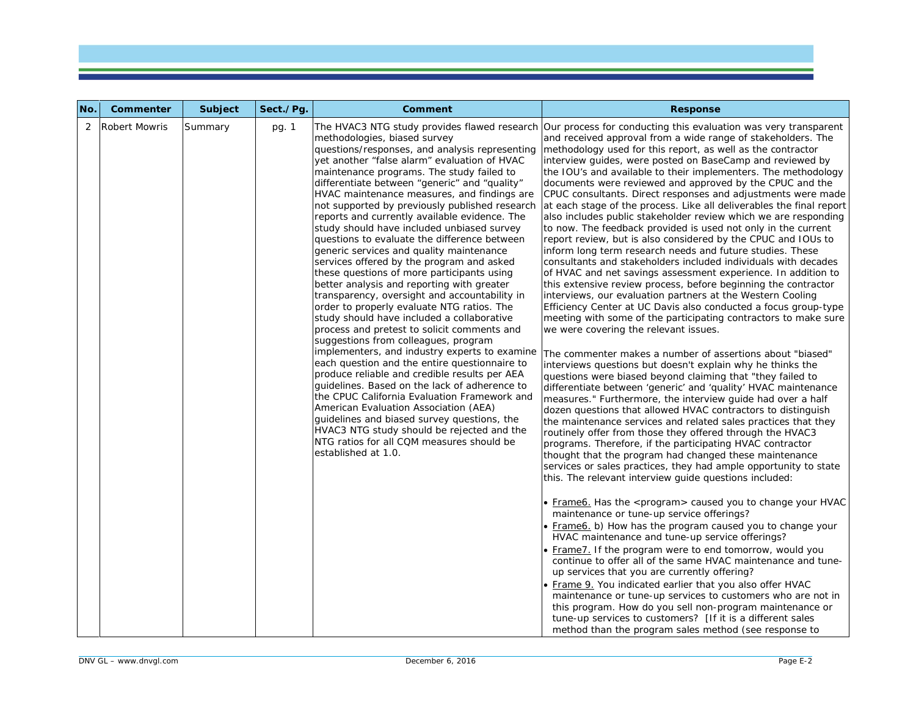| No. | Commenter | Subject | Sect./Pg. | Comment | Response |
|---|---|---|---|---|---|
| 2 | Robert Mowris | Summary | pg. 1 | The HVAC3 NTG study provides flawed research methodologies, biased survey questions/responses, and analysis representing yet another "false alarm" evaluation of HVAC maintenance programs. The study failed to differentiate between "generic" and "quality" HVAC maintenance measures, and findings are not supported by previously published research reports and currently available evidence. The study should have included unbiased survey questions to evaluate the difference between generic services and quality maintenance services offered by the program and asked these questions of more participants using better analysis and reporting with greater transparency, oversight and accountability in order to properly evaluate NTG ratios. The study should have included a collaborative process and pretest to solicit comments and suggestions from colleagues, program implementers, and industry experts to examine each question and the entire questionnaire to produce reliable and credible results per AEA guidelines. Based on the lack of adherence to the CPUC California Evaluation Framework and American Evaluation Association (AEA) guidelines and biased survey questions, the HVAC3 NTG study should be rejected and the NTG ratios for all CQM measures should be established at 1.0. | Our process for conducting this evaluation was very transparent and received approval from a wide range of stakeholders. The methodology used for this report, as well as the contractor interview guides, were posted on BaseCamp and reviewed by the IOU's and available to their implementers. The methodology documents were reviewed and approved by the CPUC and the CPUC consultants. Direct responses and adjustments were made at each stage of the process. Like all deliverables the final report also includes public stakeholder review which we are responding to now. The feedback provided is used not only in the current report review, but is also considered by the CPUC and IOUs to inform long term research needs and future studies. These consultants and stakeholders included individuals with decades of HVAC and net savings assessment experience. In addition to this extensive review process, before beginning the contractor interviews, our evaluation partners at the Western Cooling Efficiency Center at UC Davis also conducted a focus group-type meeting with some of the participating contractors to make sure we were covering the relevant issues.<br><br>The commenter makes a number of assertions about "biased" interviews questions but doesn't explain why he thinks the questions were biased beyond claiming that "they failed to differentiate between 'generic' and 'quality' HVAC maintenance measures." Furthermore, the interview guide had over a half dozen questions that allowed HVAC contractors to distinguish the maintenance services and related sales practices that they routinely offer from those they offered through the HVAC3 programs. Therefore, if the participating HVAC contractor thought that the program had changed these maintenance services or sales practices, they had ample opportunity to state this. The relevant interview guide questions included:<br><br>• Frame6. Has the <program> caused you to change your HVAC maintenance or tune-up service offerings?<br>• Frame6. b) How has the program caused you to change your HVAC maintenance and tune-up service offerings?<br>• Frame7. If the program were to end tomorrow, would you continue to offer all of the same HVAC maintenance and tune-up services that you are currently offering?<br>• Frame 9. You indicated earlier that you also offer HVAC maintenance or tune-up services to customers who are not in this program. How do you sell non-program maintenance or tune-up services to customers? [If it is a different sales method than the program sales method (see response to |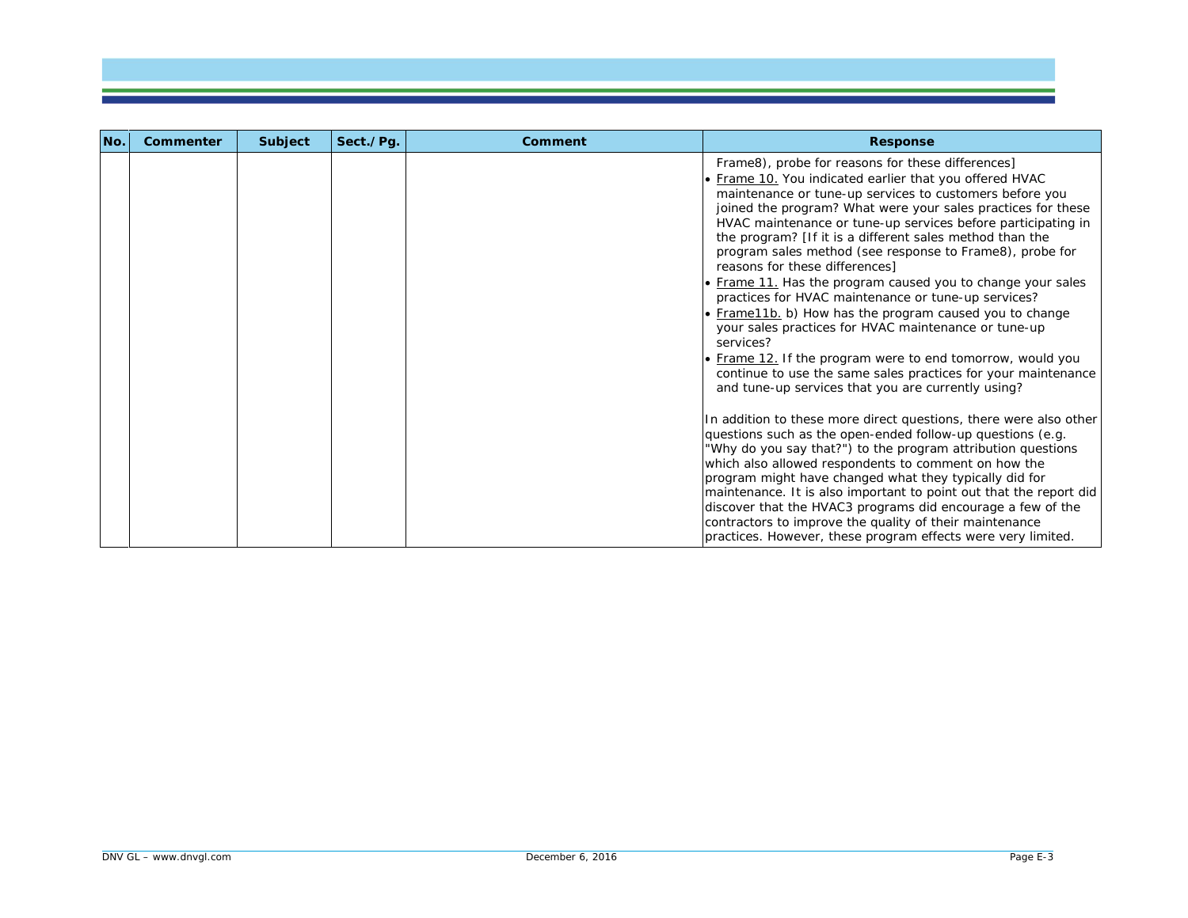| No. | Commenter | Subject | Sect./Pg. | Comment | Response |
|---|---|---|---|---|---|
| | | | | | Frame8), probe for reasons for these differences]<br>• Frame 10. You indicated earlier that you offered HVAC maintenance or tune-up services to customers before you joined the program? What were your sales practices for these HVAC maintenance or tune-up services before participating in the program? [If it is a different sales method than the program sales method (see response to Frame8), probe for reasons for these differences]<br>• Frame 11. Has the program caused you to change your sales practices for HVAC maintenance or tune-up services?<br>• Frame11b. b) How has the program caused you to change your sales practices for HVAC maintenance or tune-up services?<br>• Frame 12. If the program were to end tomorrow, would you continue to use the same sales practices for your maintenance and tune-up services that you are currently using?<br><br>In addition to these more direct questions, there were also other questions such as the open-ended follow-up questions (e.g. "Why do you say that?") to the program attribution questions which also allowed respondents to comment on how the program might have changed what they typically did for maintenance. It is also important to point out that the report did discover that the HVAC3 programs did encourage a few of the contractors to improve the quality of their maintenance practices. However, these program effects were very limited. |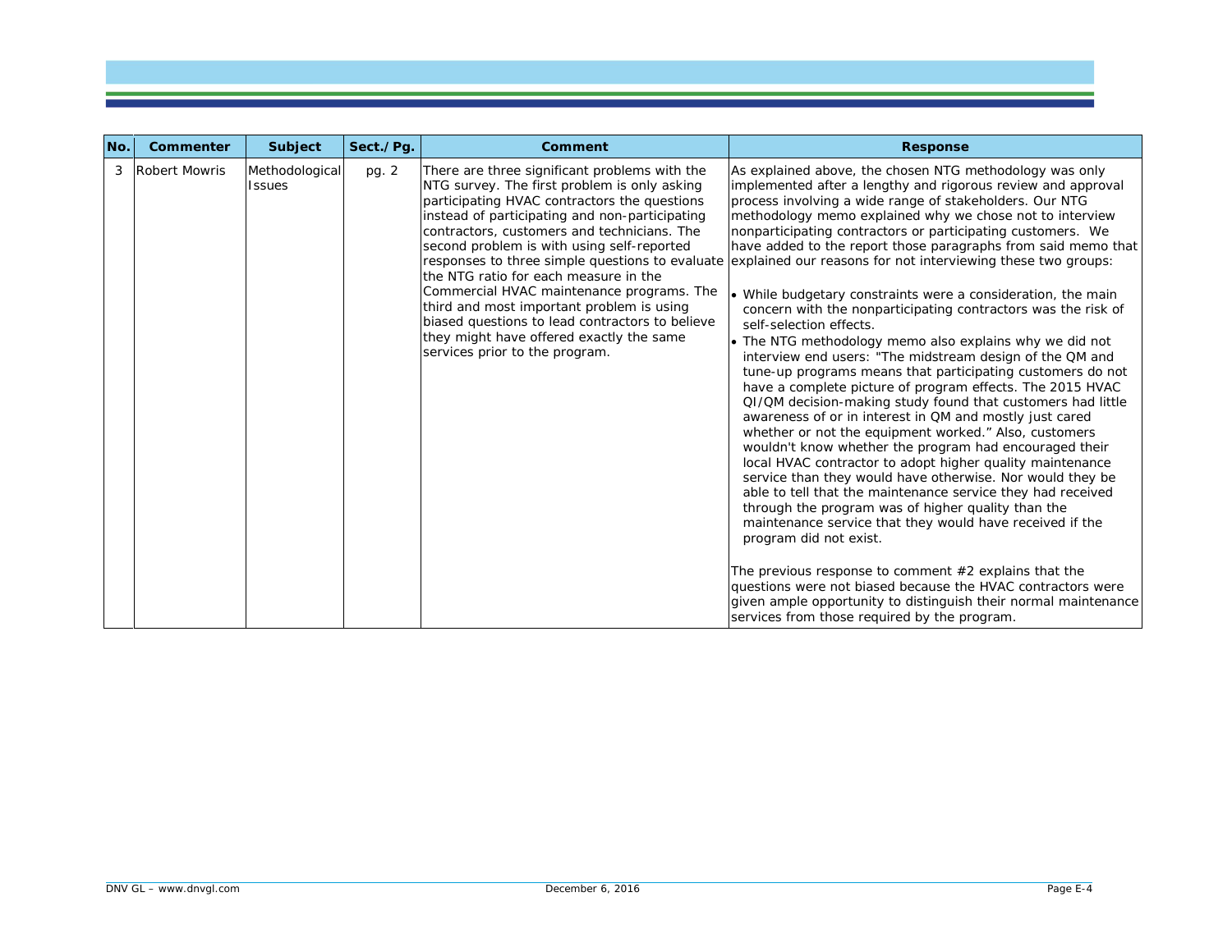| No. | Commenter | Subject | Sect./Pg. | Comment | Response |
|---|---|---|---|---|---|
| 3 | Robert Mowris | Methodological Issues | pg. 2 | There are three significant problems with the NTG survey. The first problem is only asking participating HVAC contractors the questions instead of participating and non-participating contractors, customers and technicians. The second problem is with using self-reported responses to three simple questions to evaluate the NTG ratio for each measure in the Commercial HVAC maintenance programs. The third and most important problem is using biased questions to lead contractors to believe they might have offered exactly the same services prior to the program. | As explained above, the chosen NTG methodology was only implemented after a lengthy and rigorous review and approval process involving a wide range of stakeholders. Our NTG methodology memo explained why we chose not to interview nonparticipating contractors or participating customers. We have added to the report those paragraphs from said memo that explained our reasons for not interviewing these two groups:<br><br>• While budgetary constraints were a consideration, the main concern with the nonparticipating contractors was the risk of self-selection effects.<br>• The NTG methodology memo also explains why we did not interview end users: "The midstream design of the QM and tune-up programs means that participating customers do not have a complete picture of program effects. The 2015 HVAC QI/QM decision-making study found that customers had little awareness of or in interest in QM and mostly just cared whether or not the equipment worked." Also, customers wouldn't know whether the program had encouraged their local HVAC contractor to adopt higher quality maintenance service than they would have otherwise. Nor would they be able to tell that the maintenance service they had received through the program was of higher quality than the maintenance service that they would have received if the program did not exist.<br><br>The previous response to comment #2 explains that the questions were not biased because the HVAC contractors were given ample opportunity to distinguish their normal maintenance services from those required by the program. |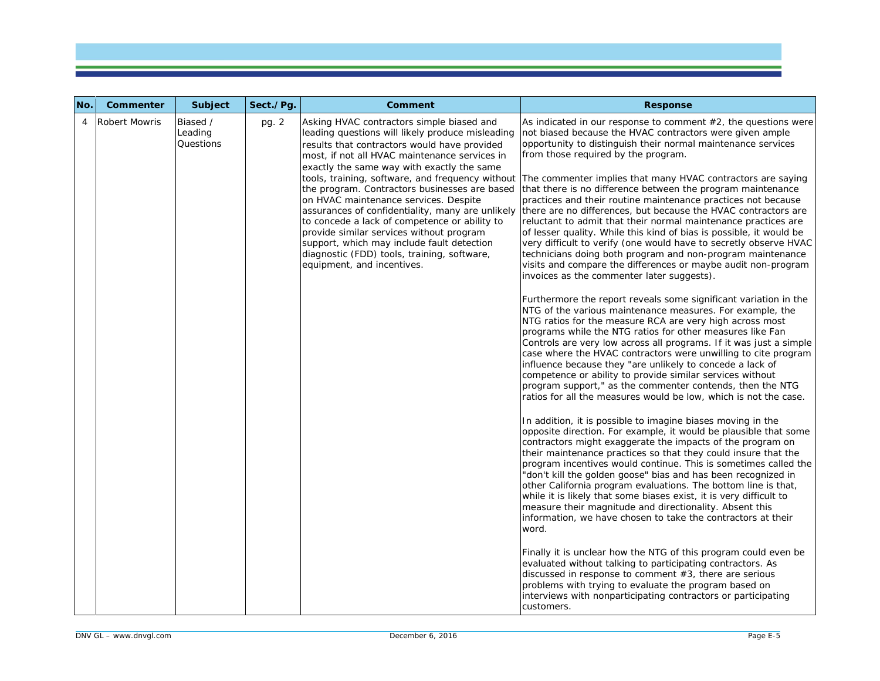| No. | Commenter | Subject | Sect./Pg. | Comment | Response |
|---|---|---|---|---|---|
| 4 | Robert Mowris | Biased / Leading Questions | pg. 2 | Asking HVAC contractors simple biased and leading questions will likely produce misleading results that contractors would have provided most, if not all HVAC maintenance services in exactly the same way with exactly the same tools, training, software, and frequency without the program. Contractors businesses are based on HVAC maintenance services. Despite assurances of confidentiality, many are unlikely to concede a lack of competence or ability to provide similar services without program support, which may include fault detection diagnostic (FDD) tools, training, software, equipment, and incentives. | As indicated in our response to comment #2, the questions were not biased because the HVAC contractors were given ample opportunity to distinguish their normal maintenance services from those required by the program.<br><br>The commenter implies that many HVAC contractors are saying that there is no difference between the program maintenance practices and their routine maintenance practices not because there are no differences, but because the HVAC contractors are reluctant to admit that their normal maintenance practices are of lesser quality. While this kind of bias is possible, it would be very difficult to verify (one would have to secretly observe HVAC technicians doing both program and non-program maintenance visits and compare the differences or maybe audit non-program invoices as the commenter later suggests).<br><br>Furthermore the report reveals some significant variation in the NTG of the various maintenance measures. For example, the NTG ratios for the measure RCA are very high across most programs while the NTG ratios for other measures like Fan Controls are very low across all programs. If it was just a simple case where the HVAC contractors were unwilling to cite program influence because they "are unlikely to concede a lack of competence or ability to provide similar services without program support," as the commenter contends, then the NTG ratios for all the measures would be low, which is not the case.<br><br>In addition, it is possible to imagine biases moving in the opposite direction. For example, it would be plausible that some contractors might exaggerate the impacts of the program on their maintenance practices so that they could insure that the program incentives would continue. This is sometimes called the "don't kill the golden goose" bias and has been recognized in other California program evaluations. The bottom line is that, while it is likely that some biases exist, it is very difficult to measure their magnitude and directionality. Absent this information, we have chosen to take the contractors at their word.<br><br>Finally it is unclear how the NTG of this program could even be evaluated without talking to participating contractors. As discussed in response to comment #3, there are serious problems with trying to evaluate the program based on interviews with nonparticipating contractors or participating customers. |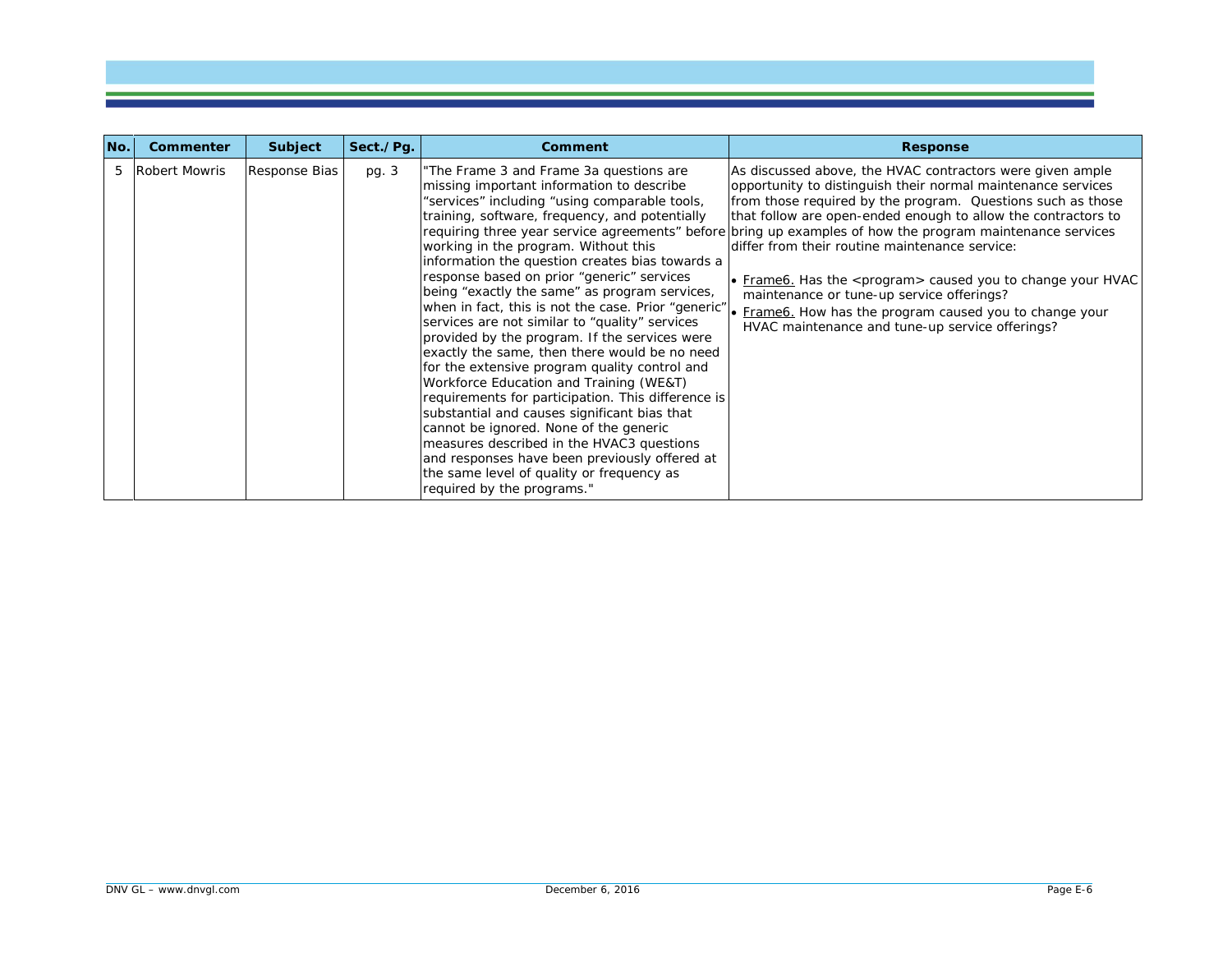| No. | Commenter | Subject | Sect./Pg. | Comment | Response |
|---|---|---|---|---|---|
| 5 | Robert Mowris | Response Bias | pg. 3 | "The Frame 3 and Frame 3a questions are missing important information to describe “services” including “using comparable tools, training, software, frequency, and potentially requiring three year service agreements” before working in the program. Without this information the question creates bias towards a response based on prior “generic” services being “exactly the same” as program services, when in fact, this is not the case. Prior “generic” services are not similar to “quality” services provided by the program. If the services were exactly the same, then there would be no need for the extensive program quality control and Workforce Education and Training (WE&T) requirements for participation. This difference is substantial and causes significant bias that cannot be ignored. None of the generic measures described in the HVAC3 questions and responses have been previously offered at the same level of quality or frequency as required by the programs." | As discussed above, the HVAC contractors were given ample opportunity to distinguish their normal maintenance services from those required by the program. Questions such as those that follow are open-ended enough to allow the contractors to bring up examples of how the program maintenance services differ from their routine maintenance service:<br><br>• Frame6. Has the <program> caused you to change your HVAC maintenance or tune-up service offerings?<br>• Frame6. How has the program caused you to change your HVAC maintenance and tune-up service offerings? |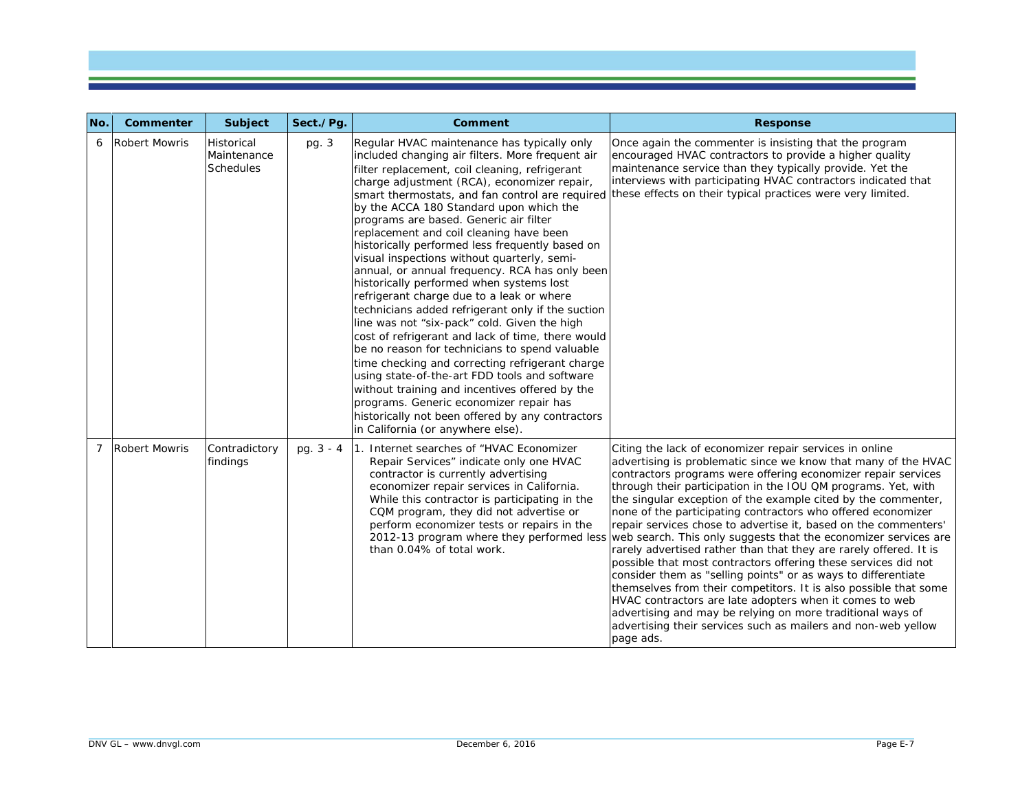| No. | Commenter | Subject | Sect./Pg. | Comment | Response |
|---|---|---|---|---|---|
| 6 | Robert Mowris | Historical Maintenance Schedules | pg. 3 | Regular HVAC maintenance has typically only included changing air filters. More frequent air filter replacement, coil cleaning, refrigerant charge adjustment (RCA), economizer repair, smart thermostats, and fan control are required by the ACCA 180 Standard upon which the programs are based. Generic air filter replacement and coil cleaning have been historically performed less frequently based on visual inspections without quarterly, semi-annual, or annual frequency. RCA has only been historically performed when systems lost refrigerant charge due to a leak or where technicians added refrigerant only if the suction line was not "six-pack" cold. Given the high cost of refrigerant and lack of time, there would be no reason for technicians to spend valuable time checking and correcting refrigerant charge using state-of-the-art FDD tools and software without training and incentives offered by the programs. Generic economizer repair has historically not been offered by any contractors in California (or anywhere else). | Once again the commenter is insisting that the program encouraged HVAC contractors to provide a higher quality maintenance service than they typically provide. Yet the interviews with participating HVAC contractors indicated that these effects on their typical practices were very limited. |
| 7 | Robert Mowris | Contradictory findings | pg. 3 - 4 | 1. Internet searches of "HVAC Economizer Repair Services" indicate only one HVAC contractor is currently advertising economizer repair services in California. While this contractor is participating in the CQM program, they did not advertise or perform economizer tests or repairs in the 2012-13 program where they performed less than 0.04% of total work. | Citing the lack of economizer repair services in online advertising is problematic since we know that many of the HVAC contractors programs were offering economizer repair services through their participation in the IOU QM programs. Yet, with the singular exception of the example cited by the commenter, none of the participating contractors who offered economizer repair services chose to advertise it, based on the commenters' web search. This only suggests that the economizer services are rarely advertised rather than that they are rarely offered. It is possible that most contractors offering these services did not consider them as "selling points" or as ways to differentiate themselves from their competitors. It is also possible that some HVAC contractors are late adopters when it comes to web advertising and may be relying on more traditional ways of advertising their services such as mailers and non-web yellow page ads. |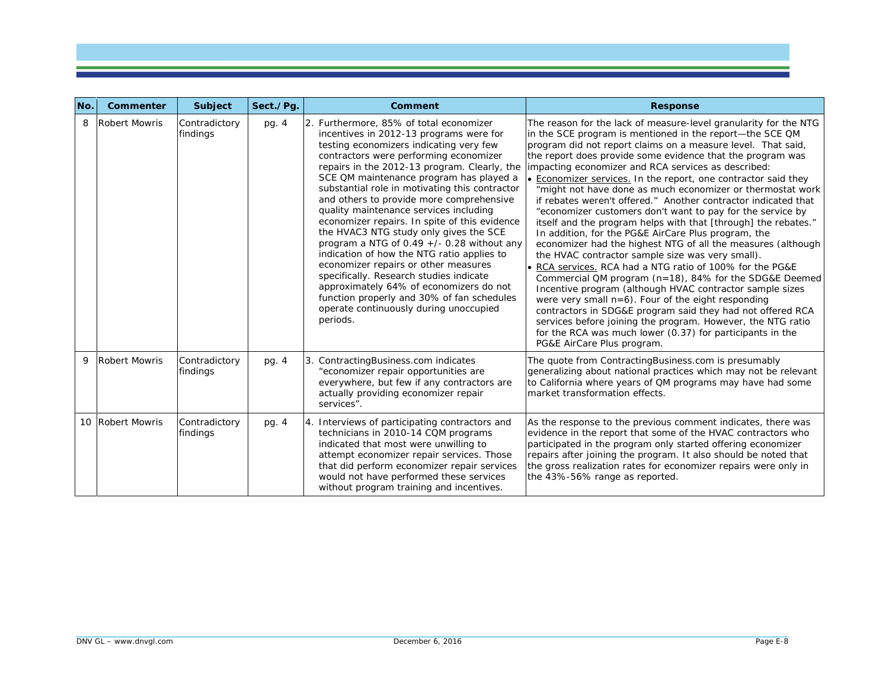| No. | Commenter | Subject | Sect./Pg. | Comment | Response |
|---|---|---|---|---|---|
| 8 | Robert Mowris | Contradictory findings | pg. 4 | 2. Furthermore, 85% of total economizer incentives in 2012-13 programs were for testing economizers indicating very few contractors were performing economizer repairs in the 2012-13 program. Clearly, the SCE QM maintenance program has played a substantial role in motivating this contractor and others to provide more comprehensive quality maintenance services including economizer repairs. In spite of this evidence the HVAC3 NTG study only gives the SCE program a NTG of 0.49 +/- 0.28 without any indication of how the NTG ratio applies to economizer repairs or other measures specifically. Research studies indicate approximately 64% of economizers do not function properly and 30% of fan schedules operate continuously during unoccupied periods. | The reason for the lack of measure-level granularity for the NTG in the SCE program is mentioned in the report—the SCE QM program did not report claims on a measure level. That said, the report does provide some evidence that the program was impacting economizer and RCA services as described: <br>• Economizer services. In the report, one contractor said they "might not have done as much economizer or thermostat work if rebates weren't offered." Another contractor indicated that "economizer customers don't want to pay for the service by itself and the program helps with that [through] the rebates." In addition, for the PG&E AirCare Plus program, the economizer had the highest NTG of all the measures (although the HVAC contractor sample size was very small). <br>• RCA services. RCA had a NTG ratio of 100% for the PG&E Commercial QM program (n=18), 84% for the SDG&E Deemed Incentive program (although HVAC contractor sample sizes were very small n=6). Four of the eight responding contractors in SDG&E program said they had not offered RCA services before joining the program. However, the NTG ratio for the RCA was much lower (0.37) for participants in the PG&E AirCare Plus program. |
| 9 | Robert Mowris | Contradictory findings | pg. 4 | 3. ContractingBusiness.com indicates "economizer repair opportunities are everywhere, but few if any contractors are actually providing economizer repair services". | The quote from ContractingBusiness.com is presumably generalizing about national practices which may not be relevant to California where years of QM programs may have had some market transformation effects. |
| 10 | Robert Mowris | Contradictory findings | pg. 4 | 4. Interviews of participating contractors and technicians in 2010-14 CQM programs indicated that most were unwilling to attempt economizer repair services. Those that did perform economizer repair services would not have performed these services without program training and incentives. | As the response to the previous comment indicates, there was evidence in the report that some of the HVAC contractors who participated in the program only started offering economizer repairs after joining the program. It also should be noted that the gross realization rates for economizer repairs were only in the 43%-56% range as reported. |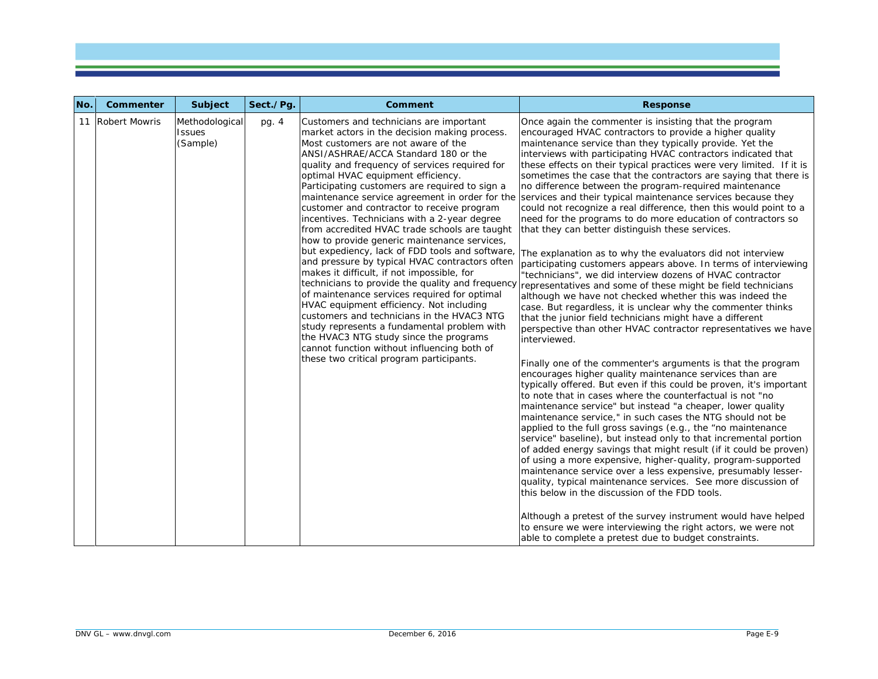| No. | Commenter | Subject | Sect./Pg. | Comment | Response |
|---|---|---|---|---|---|
| 11 | Robert Mowris | Methodological Issues (Sample) | pg. 4 | Customers and technicians are important market actors in the decision making process. Most customers are not aware of the ANSI/ASHRAE/ACCA Standard 180 or the quality and frequency of services required for optimal HVAC equipment efficiency. Participating customers are required to sign a maintenance service agreement in order for the customer and contractor to receive program incentives. Technicians with a 2-year degree from accredited HVAC trade schools are taught how to provide generic maintenance services, but expediency, lack of FDD tools and software, and pressure by typical HVAC contractors often makes it difficult, if not impossible, for technicians to provide the quality and frequency of maintenance services required for optimal HVAC equipment efficiency. Not including customers and technicians in the HVAC3 NTG study represents a fundamental problem with the HVAC3 NTG study since the programs cannot function without influencing both of these two critical program participants. | Once again the commenter is insisting that the program encouraged HVAC contractors to provide a higher quality maintenance service than they typically provide. Yet the interviews with participating HVAC contractors indicated that these effects on their typical practices were very limited. If it is sometimes the case that the contractors are saying that there is no difference between the program-required maintenance services and their typical maintenance services because they could not recognize a real difference, then this would point to a need for the programs to do more education of contractors so that they can better distinguish these services.<br><br>The explanation as to why the evaluators did not interview participating customers appears above. In terms of interviewing "technicians", we did interview dozens of HVAC contractor representatives and some of these might be field technicians although we have not checked whether this was indeed the case. But regardless, it is unclear why the commenter thinks that the junior field technicians might have a different perspective than other HVAC contractor representatives we have interviewed.<br><br>Finally one of the commenter's arguments is that the program encourages higher quality maintenance services than are typically offered. But even if this could be proven, it's important to note that in cases where the counterfactual is not "no maintenance service" but instead "a cheaper, lower quality maintenance service," in such cases the NTG should not be applied to the full gross savings (e.g., the "no maintenance service" baseline), but instead only to that incremental portion of added energy savings that might result (if it could be proven) of using a more expensive, higher-quality, program-supported maintenance service over a less expensive, presumably lesser-quality, typical maintenance services. See more discussion of this below in the discussion of the FDD tools.<br><br>Although a pretest of the survey instrument would have helped to ensure we were interviewing the right actors, we were not able to complete a pretest due to budget constraints. |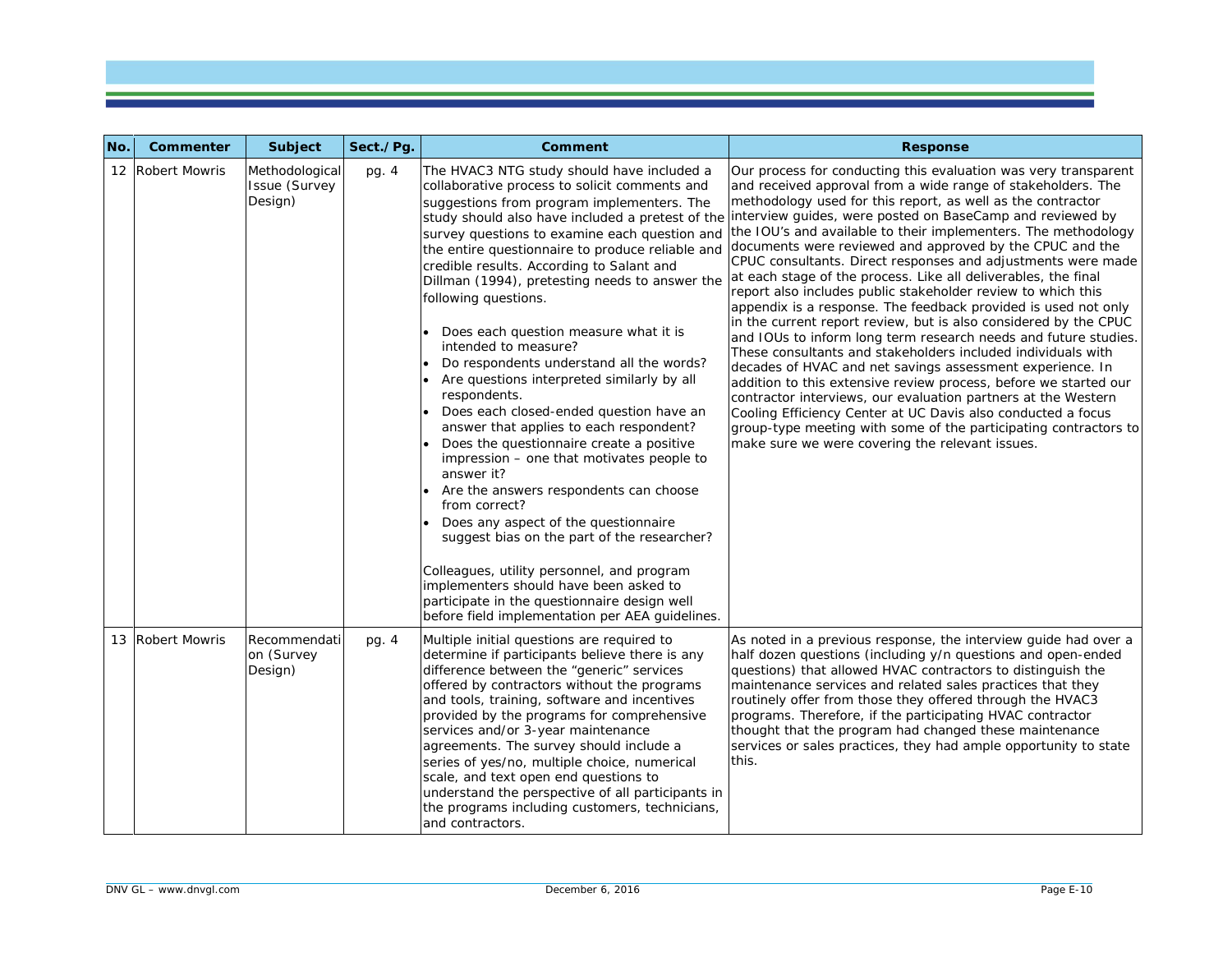| No. | Commenter | Subject | Sect./Pg. | Comment | Response |
|---|---|---|---|---|---|
| 12 | Robert Mowris | Methodological Issue (Survey Design) | pg. 4 | The HVAC3 NTG study should have included a collaborative process to solicit comments and suggestions from program implementers. The study should also have included a pretest of the survey questions to examine each question and the entire questionnaire to produce reliable and credible results. According to Salant and Dillman (1994), pretesting needs to answer the following questions.<br><br>• Does each question measure what it is intended to measure?<br>• Do respondents understand all the words?<br>• Are questions interpreted similarly by all respondents.<br>• Does each closed-ended question have an answer that applies to each respondent?<br>• Does the questionnaire create a positive impression – one that motivates people to answer it?<br>• Are the answers respondents can choose from correct?<br>• Does any aspect of the questionnaire suggest bias on the part of the researcher?<br><br>Colleagues, utility personnel, and program implementers should have been asked to participate in the questionnaire design well before field implementation per AEA guidelines. | Our process for conducting this evaluation was very transparent and received approval from a wide range of stakeholders. The methodology used for this report, as well as the contractor interview guides, were posted on BaseCamp and reviewed by the IOU's and available to their implementers. The methodology documents were reviewed and approved by the CPUC and the CPUC consultants. Direct responses and adjustments were made at each stage of the process. Like all deliverables, the final report also includes public stakeholder review to which this appendix is a response. The feedback provided is used not only in the current report review, but is also considered by the CPUC and IOUs to inform long term research needs and future studies. These consultants and stakeholders included individuals with decades of HVAC and net savings assessment experience. In addition to this extensive review process, before we started our contractor interviews, our evaluation partners at the Western Cooling Efficiency Center at UC Davis also conducted a focus group-type meeting with some of the participating contractors to make sure we were covering the relevant issues. |
| 13 | Robert Mowris | Recommendation (Survey Design) | pg. 4 | Multiple initial questions are required to determine if participants believe there is any difference between the "generic" services offered by contractors without the programs and tools, training, software and incentives provided by the programs for comprehensive services and/or 3-year maintenance agreements. The survey should include a series of yes/no, multiple choice, numerical scale, and text open end questions to understand the perspective of all participants in the programs including customers, technicians, and contractors. | As noted in a previous response, the interview guide had over a half dozen questions (including y/n questions and open-ended questions) that allowed HVAC contractors to distinguish the maintenance services and related sales practices that they routinely offer from those they offered through the HVAC3 programs. Therefore, if the participating HVAC contractor thought that the program had changed these maintenance services or sales practices, they had ample opportunity to state this. |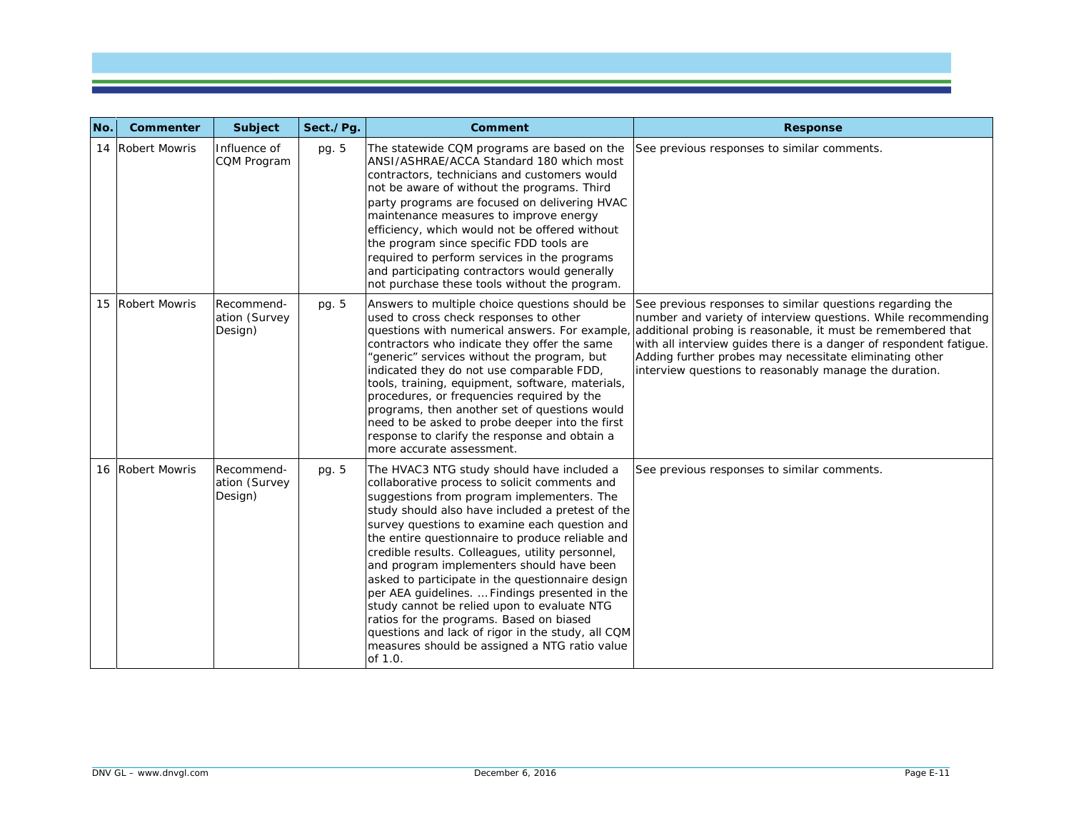| No. | Commenter | Subject | Sect./Pg. | Comment | Response |
|---|---|---|---|---|---|
| 14 | Robert Mowris | Influence of CQM Program | pg. 5 | The statewide CQM programs are based on the ANSI/ASHRAE/ACCA Standard 180 which most contractors, technicians and customers would not be aware of without the programs. Third party programs are focused on delivering HVAC maintenance measures to improve energy efficiency, which would not be offered without the program since specific FDD tools are required to perform services in the programs and participating contractors would generally not purchase these tools without the program. | See previous responses to similar comments. |
| 15 | Robert Mowris | Recommend-ation (Survey Design) | pg. 5 | Answers to multiple choice questions should be used to cross check responses to other questions with numerical answers. For example, contractors who indicate they offer the same "generic" services without the program, but indicated they do not use comparable FDD, tools, training, equipment, software, materials, procedures, or frequencies required by the programs, then another set of questions would need to be asked to probe deeper into the first response to clarify the response and obtain a more accurate assessment. | See previous responses to similar questions regarding the number and variety of interview questions. While recommending additional probing is reasonable, it must be remembered that with all interview guides there is a danger of respondent fatigue. Adding further probes may necessitate eliminating other interview questions to reasonably manage the duration. |
| 16 | Robert Mowris | Recommend-ation (Survey Design) | pg. 5 | The HVAC3 NTG study should have included a collaborative process to solicit comments and suggestions from program implementers. The study should also have included a pretest of the survey questions to examine each question and the entire questionnaire to produce reliable and credible results. Colleagues, utility personnel, and program implementers should have been asked to participate in the questionnaire design per AEA guidelines. … Findings presented in the study cannot be relied upon to evaluate NTG ratios for the programs. Based on biased questions and lack of rigor in the study, all CQM measures should be assigned a NTG ratio value of 1.0. | See previous responses to similar comments. |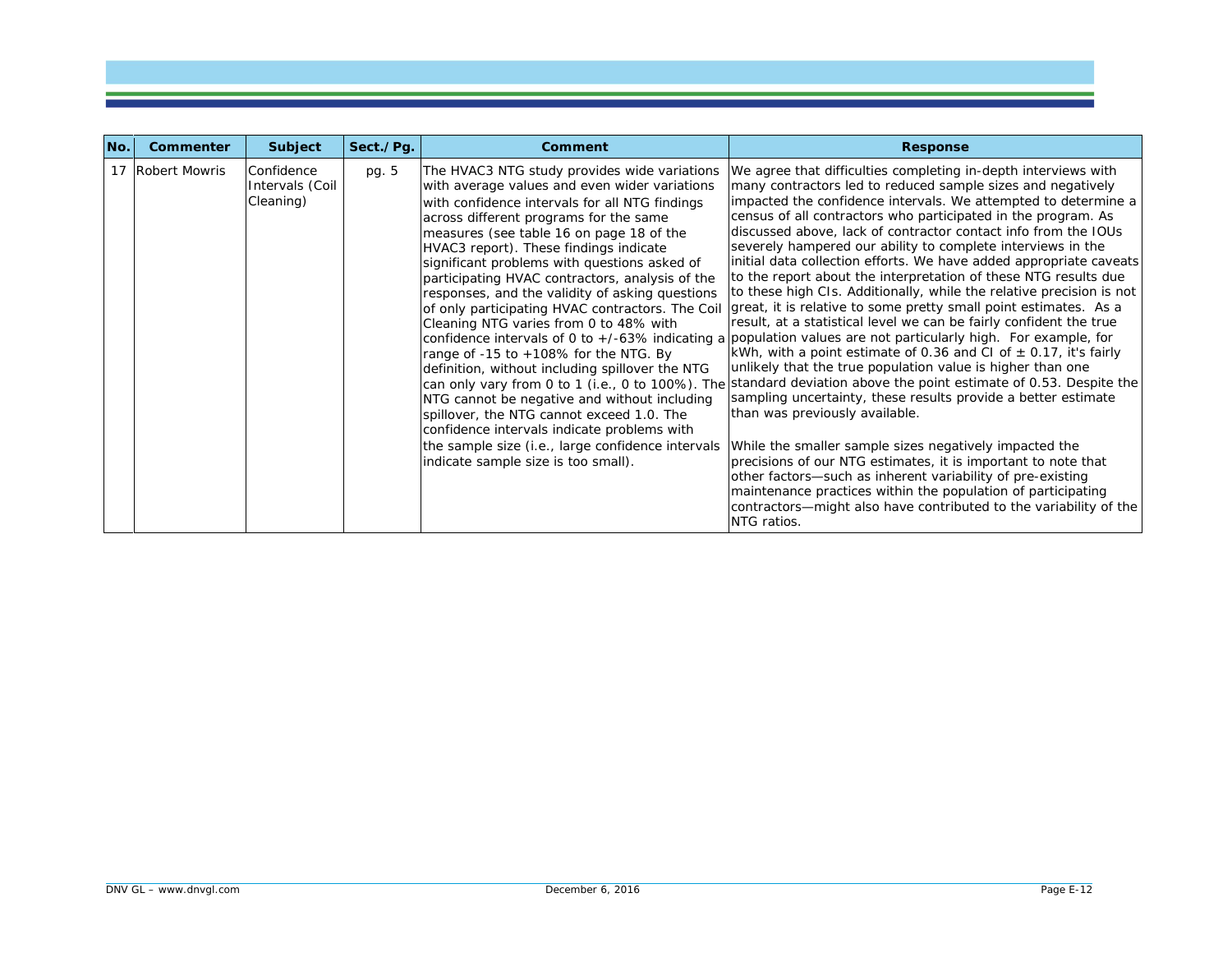| No. | Commenter | Subject | Sect./Pg. | Comment | Response |
|---|---|---|---|---|---|
| 17 | Robert Mowris | Confidence Intervals (Coil Cleaning) | pg. 5 | The HVAC3 NTG study provides wide variations with average values and even wider variations with confidence intervals for all NTG findings across different programs for the same measures (see table 16 on page 18 of the HVAC3 report). These findings indicate significant problems with questions asked of participating HVAC contractors, analysis of the responses, and the validity of asking questions of only participating HVAC contractors. The Coil Cleaning NTG varies from 0 to 48% with confidence intervals of 0 to +/-63% indicating a range of -15 to +108% for the NTG. By definition, without including spillover the NTG can only vary from 0 to 1 (i.e., 0 to 100%). The NTG cannot be negative and without including spillover, the NTG cannot exceed 1.0. The confidence intervals indicate problems with the sample size (i.e., large confidence intervals indicate sample size is too small). | We agree that difficulties completing in-depth interviews with many contractors led to reduced sample sizes and negatively impacted the confidence intervals. We attempted to determine a census of all contractors who participated in the program. As discussed above, lack of contractor contact info from the IOUs severely hampered our ability to complete interviews in the initial data collection efforts. We have added appropriate caveats to the report about the interpretation of these NTG results due to these high CIs. Additionally, while the relative precision is not great, it is relative to some pretty small point estimates. As a result, at a statistical level we can be fairly confident the true population values are not particularly high. For example, for kWh, with a point estimate of 0.36 and CI of ± 0.17, it's fairly unlikely that the true population value is higher than one standard deviation above the point estimate of 0.53. Despite the sampling uncertainty, these results provide a better estimate than was previously available.<br><br>While the smaller sample sizes negatively impacted the precisions of our NTG estimates, it is important to note that other factors—such as inherent variability of pre-existing maintenance practices within the population of participating contractors—might also have contributed to the variability of the NTG ratios. |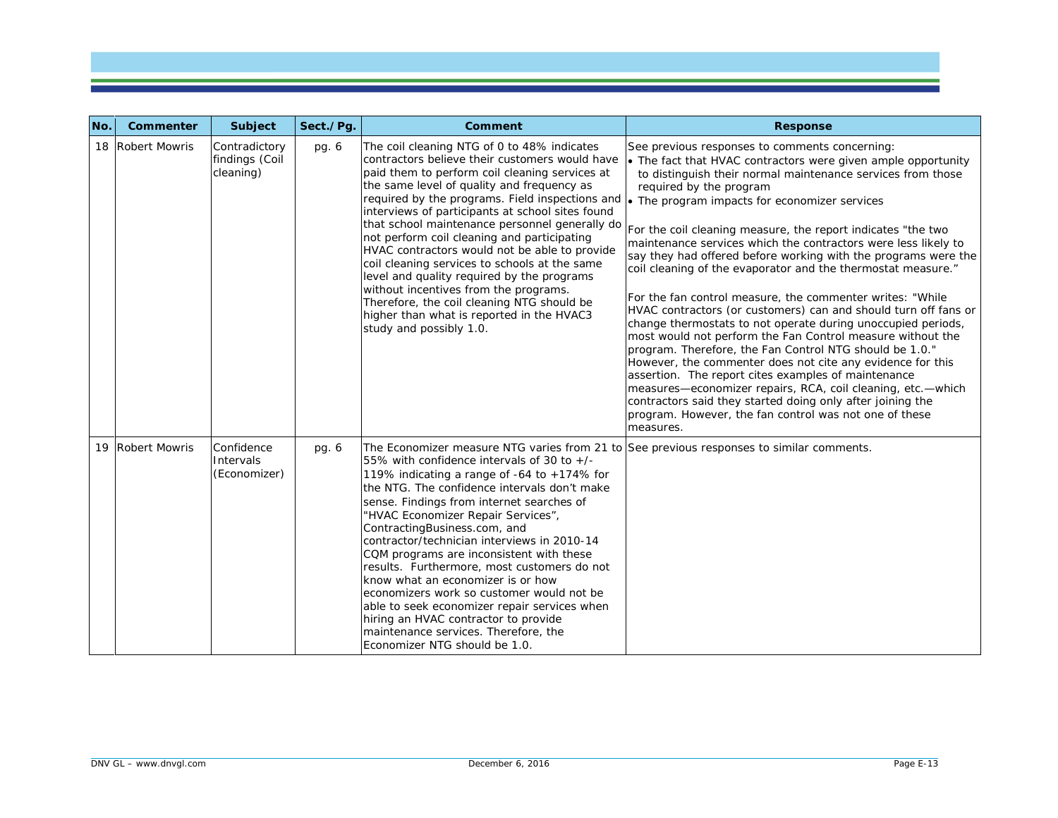| No. | Commenter | Subject | Sect./Pg. | Comment | Response |
|---|---|---|---|---|---|
| 18 | Robert Mowris | Contradictory findings (Coil cleaning) | pg. 6 | The coil cleaning NTG of 0 to 48% indicates contractors believe their customers would have paid them to perform coil cleaning services at the same level of quality and frequency as required by the programs. Field inspections and interviews of participants at school sites found that school maintenance personnel generally do not perform coil cleaning and participating HVAC contractors would not be able to provide coil cleaning services to schools at the same level and quality required by the programs without incentives from the programs. Therefore, the coil cleaning NTG should be higher than what is reported in the HVAC3 study and possibly 1.0. | See previous responses to comments concerning:<br>• The fact that HVAC contractors were given ample opportunity to distinguish their normal maintenance services from those required by the program<br>• The program impacts for economizer services<br><br>For the coil cleaning measure, the report indicates "the two maintenance services which the contractors were less likely to say they had offered before working with the programs were the coil cleaning of the evaporator and the thermostat measure."<br><br>For the fan control measure, the commenter writes: "While HVAC contractors (or customers) can and should turn off fans or change thermostats to not operate during unoccupied periods, most would not perform the Fan Control measure without the program. Therefore, the Fan Control NTG should be 1.0." However, the commenter does not cite any evidence for this assertion. The report cites examples of maintenance measures—economizer repairs, RCA, coil cleaning, etc.—which contractors said they started doing only after joining the program. However, the fan control was not one of these measures. |
| 19 | Robert Mowris | Confidence Intervals (Economizer) | pg. 6 | The Economizer measure NTG varies from 21 to 55% with confidence intervals of 30 to +/- 119% indicating a range of -64 to +174% for the NTG. The confidence intervals don't make sense. Findings from internet searches of "HVAC Economizer Repair Services", ContractingBusiness.com, and contractor/technician interviews in 2010-14 CQM programs are inconsistent with these results. Furthermore, most customers do not know what an economizer is or how economizers work so customer would not be able to seek economizer repair services when hiring an HVAC contractor to provide maintenance services. Therefore, the Economizer NTG should be 1.0. | See previous responses to similar comments. |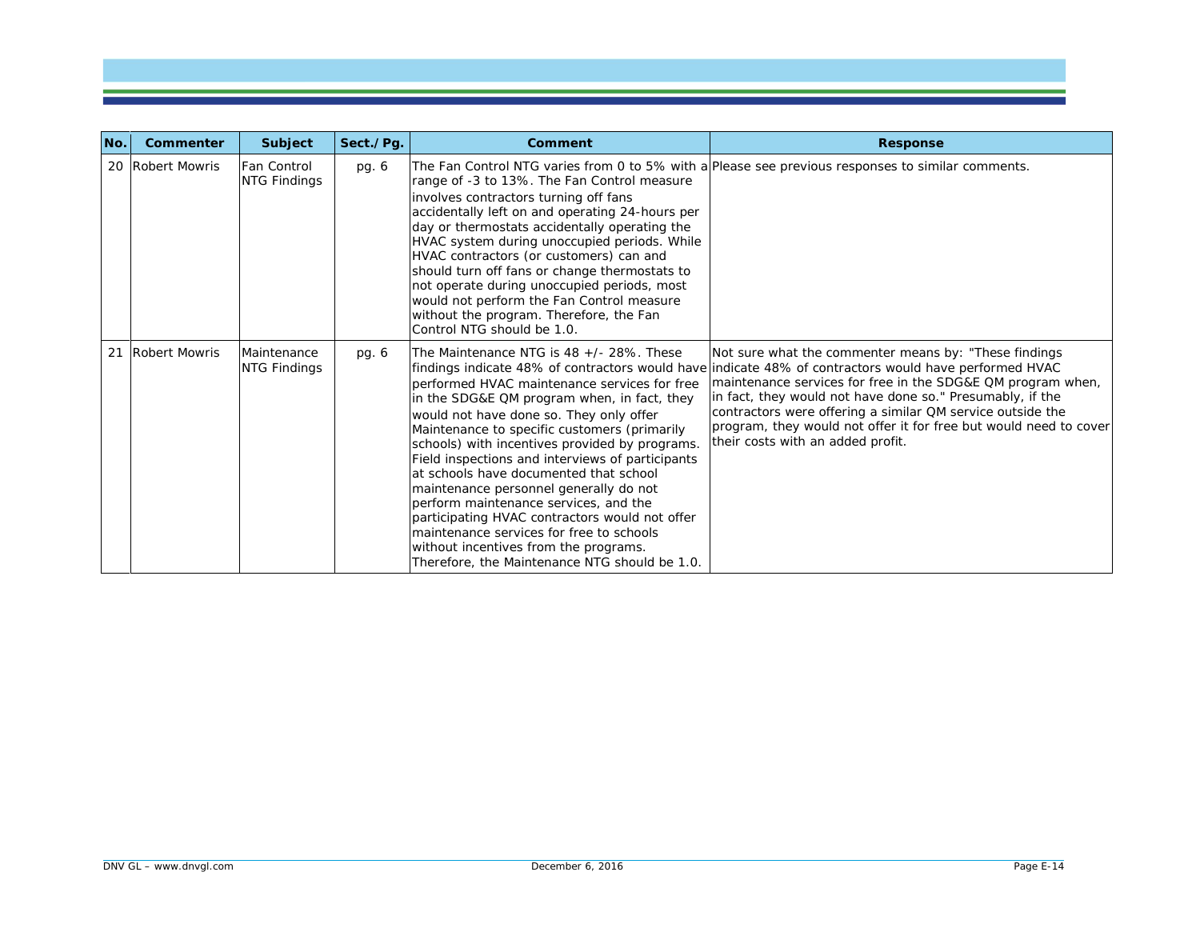| No. | Commenter | Subject | Sect./Pg. | Comment | Response |
|---|---|---|---|---|---|
| 20 | Robert Mowris | Fan Control NTG Findings | pg. 6 | The Fan Control NTG varies from 0 to 5% with a range of -3 to 13%. The Fan Control measure involves contractors turning off fans accidentally left on and operating 24-hours per day or thermostats accidentally operating the HVAC system during unoccupied periods. While HVAC contractors (or customers) can and should turn off fans or change thermostats to not operate during unoccupied periods, most would not perform the Fan Control measure without the program. Therefore, the Fan Control NTG should be 1.0. | Please see previous responses to similar comments. |
| 21 | Robert Mowris | Maintenance NTG Findings | pg. 6 | The Maintenance NTG is 48 +/- 28%. These findings indicate 48% of contractors would have performed HVAC maintenance services for free in the SDG&E QM program when, in fact, they would not have done so. They only offer Maintenance to specific customers (primarily schools) with incentives provided by programs. Field inspections and interviews of participants at schools have documented that school maintenance personnel generally do not perform maintenance services, and the participating HVAC contractors would not offer maintenance services for free to schools without incentives from the programs. Therefore, the Maintenance NTG should be 1.0. | Not sure what the commenter means by: "These findings indicate 48% of contractors would have performed HVAC maintenance services for free in the SDG&E QM program when, in fact, they would not have done so." Presumably, if the contractors were offering a similar QM service outside the program, they would not offer it for free but would need to cover their costs with an added profit. |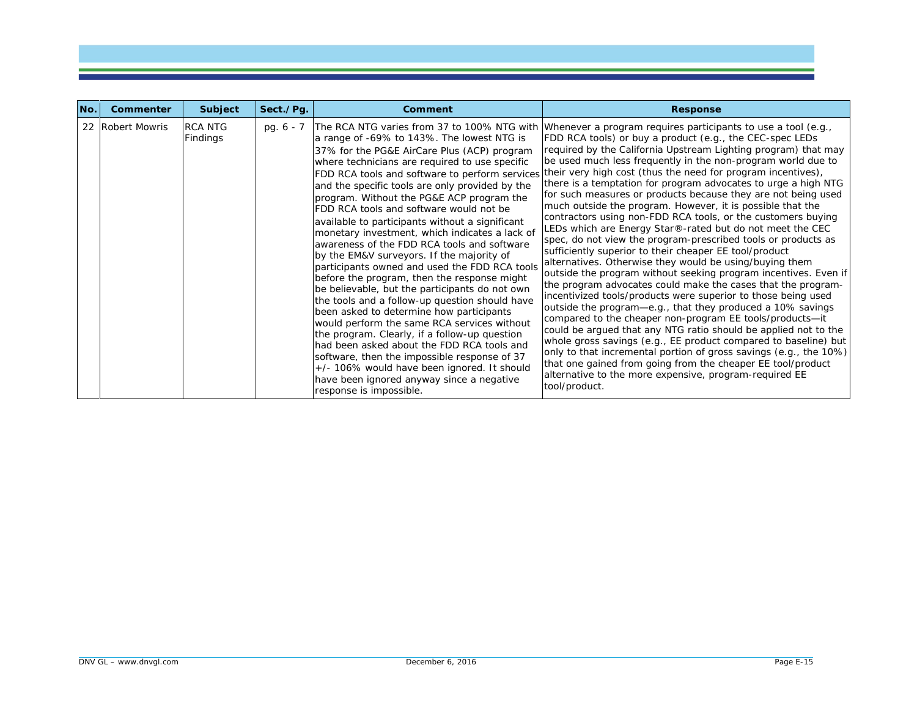| No. | Commenter | Subject | Sect./Pg. | Comment | Response |
|---|---|---|---|---|---|
| 22 | Robert Mowris | RCA NTG Findings | pg. 6 - 7 | The RCA NTG varies from 37 to 100% NTG with a range of -69% to 143%. The lowest NTG is 37% for the PG&E AirCare Plus (ACP) program where technicians are required to use specific FDD RCA tools and software to perform services and the specific tools are only provided by the program. Without the PG&E ACP program the FDD RCA tools and software would not be available to participants without a significant monetary investment, which indicates a lack of awareness of the FDD RCA tools and software by the EM&V surveyors. If the majority of participants owned and used the FDD RCA tools before the program, then the response might be believable, but the participants do not own the tools and a follow-up question should have been asked to determine how participants would perform the same RCA services without the program. Clearly, if a follow-up question had been asked about the FDD RCA tools and software, then the impossible response of 37 +/- 106% would have been ignored. It should have been ignored anyway since a negative response is impossible. | Whenever a program requires participants to use a tool (e.g., FDD RCA tools) or buy a product (e.g., the CEC-spec LEDs required by the California Upstream Lighting program) that may be used much less frequently in the non-program world due to their very high cost (thus the need for program incentives), there is a temptation for program advocates to urge a high NTG for such measures or products because they are not being used much outside the program. However, it is possible that the contractors using non-FDD RCA tools, or the customers buying LEDs which are Energy Star®-rated but do not meet the CEC spec, do not view the program-prescribed tools or products as sufficiently superior to their cheaper EE tool/product alternatives. Otherwise they would be using/buying them outside the program without seeking program incentives. Even if the program advocates could make the cases that the program-incentivized tools/products were superior to those being used outside the program—e.g., that they produced a 10% savings compared to the cheaper non-program EE tools/products—it could be argued that any NTG ratio should be applied not to the whole gross savings (e.g., EE product compared to baseline) but only to that incremental portion of gross savings (e.g., the 10%) that one gained from going from the cheaper EE tool/product alternative to the more expensive, program-required EE tool/product. |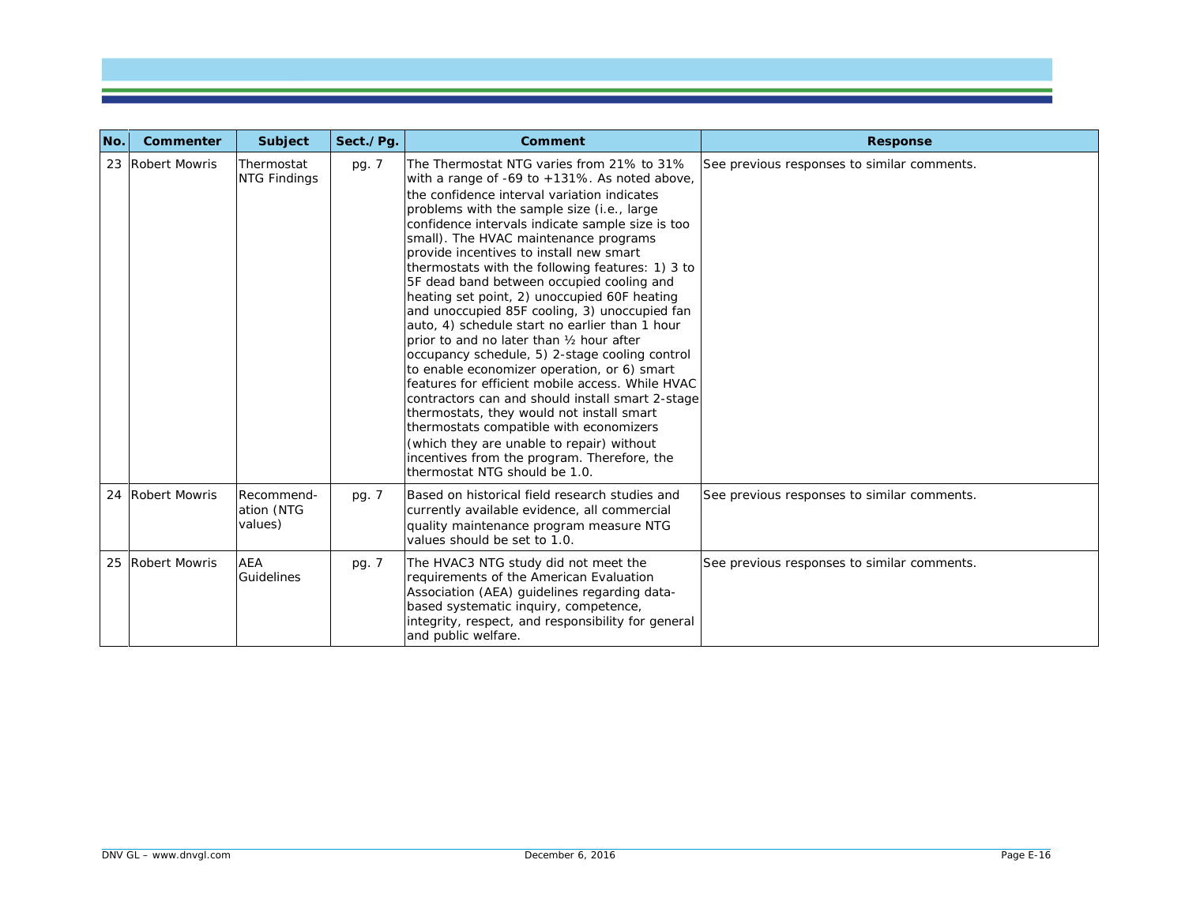| No. | Commenter | Subject | Sect./Pg. | Comment | Response |
|---|---|---|---|---|---|
| 23 | Robert Mowris | Thermostat NTG Findings | pg. 7 | The Thermostat NTG varies from 21% to 31% with a range of -69 to +131%. As noted above, the confidence interval variation indicates problems with the sample size (i.e., large confidence intervals indicate sample size is too small). The HVAC maintenance programs provide incentives to install new smart thermostats with the following features: 1) 3 to 5F dead band between occupied cooling and heating set point, 2) unoccupied 60F heating and unoccupied 85F cooling, 3) unoccupied fan auto, 4) schedule start no earlier than 1 hour prior to and no later than ½ hour after occupancy schedule, 5) 2-stage cooling control to enable economizer operation, or 6) smart features for efficient mobile access. While HVAC contractors can and should install smart 2-stage thermostats, they would not install smart thermostats compatible with economizers (which they are unable to repair) without incentives from the program. Therefore, the thermostat NTG should be 1.0. | See previous responses to similar comments. |
| 24 | Robert Mowris | Recommend-ation (NTG values) | pg. 7 | Based on historical field research studies and currently available evidence, all commercial quality maintenance program measure NTG values should be set to 1.0. | See previous responses to similar comments. |
| 25 | Robert Mowris | AEA Guidelines | pg. 7 | The HVAC3 NTG study did not meet the requirements of the American Evaluation Association (AEA) guidelines regarding data-based systematic inquiry, competence, integrity, respect, and responsibility for general and public welfare. | See previous responses to similar comments. |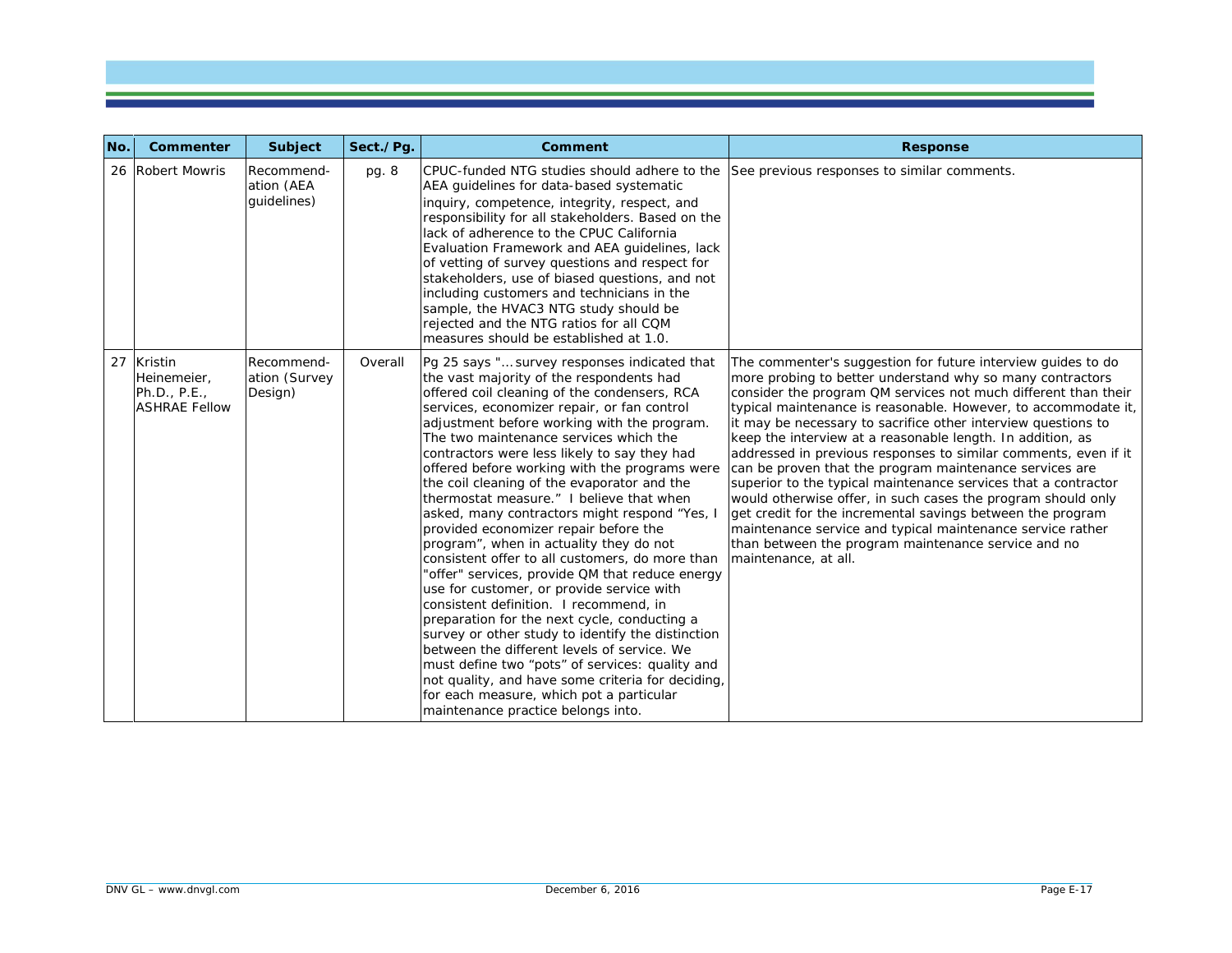| No. | Commenter | Subject | Sect./Pg. | Comment | Response |
|---|---|---|---|---|---|
| 26 | Robert Mowris | Recommendation (AEA guidelines) | pg. 8 | CPUC-funded NTG studies should adhere to the AEA guidelines for data-based systematic inquiry, competence, integrity, respect, and responsibility for all stakeholders. Based on the lack of adherence to the CPUC California Evaluation Framework and AEA guidelines, lack of vetting of survey questions and respect for stakeholders, use of biased questions, and not including customers and technicians in the sample, the HVAC3 NTG study should be rejected and the NTG ratios for all CQM measures should be established at 1.0. | See previous responses to similar comments. |
| 27 | Kristin Heinemeier, Ph.D., P.E., ASHRAE Fellow | Recommendation (Survey Design) | Overall | Pg 25 says "… survey responses indicated that the vast majority of the respondents had offered coil cleaning of the condensers, RCA services, economizer repair, or fan control adjustment before working with the program. The two maintenance services which the contractors were less likely to say they had offered before working with the programs were the coil cleaning of the evaporator and the thermostat measure." I believe that when asked, many contractors might respond "Yes, I provided economizer repair before the program", when in actuality they do not consistent offer to all customers, do more than "offer" services, provide QM that reduce energy use for customer, or provide service with consistent definition. I recommend, in preparation for the next cycle, conducting a survey or other study to identify the distinction between the different levels of service. We must define two "pots" of services: quality and not quality, and have some criteria for deciding, for each measure, which pot a particular maintenance practice belongs into. | The commenter's suggestion for future interview guides to do more probing to better understand why so many contractors consider the program QM services not much different than their typical maintenance is reasonable. However, to accommodate it, it may be necessary to sacrifice other interview questions to keep the interview at a reasonable length. In addition, as addressed in previous responses to similar comments, even if it can be proven that the program maintenance services are superior to the typical maintenance services that a contractor would otherwise offer, in such cases the program should only get credit for the incremental savings between the program maintenance service and typical maintenance service rather than between the program maintenance service and no maintenance, at all. |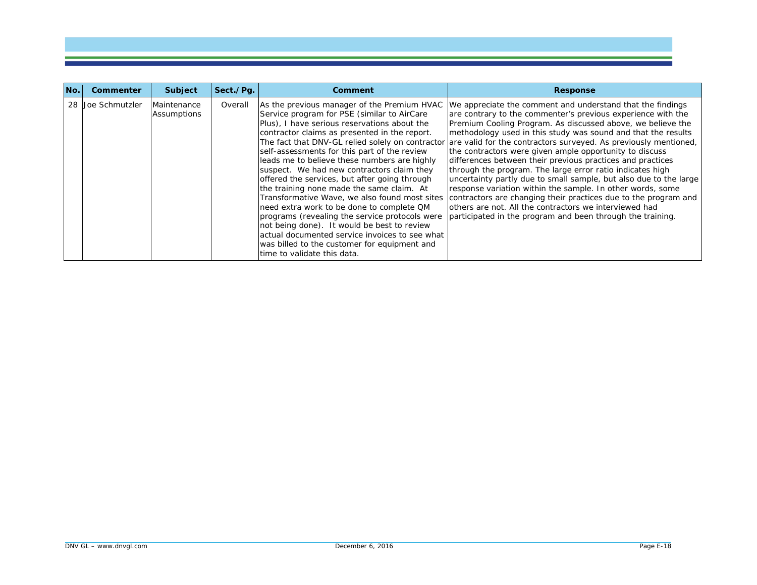| No. | Commenter | Subject | Sect./Pg. | Comment | Response |
|---|---|---|---|---|---|
| 28 | Joe Schmutzler | Maintenance Assumptions | Overall | As the previous manager of the Premium HVAC Service program for PSE (similar to AirCare Plus), I have serious reservations about the contractor claims as presented in the report. The fact that DNV-GL relied solely on contractor self-assessments for this part of the review leads me to believe these numbers are highly suspect. We had new contractors claim they offered the services, but after going through the training none made the same claim. At Transformative Wave, we also found most sites need extra work to be done to complete QM programs (revealing the service protocols were not being done). It would be best to review actual documented service invoices to see what was billed to the customer for equipment and time to validate this data. | We appreciate the comment and understand that the findings are contrary to the commenter's previous experience with the Premium Cooling Program. As discussed above, we believe the methodology used in this study was sound and that the results are valid for the contractors surveyed. As previously mentioned, the contractors were given ample opportunity to discuss differences between their previous practices and practices through the program. The large error ratio indicates high uncertainty partly due to small sample, but also due to the large response variation within the sample. In other words, some contractors are changing their practices due to the program and others are not. All the contractors we interviewed had participated in the program and been through the training. |